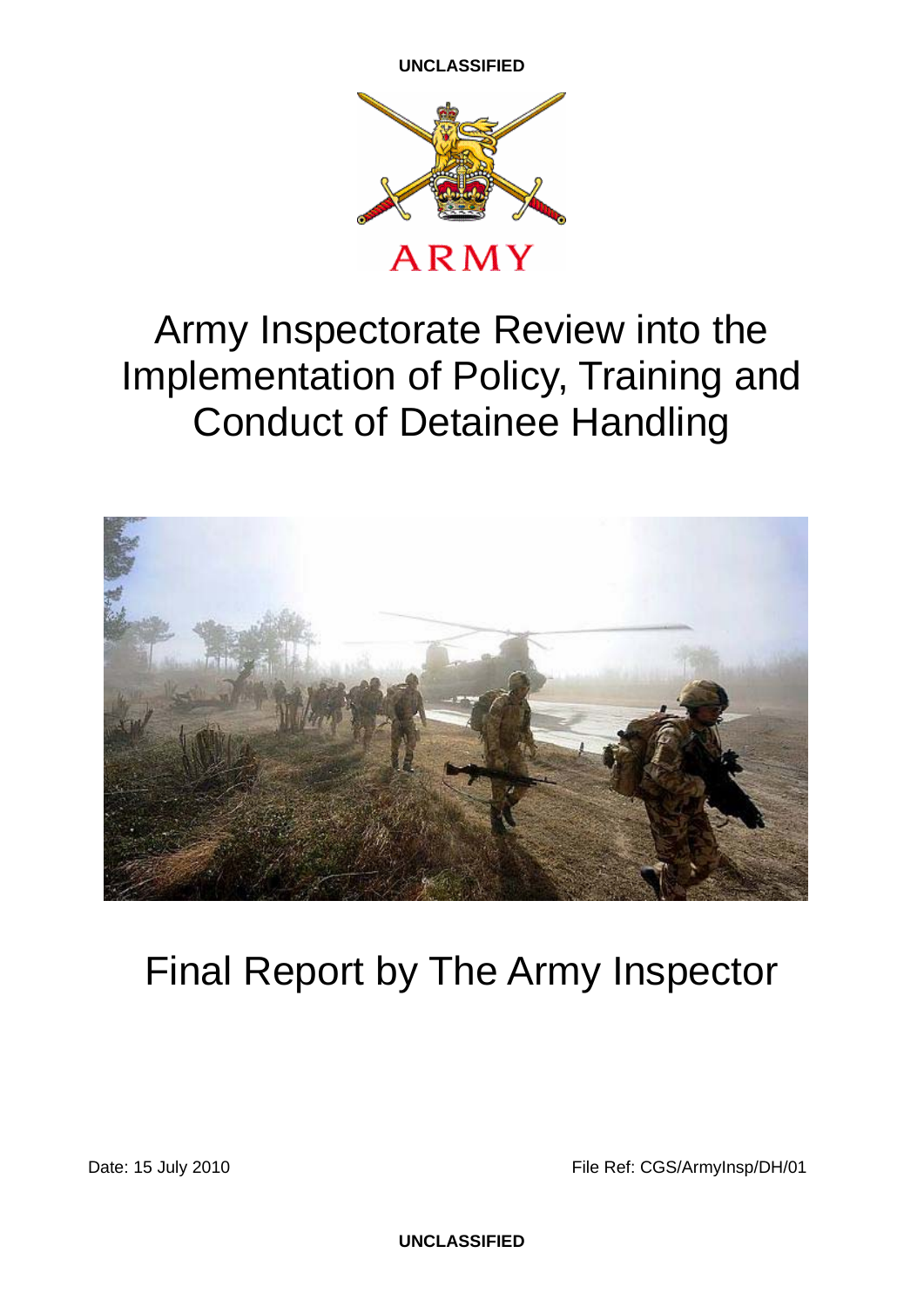UNCLASSIFIED

ARMY

# Army Inspectorate Review into the Implementation of Policy, Training and Conduct of Detainee Handling

## Final Report by The Army Inspector

Date: 15 July 2010

File Ref: CGS/ArmyInsp/DH/01

UNCLASSIFIED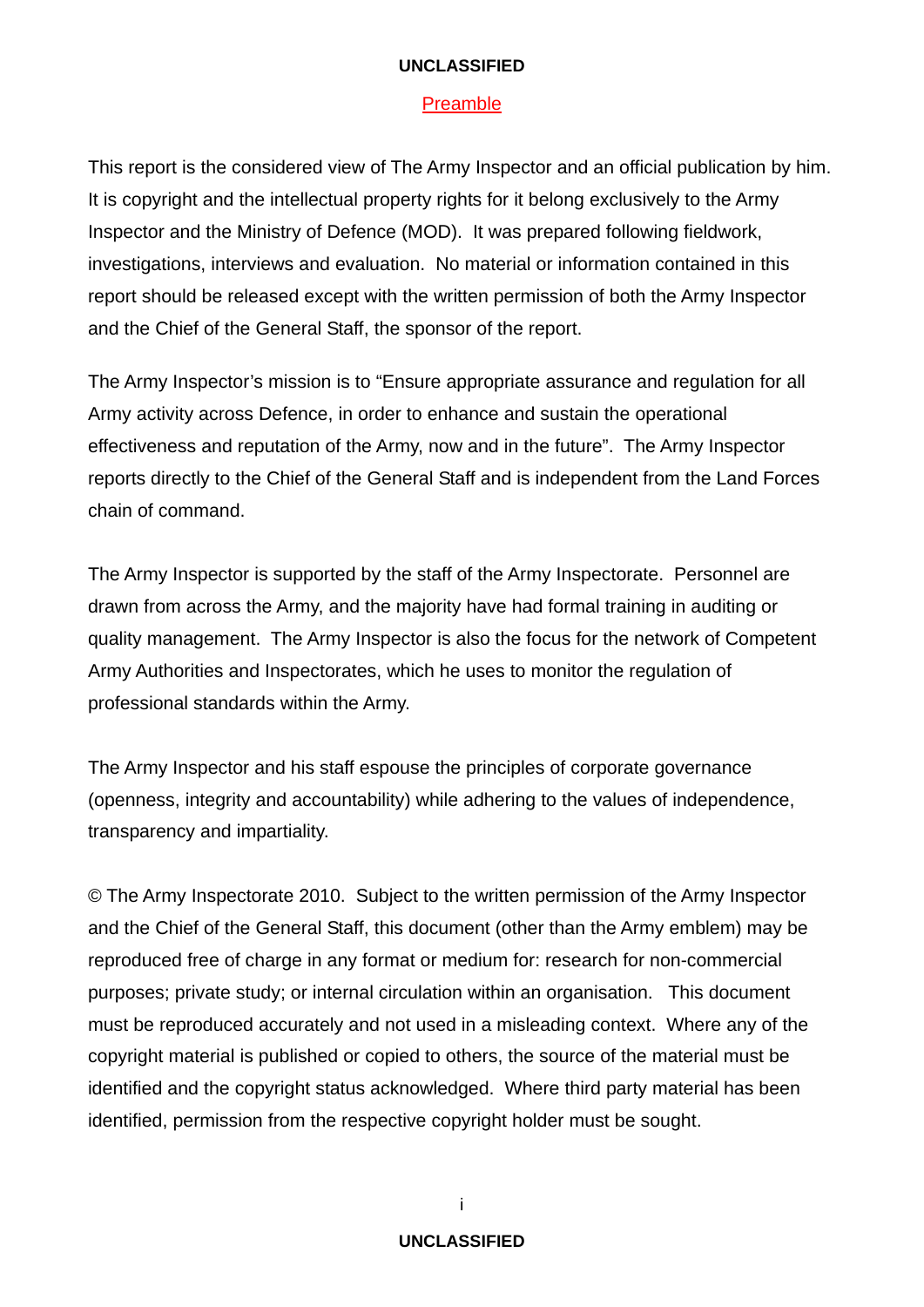## Preamble

This report is the considered view of The Army Inspector and an official publication by him. It is copyright and the intellectual property rights for it belong exclusively to the Army Inspector and the Ministry of Defence (MOD). It was prepared following fieldwork, investigations, interviews and evaluation. No material or information contained in this report should be released except with the written permission of both the Army Inspector and the Chief of the General Staff, the sponsor of the report.

The Army Inspector's mission is to "Ensure appropriate assurance and regulation for all Army activity across Defence, in order to enhance and sustain the operational effectiveness and reputation of the Army, now and in the future". The Army Inspector reports directly to the Chief of the General Staff and is independent from the Land Forces chain of command.

The Army Inspector is supported by the staff of the Army Inspectorate. Personnel are drawn from across the Army, and the majority have had formal training in auditing or quality management. The Army Inspector is also the focus for the network of Competent Army Authorities and Inspectorates, which he uses to monitor the regulation of professional standards within the Army.

The Army Inspector and his staff espouse the principles of corporate governance (openness, integrity and accountability) while adhering to the values of independence, transparency and impartiality.

© The Army Inspectorate 2010. Subject to the written permission of the Army Inspector and the Chief of the General Staff, this document (other than the Army emblem) may be reproduced free of charge in any format or medium for: research for non-commercial purposes; private study; or internal circulation within an organisation. This document must be reproduced accurately and not used in a misleading context. Where any of the copyright material is published or copied to others, the source of the material must be identified and the copyright status acknowledged. Where third party material has been identified, permission from the respective copyright holder must be sought.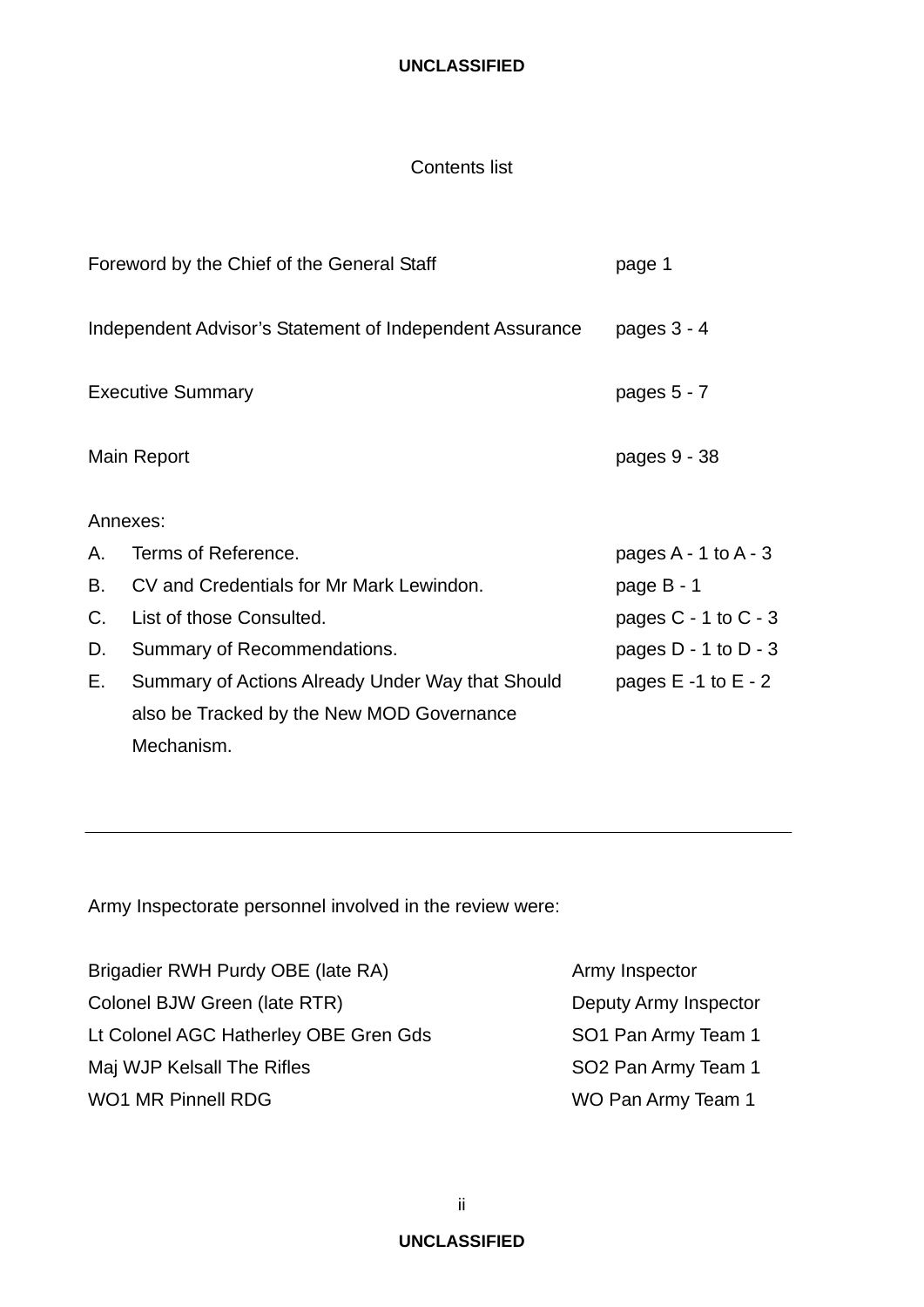## Contents list

| | |
|---|---|
| Foreword by the Chief of the General Staff | page 1 |
| Independent Advisor's Statement of Independent Assurance | pages 3 - 4 |
| Executive Summary | pages 5 - 7 |
| Main Report | pages 9 - 38 |

Annexes:

| | | |
|---|---|---|
| A. | Terms of Reference. | pages A - 1 to A - 3 |
| B. | CV and Credentials for Mr Mark Lewindon. | page B - 1 |
| C. | List of those Consulted. | pages C - 1 to C - 3 |
| D. | Summary of Recommendations. | pages D - 1 to D - 3 |
| E. | Summary of Actions Already Under Way that Should also be Tracked by the New MOD Governance Mechanism. | pages E -1 to E - 2 |

---

Army Inspectorate personnel involved in the review were:

| | |
|---|---|
| Brigadier RWH Purdy OBE (late RA) | Army Inspector |
| Colonel BJW Green (late RTR) | Deputy Army Inspector |
| Lt Colonel AGC Hatherley OBE Gren Gds | SO1 Pan Army Team 1 |
| Maj WJP Kelsall The Rifles | SO2 Pan Army Team 1 |
| WO1 MR Pinnell RDG | WO Pan Army Team 1 |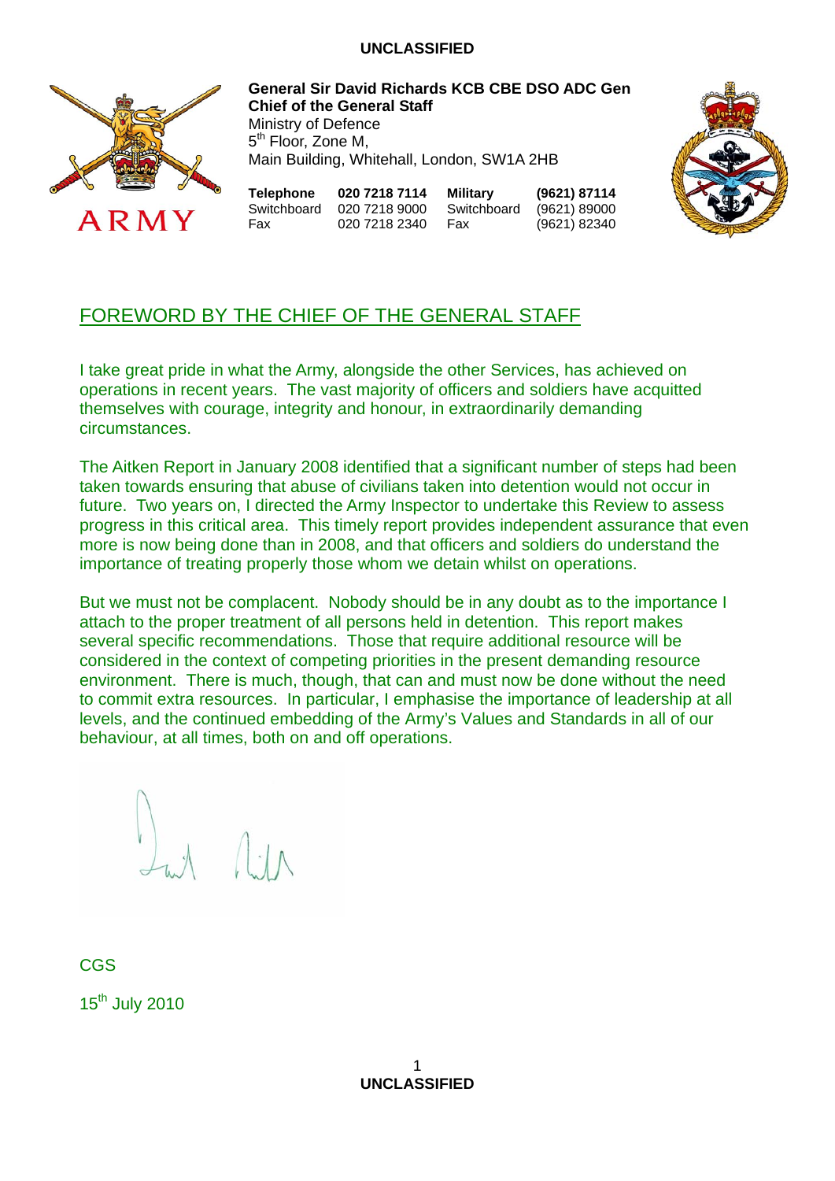**General Sir David Richards KCB CBE DSO ADC Gen**
**Chief of the General Staff**
Ministry of Defence
5th Floor, Zone M,
Main Building, Whitehall, London, SW1A 2HB

| **Telephone** | **020 7218 7114** | **Military** | **(9621) 87114** |
|---|---|---|---|
| Switchboard | 020 7218 9000 | Switchboard | (9621) 89000 |
| Fax | 020 7218 2340 | Fax | (9621) 82340 |

# FOREWORD BY THE CHIEF OF THE GENERAL STAFF

I take great pride in what the Army, alongside the other Services, has achieved on operations in recent years. The vast majority of officers and soldiers have acquitted themselves with courage, integrity and honour, in extraordinarily demanding circumstances.

The Aitken Report in January 2008 identified that a significant number of steps had been taken towards ensuring that abuse of civilians taken into detention would not occur in future. Two years on, I directed the Army Inspector to undertake this Review to assess progress in this critical area. This timely report provides independent assurance that even more is now being done than in 2008, and that officers and soldiers do understand the importance of treating properly those whom we detain whilst on operations.

But we must not be complacent. Nobody should be in any doubt as to the importance I attach to the proper treatment of all persons held in detention. This report makes several specific recommendations. Those that require additional resource will be considered in the context of competing priorities in the present demanding resource environment. There is much, though, that can and must now be done without the need to commit extra resources. In particular, I emphasise the importance of leadership at all levels, and the continued embedding of the Army's Values and Standards in all of our behaviour, at all times, both on and off operations.

CGS

15th July 2010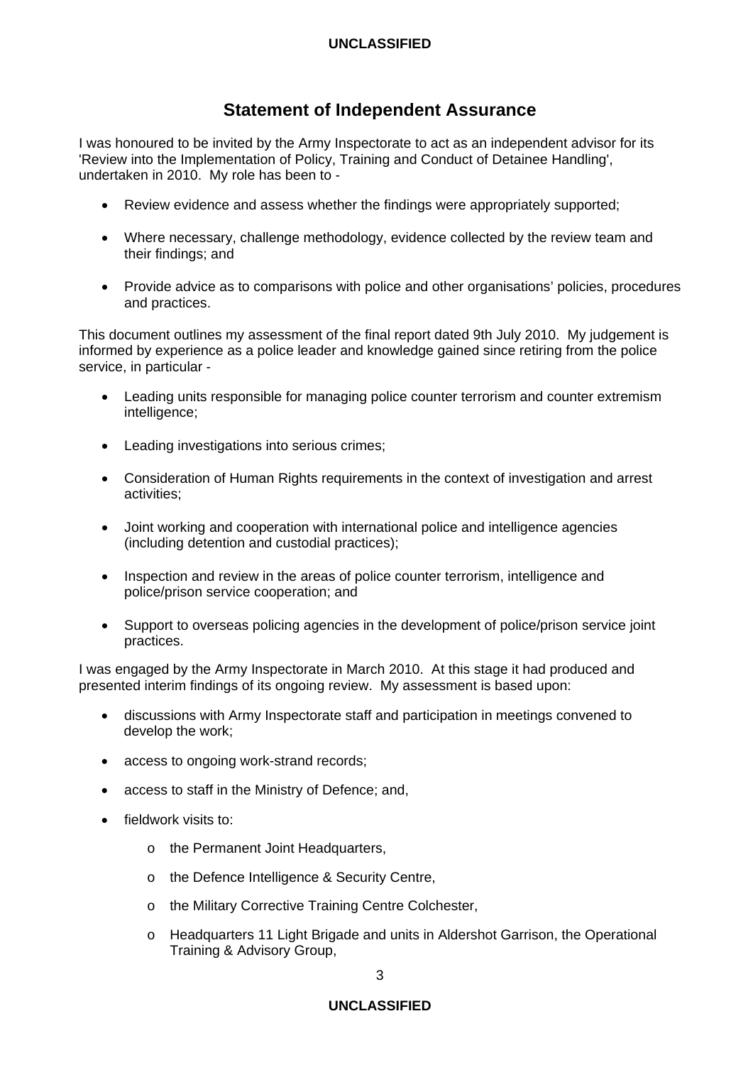## Statement of Independent Assurance

I was honoured to be invited by the Army Inspectorate to act as an independent advisor for its 'Review into the Implementation of Policy, Training and Conduct of Detainee Handling', undertaken in 2010. My role has been to -

- Review evidence and assess whether the findings were appropriately supported;
- Where necessary, challenge methodology, evidence collected by the review team and their findings; and
- Provide advice as to comparisons with police and other organisations' policies, procedures and practices.

This document outlines my assessment of the final report dated 9th July 2010. My judgement is informed by experience as a police leader and knowledge gained since retiring from the police service, in particular -

- Leading units responsible for managing police counter terrorism and counter extremism intelligence;
- Leading investigations into serious crimes;
- Consideration of Human Rights requirements in the context of investigation and arrest activities;
- Joint working and cooperation with international police and intelligence agencies (including detention and custodial practices);
- Inspection and review in the areas of police counter terrorism, intelligence and police/prison service cooperation; and
- Support to overseas policing agencies in the development of police/prison service joint practices.

I was engaged by the Army Inspectorate in March 2010. At this stage it had produced and presented interim findings of its ongoing review. My assessment is based upon:

- discussions with Army Inspectorate staff and participation in meetings convened to develop the work;
- access to ongoing work-strand records;
- access to staff in the Ministry of Defence; and,
- fieldwork visits to:
  - the Permanent Joint Headquarters,
  - the Defence Intelligence & Security Centre,
  - the Military Corrective Training Centre Colchester,
  - Headquarters 11 Light Brigade and units in Aldershot Garrison, the Operational Training & Advisory Group,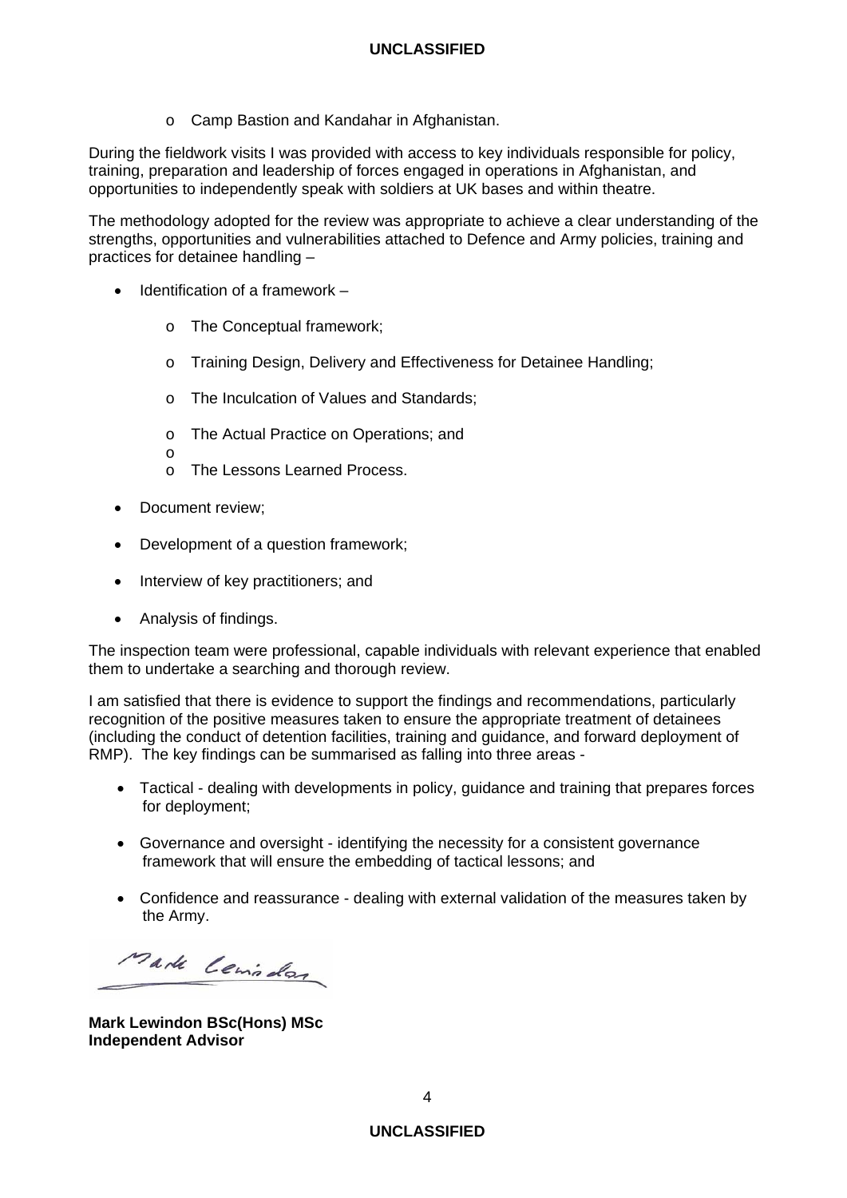- Camp Bastion and Kandahar in Afghanistan.

During the fieldwork visits I was provided with access to key individuals responsible for policy, training, preparation and leadership of forces engaged in operations in Afghanistan, and opportunities to independently speak with soldiers at UK bases and within theatre.

The methodology adopted for the review was appropriate to achieve a clear understanding of the strengths, opportunities and vulnerabilities attached to Defence and Army policies, training and practices for detainee handling –

- Identification of a framework –
    - The Conceptual framework;
    - Training Design, Delivery and Effectiveness for Detainee Handling;
    - The Inculcation of Values and Standards;
    - The Actual Practice on Operations; and
    - 
    - The Lessons Learned Process.
- Document review;
- Development of a question framework;
- Interview of key practitioners; and
- Analysis of findings.

The inspection team were professional, capable individuals with relevant experience that enabled them to undertake a searching and thorough review.

I am satisfied that there is evidence to support the findings and recommendations, particularly recognition of the positive measures taken to ensure the appropriate treatment of detainees (including the conduct of detention facilities, training and guidance, and forward deployment of RMP). The key findings can be summarised as falling into three areas -

- Tactical - dealing with developments in policy, guidance and training that prepares forces for deployment;
- Governance and oversight - identifying the necessity for a consistent governance framework that will ensure the embedding of tactical lessons; and
- Confidence and reassurance - dealing with external validation of the measures taken by the Army.

Mark Lewindon

**Mark Lewindon BSc(Hons) MSc**
**Independent Advisor**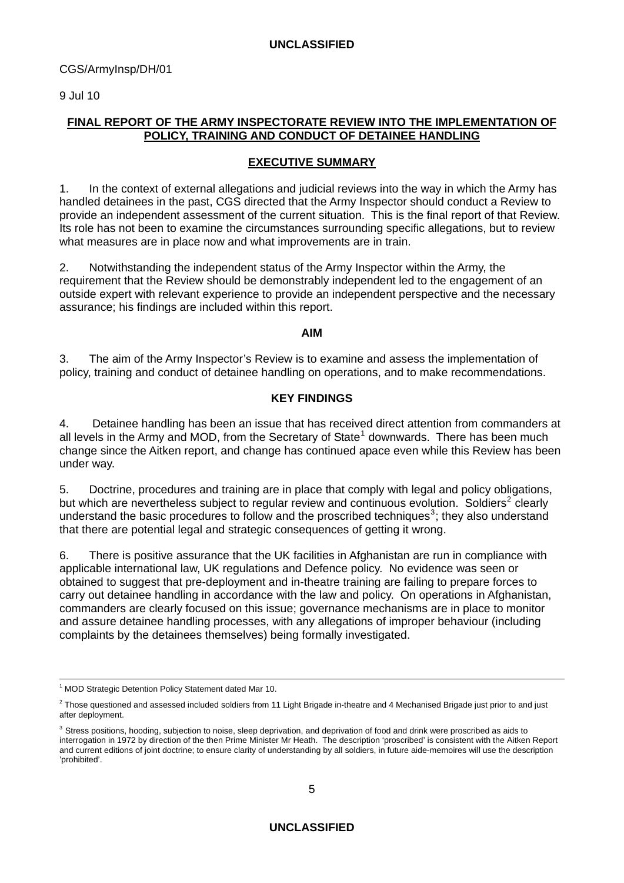CGS/ArmyInsp/DH/01

9 Jul 10

## FINAL REPORT OF THE ARMY INSPECTORATE REVIEW INTO THE IMPLEMENTATION OF POLICY, TRAINING AND CONDUCT OF DETAINEE HANDLING

## EXECUTIVE SUMMARY

1. In the context of external allegations and judicial reviews into the way in which the Army has handled detainees in the past, CGS directed that the Army Inspector should conduct a Review to provide an independent assessment of the current situation. This is the final report of that Review. Its role has not been to examine the circumstances surrounding specific allegations, but to review what measures are in place now and what improvements are in train.

2. Notwithstanding the independent status of the Army Inspector within the Army, the requirement that the Review should be demonstrably independent led to the engagement of an outside expert with relevant experience to provide an independent perspective and the necessary assurance; his findings are included within this report.

### AIM

3. The aim of the Army Inspector's Review is to examine and assess the implementation of policy, training and conduct of detainee handling on operations, and to make recommendations.

### KEY FINDINGS

4. Detainee handling has been an issue that has received direct attention from commanders at all levels in the Army and MOD, from the Secretary of State[1] downwards. There has been much change since the Aitken report, and change has continued apace even while this Review has been under way.

5. Doctrine, procedures and training are in place that comply with legal and policy obligations, but which are nevertheless subject to regular review and continuous evolution. Soldiers[2] clearly understand the basic procedures to follow and the proscribed techniques[3]; they also understand that there are potential legal and strategic consequences of getting it wrong.

6. There is positive assurance that the UK facilities in Afghanistan are run in compliance with applicable international law, UK regulations and Defence policy. No evidence was seen or obtained to suggest that pre-deployment and in-theatre training are failing to prepare forces to carry out detainee handling in accordance with the law and policy. On operations in Afghanistan, commanders are clearly focused on this issue; governance mechanisms are in place to monitor and assure detainee handling processes, with any allegations of improper behaviour (including complaints by the detainees themselves) being formally investigated.

---

[1] MOD Strategic Detention Policy Statement dated Mar 10.

[2] Those questioned and assessed included soldiers from 11 Light Brigade in-theatre and 4 Mechanised Brigade just prior to and just after deployment.

[3] Stress positions, hooding, subjection to noise, sleep deprivation, and deprivation of food and drink were proscribed as aids to interrogation in 1972 by direction of the then Prime Minister Mr Heath. The description 'proscribed' is consistent with the Aitken Report and current editions of joint doctrine; to ensure clarity of understanding by all soldiers, in future aide-memoires will use the description 'prohibited'.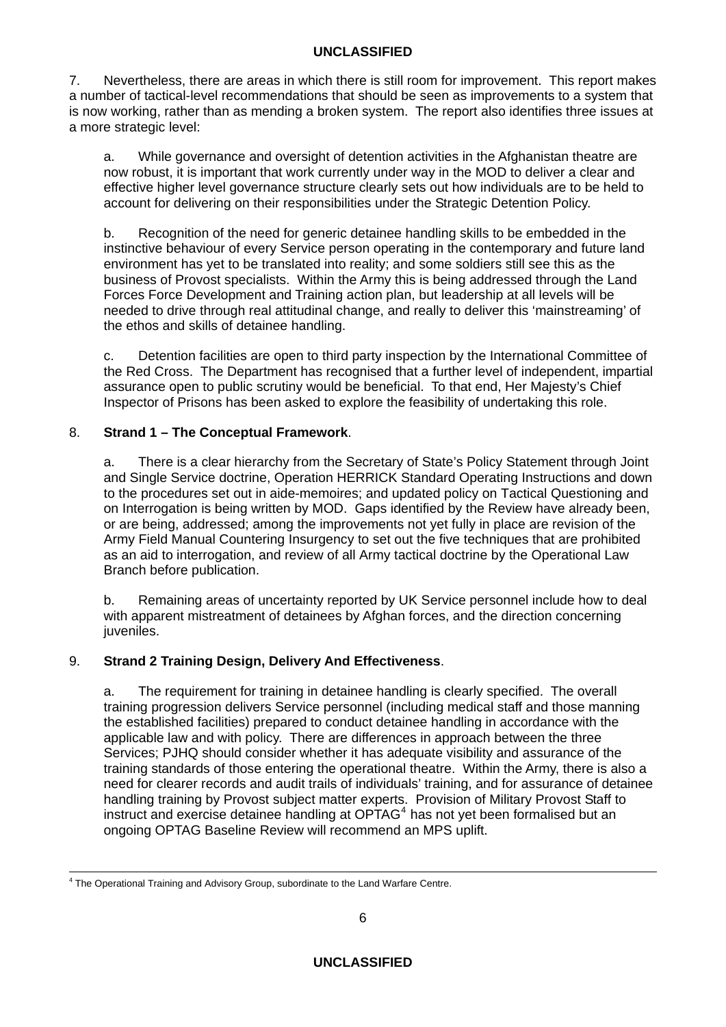7. Nevertheless, there are areas in which there is still room for improvement. This report makes a number of tactical-level recommendations that should be seen as improvements to a system that is now working, rather than as mending a broken system. The report also identifies three issues at a more strategic level:

a. While governance and oversight of detention activities in the Afghanistan theatre are now robust, it is important that work currently under way in the MOD to deliver a clear and effective higher level governance structure clearly sets out how individuals are to be held to account for delivering on their responsibilities under the Strategic Detention Policy.

b. Recognition of the need for generic detainee handling skills to be embedded in the instinctive behaviour of every Service person operating in the contemporary and future land environment has yet to be translated into reality; and some soldiers still see this as the business of Provost specialists. Within the Army this is being addressed through the Land Forces Force Development and Training action plan, but leadership at all levels will be needed to drive through real attitudinal change, and really to deliver this 'mainstreaming' of the ethos and skills of detainee handling.

c. Detention facilities are open to third party inspection by the International Committee of the Red Cross. The Department has recognised that a further level of independent, impartial assurance open to public scrutiny would be beneficial. To that end, Her Majesty's Chief Inspector of Prisons has been asked to explore the feasibility of undertaking this role.

8. **Strand 1 – The Conceptual Framework**.

a. There is a clear hierarchy from the Secretary of State's Policy Statement through Joint and Single Service doctrine, Operation HERRICK Standard Operating Instructions and down to the procedures set out in aide-memoires; and updated policy on Tactical Questioning and on Interrogation is being written by MOD. Gaps identified by the Review have already been, or are being, addressed; among the improvements not yet fully in place are revision of the Army Field Manual Countering Insurgency to set out the five techniques that are prohibited as an aid to interrogation, and review of all Army tactical doctrine by the Operational Law Branch before publication.

b. Remaining areas of uncertainty reported by UK Service personnel include how to deal with apparent mistreatment of detainees by Afghan forces, and the direction concerning juveniles.

9. **Strand 2 Training Design, Delivery And Effectiveness**.

a. The requirement for training in detainee handling is clearly specified. The overall training progression delivers Service personnel (including medical staff and those manning the established facilities) prepared to conduct detainee handling in accordance with the applicable law and with policy. There are differences in approach between the three Services; PJHQ should consider whether it has adequate visibility and assurance of the training standards of those entering the operational theatre. Within the Army, there is also a need for clearer records and audit trails of individuals' training, and for assurance of detainee handling training by Provost subject matter experts. Provision of Military Provost Staff to instruct and exercise detainee handling at OPTAG[4] has not yet been formalised but an ongoing OPTAG Baseline Review will recommend an MPS uplift.

[4] The Operational Training and Advisory Group, subordinate to the Land Warfare Centre.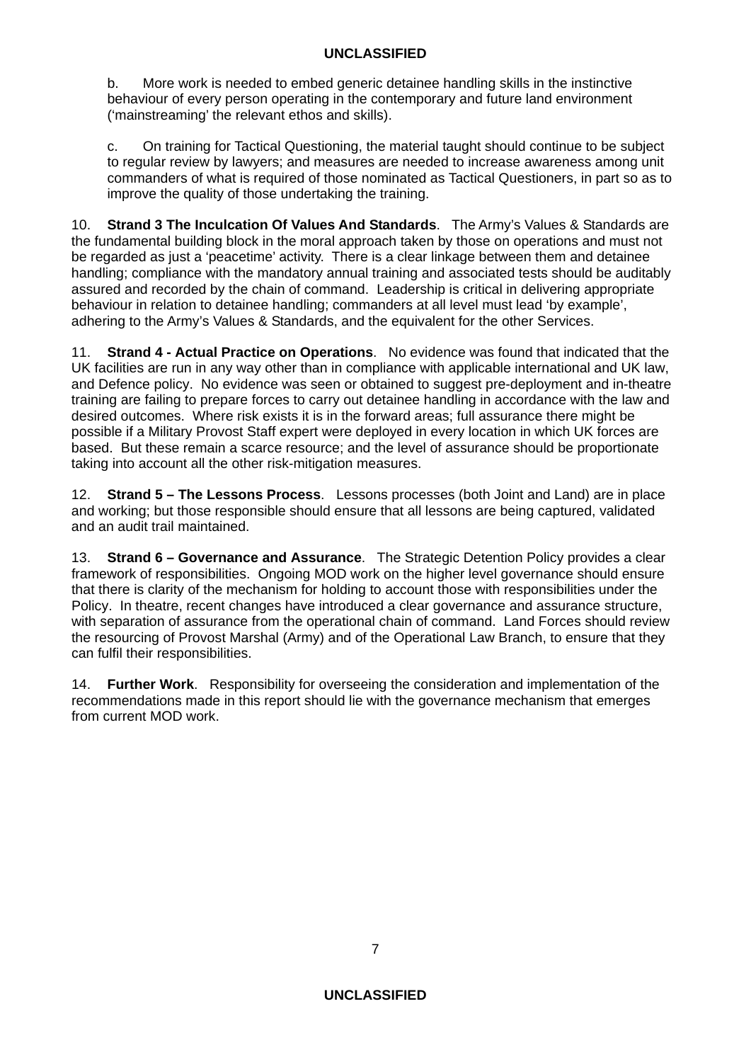b. More work is needed to embed generic detainee handling skills in the instinctive behaviour of every person operating in the contemporary and future land environment ('mainstreaming' the relevant ethos and skills).

c. On training for Tactical Questioning, the material taught should continue to be subject to regular review by lawyers; and measures are needed to increase awareness among unit commanders of what is required of those nominated as Tactical Questioners, in part so as to improve the quality of those undertaking the training.

10. **Strand 3 The Inculcation Of Values And Standards**. The Army's Values & Standards are the fundamental building block in the moral approach taken by those on operations and must not be regarded as just a 'peacetime' activity. There is a clear linkage between them and detainee handling; compliance with the mandatory annual training and associated tests should be auditably assured and recorded by the chain of command. Leadership is critical in delivering appropriate behaviour in relation to detainee handling; commanders at all level must lead 'by example', adhering to the Army's Values & Standards, and the equivalent for the other Services.

11. **Strand 4 - Actual Practice on Operations**. No evidence was found that indicated that the UK facilities are run in any way other than in compliance with applicable international and UK law, and Defence policy. No evidence was seen or obtained to suggest pre-deployment and in-theatre training are failing to prepare forces to carry out detainee handling in accordance with the law and desired outcomes. Where risk exists it is in the forward areas; full assurance there might be possible if a Military Provost Staff expert were deployed in every location in which UK forces are based. But these remain a scarce resource; and the level of assurance should be proportionate taking into account all the other risk-mitigation measures.

12. **Strand 5 – The Lessons Process**. Lessons processes (both Joint and Land) are in place and working; but those responsible should ensure that all lessons are being captured, validated and an audit trail maintained.

13. **Strand 6 – Governance and Assurance**. The Strategic Detention Policy provides a clear framework of responsibilities. Ongoing MOD work on the higher level governance should ensure that there is clarity of the mechanism for holding to account those with responsibilities under the Policy. In theatre, recent changes have introduced a clear governance and assurance structure, with separation of assurance from the operational chain of command. Land Forces should review the resourcing of Provost Marshal (Army) and of the Operational Law Branch, to ensure that they can fulfil their responsibilities.

14. **Further Work**. Responsibility for overseeing the consideration and implementation of the recommendations made in this report should lie with the governance mechanism that emerges from current MOD work.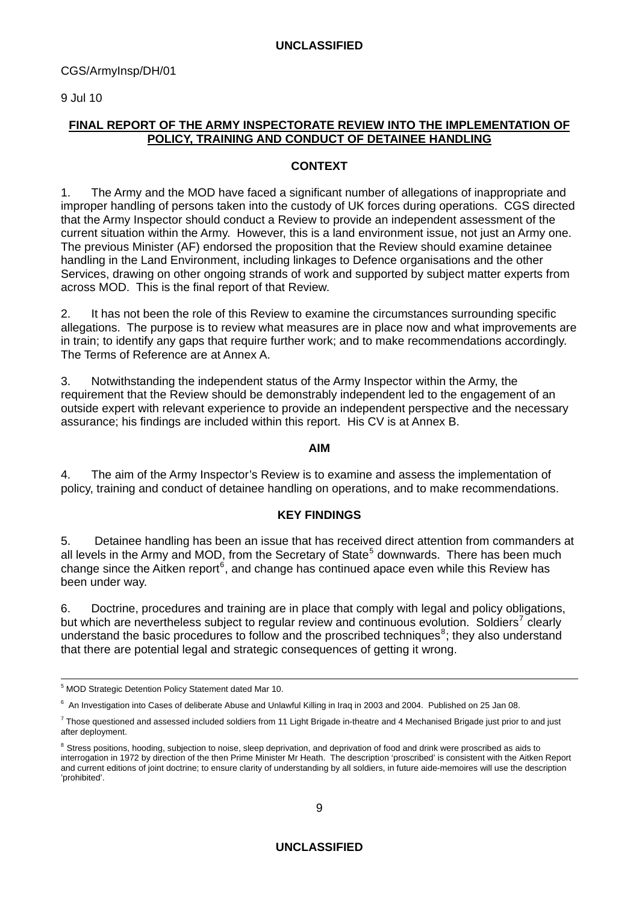CGS/ArmyInsp/DH/01

9 Jul 10

## FINAL REPORT OF THE ARMY INSPECTORATE REVIEW INTO THE IMPLEMENTATION OF POLICY, TRAINING AND CONDUCT OF DETAINEE HANDLING

### CONTEXT

1. The Army and the MOD have faced a significant number of allegations of inappropriate and improper handling of persons taken into the custody of UK forces during operations. CGS directed that the Army Inspector should conduct a Review to provide an independent assessment of the current situation within the Army. However, this is a land environment issue, not just an Army one. The previous Minister (AF) endorsed the proposition that the Review should examine detainee handling in the Land Environment, including linkages to Defence organisations and the other Services, drawing on other ongoing strands of work and supported by subject matter experts from across MOD. This is the final report of that Review.

2. It has not been the role of this Review to examine the circumstances surrounding specific allegations. The purpose is to review what measures are in place now and what improvements are in train; to identify any gaps that require further work; and to make recommendations accordingly. The Terms of Reference are at Annex A.

3. Notwithstanding the independent status of the Army Inspector within the Army, the requirement that the Review should be demonstrably independent led to the engagement of an outside expert with relevant experience to provide an independent perspective and the necessary assurance; his findings are included within this report. His CV is at Annex B.

### AIM

4. The aim of the Army Inspector's Review is to examine and assess the implementation of policy, training and conduct of detainee handling on operations, and to make recommendations.

### KEY FINDINGS

5. Detainee handling has been an issue that has received direct attention from commanders at all levels in the Army and MOD, from the Secretary of State[5] downwards. There has been much change since the Aitken report[6], and change has continued apace even while this Review has been under way.

6. Doctrine, procedures and training are in place that comply with legal and policy obligations, but which are nevertheless subject to regular review and continuous evolution. Soldiers[7] clearly understand the basic procedures to follow and the proscribed techniques[8]; they also understand that there are potential legal and strategic consequences of getting it wrong.

---

[5] MOD Strategic Detention Policy Statement dated Mar 10.

[6] An Investigation into Cases of deliberate Abuse and Unlawful Killing in Iraq in 2003 and 2004. Published on 25 Jan 08.

[7] Those questioned and assessed included soldiers from 11 Light Brigade in-theatre and 4 Mechanised Brigade just prior to and just after deployment.

[8] Stress positions, hooding, subjection to noise, sleep deprivation, and deprivation of food and drink were proscribed as aids to interrogation in 1972 by direction of the then Prime Minister Mr Heath. The description 'proscribed' is consistent with the Aitken Report and current editions of joint doctrine; to ensure clarity of understanding by all soldiers, in future aide-memoires will use the description 'prohibited'.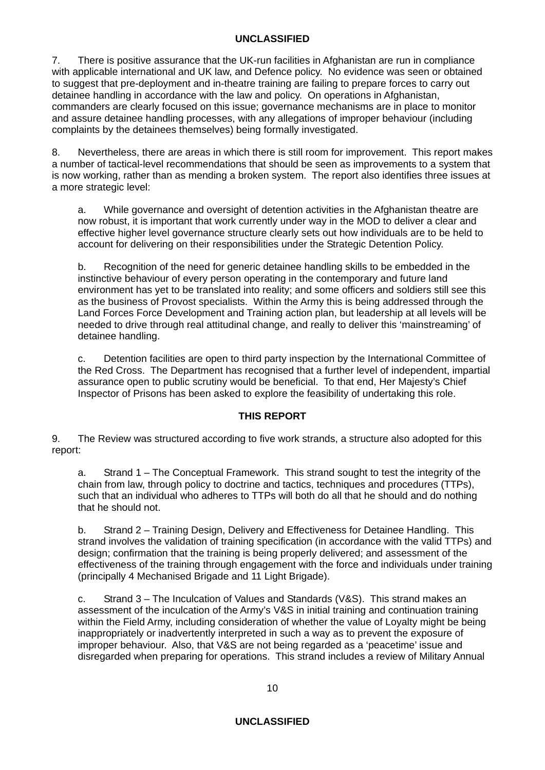7. There is positive assurance that the UK-run facilities in Afghanistan are run in compliance with applicable international and UK law, and Defence policy. No evidence was seen or obtained to suggest that pre-deployment and in-theatre training are failing to prepare forces to carry out detainee handling in accordance with the law and policy. On operations in Afghanistan, commanders are clearly focused on this issue; governance mechanisms are in place to monitor and assure detainee handling processes, with any allegations of improper behaviour (including complaints by the detainees themselves) being formally investigated.

8. Nevertheless, there are areas in which there is still room for improvement. This report makes a number of tactical-level recommendations that should be seen as improvements to a system that is now working, rather than as mending a broken system. The report also identifies three issues at a more strategic level:

a. While governance and oversight of detention activities in the Afghanistan theatre are now robust, it is important that work currently under way in the MOD to deliver a clear and effective higher level governance structure clearly sets out how individuals are to be held to account for delivering on their responsibilities under the Strategic Detention Policy.

b. Recognition of the need for generic detainee handling skills to be embedded in the instinctive behaviour of every person operating in the contemporary and future land environment has yet to be translated into reality; and some officers and soldiers still see this as the business of Provost specialists. Within the Army this is being addressed through the Land Forces Force Development and Training action plan, but leadership at all levels will be needed to drive through real attitudinal change, and really to deliver this 'mainstreaming' of detainee handling.

c. Detention facilities are open to third party inspection by the International Committee of the Red Cross. The Department has recognised that a further level of independent, impartial assurance open to public scrutiny would be beneficial. To that end, Her Majesty's Chief Inspector of Prisons has been asked to explore the feasibility of undertaking this role.

## THIS REPORT

9. The Review was structured according to five work strands, a structure also adopted for this report:

a. Strand 1 – The Conceptual Framework. This strand sought to test the integrity of the chain from law, through policy to doctrine and tactics, techniques and procedures (TTPs), such that an individual who adheres to TTPs will both do all that he should and do nothing that he should not.

b. Strand 2 – Training Design, Delivery and Effectiveness for Detainee Handling. This strand involves the validation of training specification (in accordance with the valid TTPs) and design; confirmation that the training is being properly delivered; and assessment of the effectiveness of the training through engagement with the force and individuals under training (principally 4 Mechanised Brigade and 11 Light Brigade).

c. Strand 3 – The Inculcation of Values and Standards (V&S). This strand makes an assessment of the inculcation of the Army's V&S in initial training and continuation training within the Field Army, including consideration of whether the value of Loyalty might be being inappropriately or inadvertently interpreted in such a way as to prevent the exposure of improper behaviour. Also, that V&S are not being regarded as a 'peacetime' issue and disregarded when preparing for operations. This strand includes a review of Military Annual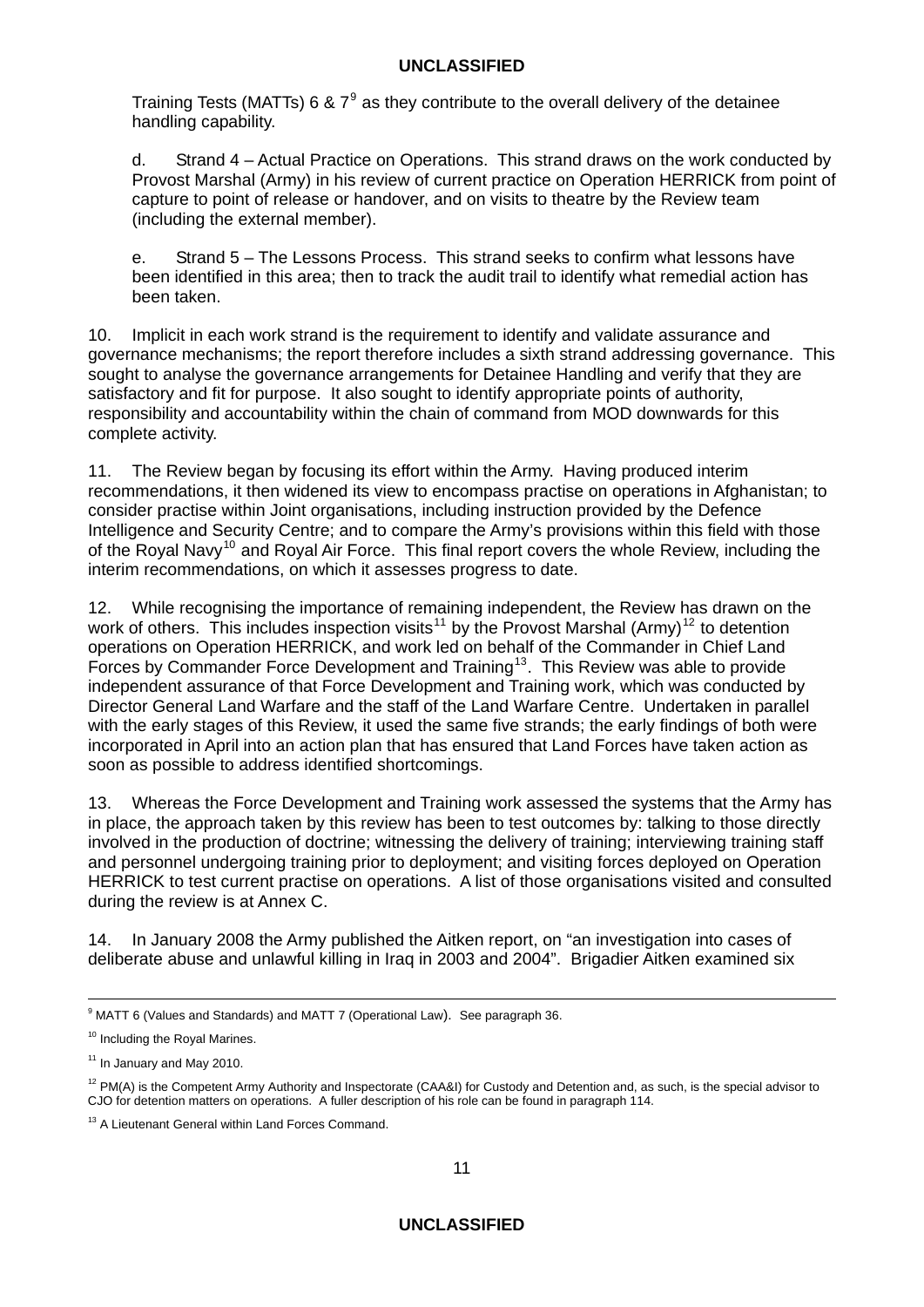Training Tests (MATTs) 6 & 7[9] as they contribute to the overall delivery of the detainee handling capability.

d. Strand 4 – Actual Practice on Operations. This strand draws on the work conducted by Provost Marshal (Army) in his review of current practice on Operation HERRICK from point of capture to point of release or handover, and on visits to theatre by the Review team (including the external member).

e. Strand 5 – The Lessons Process. This strand seeks to confirm what lessons have been identified in this area; then to track the audit trail to identify what remedial action has been taken.

10. Implicit in each work strand is the requirement to identify and validate assurance and governance mechanisms; the report therefore includes a sixth strand addressing governance. This sought to analyse the governance arrangements for Detainee Handling and verify that they are satisfactory and fit for purpose. It also sought to identify appropriate points of authority, responsibility and accountability within the chain of command from MOD downwards for this complete activity.

11. The Review began by focusing its effort within the Army. Having produced interim recommendations, it then widened its view to encompass practise on operations in Afghanistan; to consider practise within Joint organisations, including instruction provided by the Defence Intelligence and Security Centre; and to compare the Army's provisions within this field with those of the Royal Navy[10] and Royal Air Force. This final report covers the whole Review, including the interim recommendations, on which it assesses progress to date.

12. While recognising the importance of remaining independent, the Review has drawn on the work of others. This includes inspection visits[11] by the Provost Marshal (Army)[12] to detention operations on Operation HERRICK, and work led on behalf of the Commander in Chief Land Forces by Commander Force Development and Training[13]. This Review was able to provide independent assurance of that Force Development and Training work, which was conducted by Director General Land Warfare and the staff of the Land Warfare Centre. Undertaken in parallel with the early stages of this Review, it used the same five strands; the early findings of both were incorporated in April into an action plan that has ensured that Land Forces have taken action as soon as possible to address identified shortcomings.

13. Whereas the Force Development and Training work assessed the systems that the Army has in place, the approach taken by this review has been to test outcomes by: talking to those directly involved in the production of doctrine; witnessing the delivery of training; interviewing training staff and personnel undergoing training prior to deployment; and visiting forces deployed on Operation HERRICK to test current practise on operations. A list of those organisations visited and consulted during the review is at Annex C.

14. In January 2008 the Army published the Aitken report, on "an investigation into cases of deliberate abuse and unlawful killing in Iraq in 2003 and 2004". Brigadier Aitken examined six

---

[9] MATT 6 (Values and Standards) and MATT 7 (Operational Law). See paragraph 36.

[10] Including the Royal Marines.

[11] In January and May 2010.

[12] PM(A) is the Competent Army Authority and Inspectorate (CAA&I) for Custody and Detention and, as such, is the special advisor to CJO for detention matters on operations. A fuller description of his role can be found in paragraph 114.

[13] A Lieutenant General within Land Forces Command.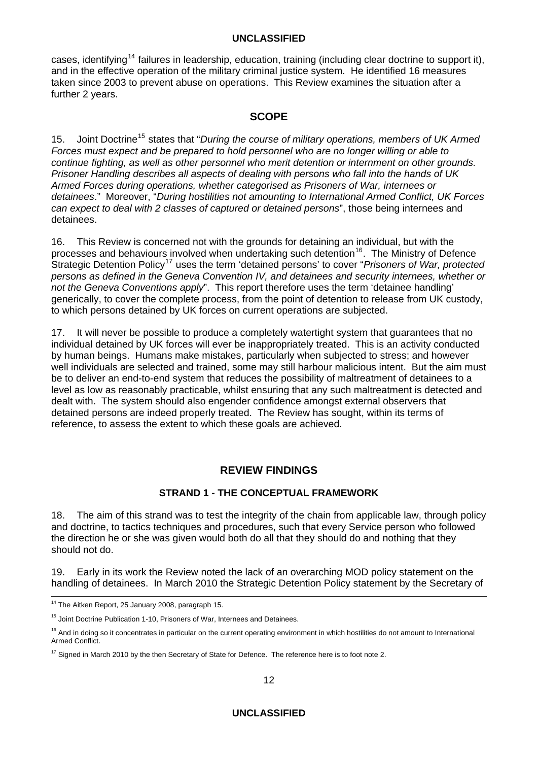cases, identifying[14] failures in leadership, education, training (including clear doctrine to support it), and in the effective operation of the military criminal justice system. He identified 16 measures taken since 2003 to prevent abuse on operations. This Review examines the situation after a further 2 years.

## SCOPE

15. Joint Doctrine[15] states that "*During the course of military operations, members of UK Armed Forces must expect and be prepared to hold personnel who are no longer willing or able to continue fighting, as well as other personnel who merit detention or internment on other grounds. Prisoner Handling describes all aspects of dealing with persons who fall into the hands of UK Armed Forces during operations, whether categorised as Prisoners of War, internees or detainees*." Moreover, "*During hostilities not amounting to International Armed Conflict, UK Forces can expect to deal with 2 classes of captured or detained persons*", those being internees and detainees.

16. This Review is concerned not with the grounds for detaining an individual, but with the processes and behaviours involved when undertaking such detention[16]. The Ministry of Defence Strategic Detention Policy[17] uses the term 'detained persons' to cover "*Prisoners of War, protected persons as defined in the Geneva Convention IV, and detainees and security internees, whether or not the Geneva Conventions apply*". This report therefore uses the term 'detainee handling' generically, to cover the complete process, from the point of detention to release from UK custody, to which persons detained by UK forces on current operations are subjected.

17. It will never be possible to produce a completely watertight system that guarantees that no individual detained by UK forces will ever be inappropriately treated. This is an activity conducted by human beings. Humans make mistakes, particularly when subjected to stress; and however well individuals are selected and trained, some may still harbour malicious intent. But the aim must be to deliver an end-to-end system that reduces the possibility of maltreatment of detainees to a level as low as reasonably practicable, whilst ensuring that any such maltreatment is detected and dealt with. The system should also engender confidence amongst external observers that detained persons are indeed properly treated. The Review has sought, within its terms of reference, to assess the extent to which these goals are achieved.

## REVIEW FINDINGS

### STRAND 1 - THE CONCEPTUAL FRAMEWORK

18. The aim of this strand was to test the integrity of the chain from applicable law, through policy and doctrine, to tactics techniques and procedures, such that every Service person who followed the direction he or she was given would both do all that they should do and nothing that they should not do.

19. Early in its work the Review noted the lack of an overarching MOD policy statement on the handling of detainees. In March 2010 the Strategic Detention Policy statement by the Secretary of

---

[14] The Aitken Report, 25 January 2008, paragraph 15.

[15] Joint Doctrine Publication 1-10, Prisoners of War, Internees and Detainees.

[16] And in doing so it concentrates in particular on the current operating environment in which hostilities do not amount to International Armed Conflict.

[17] Signed in March 2010 by the then Secretary of State for Defence. The reference here is to foot note 2.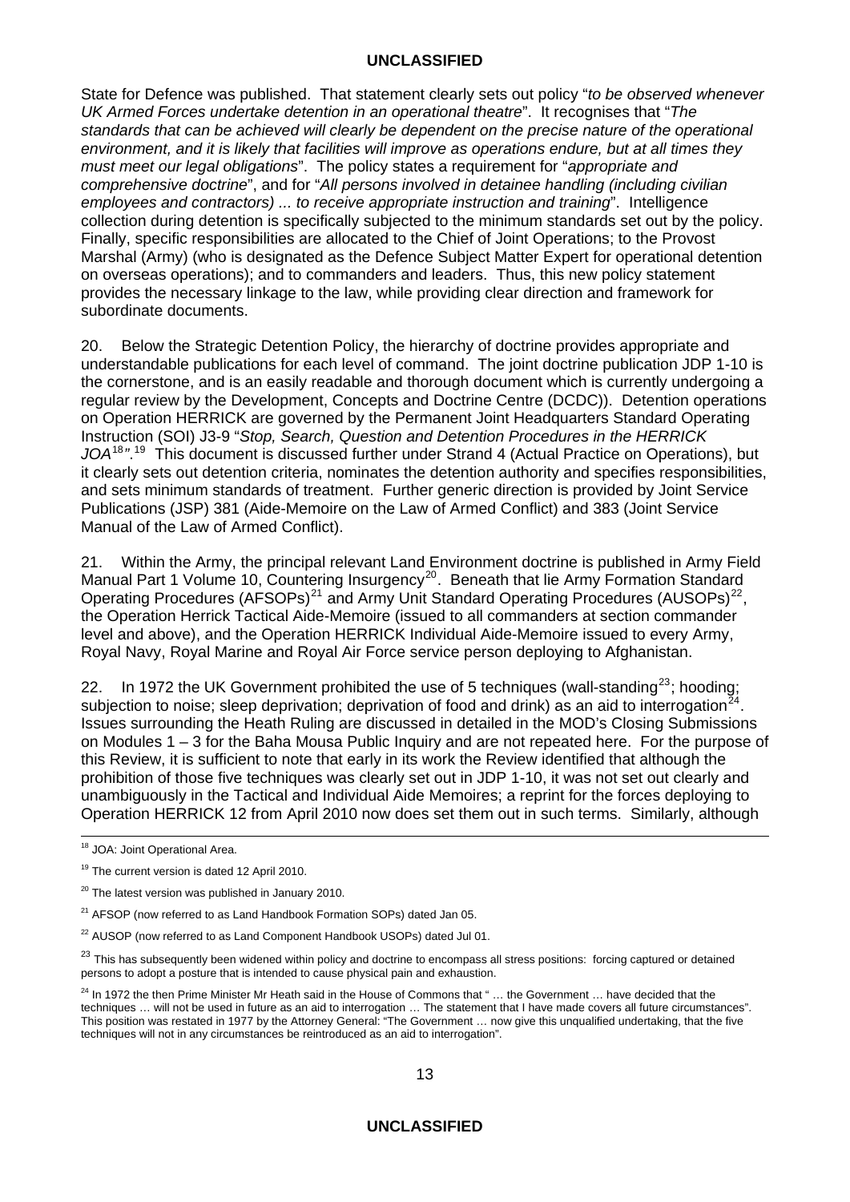State for Defence was published. That statement clearly sets out policy "*to be observed whenever UK Armed Forces undertake detention in an operational theatre*". It recognises that "*The standards that can be achieved will clearly be dependent on the precise nature of the operational environment, and it is likely that facilities will improve as operations endure, but at all times they must meet our legal obligations*". The policy states a requirement for "*appropriate and comprehensive doctrine*", and for "*All persons involved in detainee handling (including civilian employees and contractors) ... to receive appropriate instruction and training*". Intelligence collection during detention is specifically subjected to the minimum standards set out by the policy. Finally, specific responsibilities are allocated to the Chief of Joint Operations; to the Provost Marshal (Army) (who is designated as the Defence Subject Matter Expert for operational detention on overseas operations); and to commanders and leaders. Thus, this new policy statement provides the necessary linkage to the law, while providing clear direction and framework for subordinate documents.

20. Below the Strategic Detention Policy, the hierarchy of doctrine provides appropriate and understandable publications for each level of command. The joint doctrine publication JDP 1-10 is the cornerstone, and is an easily readable and thorough document which is currently undergoing a regular review by the Development, Concepts and Doctrine Centre (DCDC)). Detention operations on Operation HERRICK are governed by the Permanent Joint Headquarters Standard Operating Instruction (SOI) J3-9 "*Stop, Search, Question and Detention Procedures in the HERRICK JOA*[18]*"*.[19] This document is discussed further under Strand 4 (Actual Practice on Operations), but it clearly sets out detention criteria, nominates the detention authority and specifies responsibilities, and sets minimum standards of treatment. Further generic direction is provided by Joint Service Publications (JSP) 381 (Aide-Memoire on the Law of Armed Conflict) and 383 (Joint Service Manual of the Law of Armed Conflict).

21. Within the Army, the principal relevant Land Environment doctrine is published in Army Field Manual Part 1 Volume 10, Countering Insurgency[20]. Beneath that lie Army Formation Standard Operating Procedures (AFSOPs)[21] and Army Unit Standard Operating Procedures (AUSOPs)[22], the Operation Herrick Tactical Aide-Memoire (issued to all commanders at section commander level and above), and the Operation HERRICK Individual Aide-Memoire issued to every Army, Royal Navy, Royal Marine and Royal Air Force service person deploying to Afghanistan.

22. In 1972 the UK Government prohibited the use of 5 techniques (wall-standing[23]; hooding; subjection to noise; sleep deprivation; deprivation of food and drink) as an aid to interrogation[24]. Issues surrounding the Heath Ruling are discussed in detailed in the MOD's Closing Submissions on Modules 1 – 3 for the Baha Mousa Public Inquiry and are not repeated here. For the purpose of this Review, it is sufficient to note that early in its work the Review identified that although the prohibition of those five techniques was clearly set out in JDP 1-10, it was not set out clearly and unambiguously in the Tactical and Individual Aide Memoires; a reprint for the forces deploying to Operation HERRICK 12 from April 2010 now does set them out in such terms. Similarly, although

---

[18] JOA: Joint Operational Area.

[19] The current version is dated 12 April 2010.

[20] The latest version was published in January 2010.

[21] AFSOP (now referred to as Land Handbook Formation SOPs) dated Jan 05.

[22] AUSOP (now referred to as Land Component Handbook USOPs) dated Jul 01.

[23] This has subsequently been widened within policy and doctrine to encompass all stress positions: forcing captured or detained persons to adopt a posture that is intended to cause physical pain and exhaustion.

[24] In 1972 the then Prime Minister Mr Heath said in the House of Commons that " … the Government … have decided that the techniques … will not be used in future as an aid to interrogation … The statement that I have made covers all future circumstances". This position was restated in 1977 by the Attorney General: "The Government … now give this unqualified undertaking, that the five techniques will not in any circumstances be reintroduced as an aid to interrogation".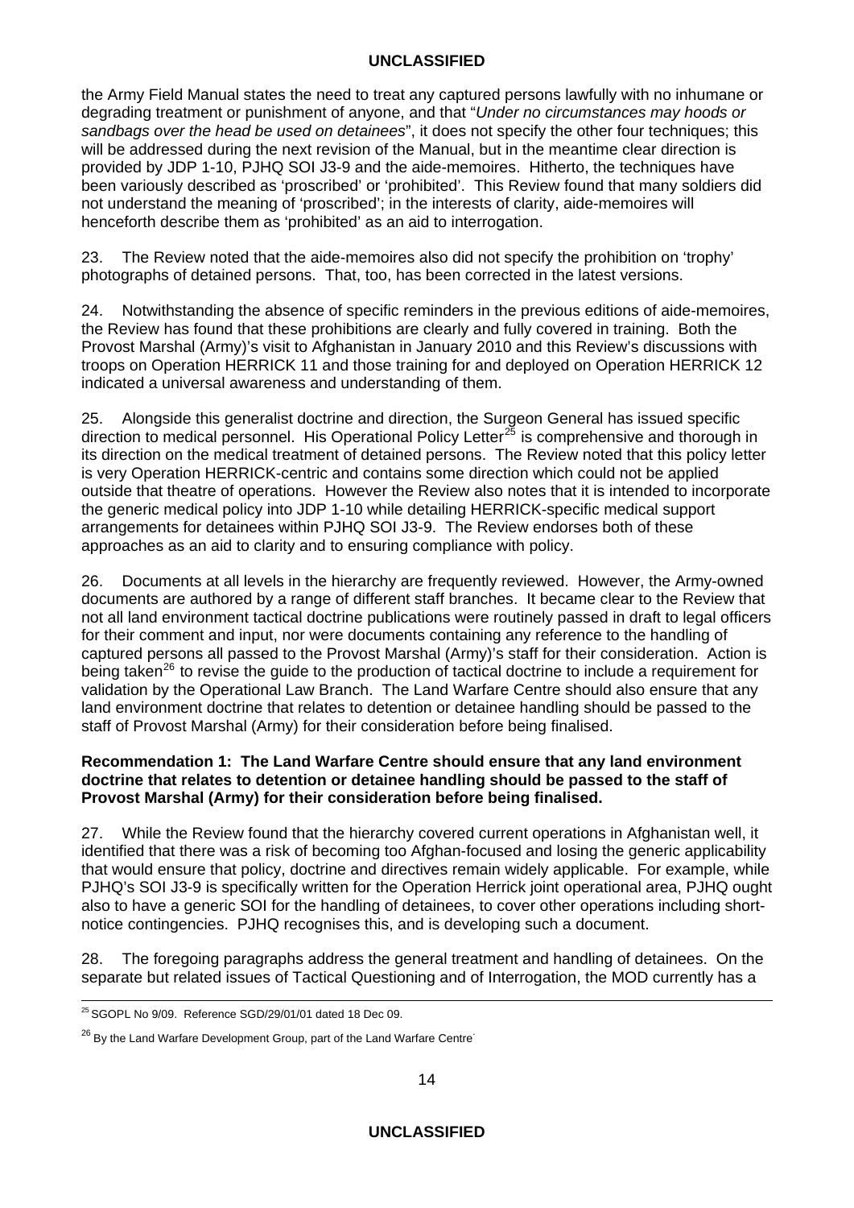the Army Field Manual states the need to treat any captured persons lawfully with no inhumane or degrading treatment or punishment of anyone, and that "*Under no circumstances may hoods or sandbags over the head be used on detainees*", it does not specify the other four techniques; this will be addressed during the next revision of the Manual, but in the meantime clear direction is provided by JDP 1-10, PJHQ SOI J3-9 and the aide-memoires. Hitherto, the techniques have been variously described as 'proscribed' or 'prohibited'. This Review found that many soldiers did not understand the meaning of 'proscribed'; in the interests of clarity, aide-memoires will henceforth describe them as 'prohibited' as an aid to interrogation.

23. The Review noted that the aide-memoires also did not specify the prohibition on 'trophy' photographs of detained persons. That, too, has been corrected in the latest versions.

24. Notwithstanding the absence of specific reminders in the previous editions of aide-memoires, the Review has found that these prohibitions are clearly and fully covered in training. Both the Provost Marshal (Army)'s visit to Afghanistan in January 2010 and this Review's discussions with troops on Operation HERRICK 11 and those training for and deployed on Operation HERRICK 12 indicated a universal awareness and understanding of them.

25. Alongside this generalist doctrine and direction, the Surgeon General has issued specific direction to medical personnel. His Operational Policy Letter[25] is comprehensive and thorough in its direction on the medical treatment of detained persons. The Review noted that this policy letter is very Operation HERRICK-centric and contains some direction which could not be applied outside that theatre of operations. However the Review also notes that it is intended to incorporate the generic medical policy into JDP 1-10 while detailing HERRICK-specific medical support arrangements for detainees within PJHQ SOI J3-9. The Review endorses both of these approaches as an aid to clarity and to ensuring compliance with policy.

26. Documents at all levels in the hierarchy are frequently reviewed. However, the Army-owned documents are authored by a range of different staff branches. It became clear to the Review that not all land environment tactical doctrine publications were routinely passed in draft to legal officers for their comment and input, nor were documents containing any reference to the handling of captured persons all passed to the Provost Marshal (Army)'s staff for their consideration. Action is being taken[26] to revise the guide to the production of tactical doctrine to include a requirement for validation by the Operational Law Branch. The Land Warfare Centre should also ensure that any land environment doctrine that relates to detention or detainee handling should be passed to the staff of Provost Marshal (Army) for their consideration before being finalised.

**Recommendation 1: The Land Warfare Centre should ensure that any land environment doctrine that relates to detention or detainee handling should be passed to the staff of Provost Marshal (Army) for their consideration before being finalised.**

27. While the Review found that the hierarchy covered current operations in Afghanistan well, it identified that there was a risk of becoming too Afghan-focused and losing the generic applicability that would ensure that policy, doctrine and directives remain widely applicable. For example, while PJHQ's SOI J3-9 is specifically written for the Operation Herrick joint operational area, PJHQ ought also to have a generic SOI for the handling of detainees, to cover other operations including short-notice contingencies. PJHQ recognises this, and is developing such a document.

28. The foregoing paragraphs address the general treatment and handling of detainees. On the separate but related issues of Tactical Questioning and of Interrogation, the MOD currently has a

---

[25] SGOPL No 9/09. Reference SGD/29/01/01 dated 18 Dec 09.

[26] By the Land Warfare Development Group, part of the Land Warfare Centre.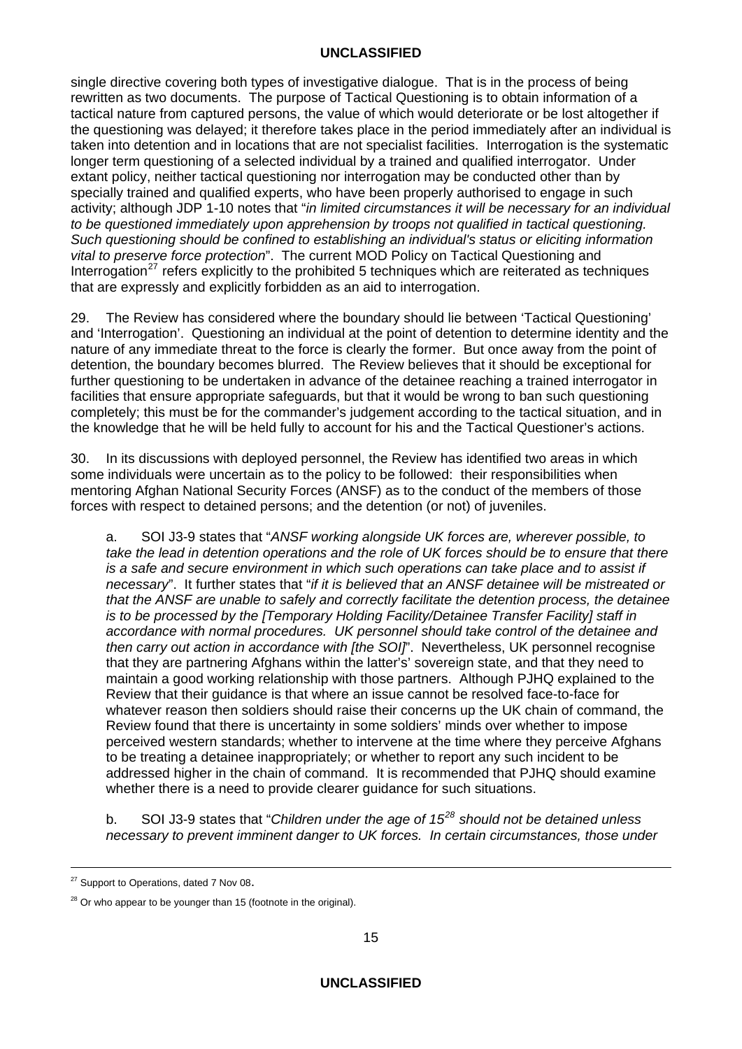single directive covering both types of investigative dialogue. That is in the process of being rewritten as two documents. The purpose of Tactical Questioning is to obtain information of a tactical nature from captured persons, the value of which would deteriorate or be lost altogether if the questioning was delayed; it therefore takes place in the period immediately after an individual is taken into detention and in locations that are not specialist facilities. Interrogation is the systematic longer term questioning of a selected individual by a trained and qualified interrogator. Under extant policy, neither tactical questioning nor interrogation may be conducted other than by specially trained and qualified experts, who have been properly authorised to engage in such activity; although JDP 1-10 notes that "*in limited circumstances it will be necessary for an individual to be questioned immediately upon apprehension by troops not qualified in tactical questioning. Such questioning should be confined to establishing an individual's status or eliciting information vital to preserve force protection*". The current MOD Policy on Tactical Questioning and Interrogation[27] refers explicitly to the prohibited 5 techniques which are reiterated as techniques that are expressly and explicitly forbidden as an aid to interrogation.

29. The Review has considered where the boundary should lie between 'Tactical Questioning' and 'Interrogation'. Questioning an individual at the point of detention to determine identity and the nature of any immediate threat to the force is clearly the former. But once away from the point of detention, the boundary becomes blurred. The Review believes that it should be exceptional for further questioning to be undertaken in advance of the detainee reaching a trained interrogator in facilities that ensure appropriate safeguards, but that it would be wrong to ban such questioning completely; this must be for the commander's judgement according to the tactical situation, and in the knowledge that he will be held fully to account for his and the Tactical Questioner's actions.

30. In its discussions with deployed personnel, the Review has identified two areas in which some individuals were uncertain as to the policy to be followed: their responsibilities when mentoring Afghan National Security Forces (ANSF) as to the conduct of the members of those forces with respect to detained persons; and the detention (or not) of juveniles.

a. SOI J3-9 states that "*ANSF working alongside UK forces are, wherever possible, to take the lead in detention operations and the role of UK forces should be to ensure that there is a safe and secure environment in which such operations can take place and to assist if necessary*". It further states that "*if it is believed that an ANSF detainee will be mistreated or that the ANSF are unable to safely and correctly facilitate the detention process, the detainee is to be processed by the [Temporary Holding Facility/Detainee Transfer Facility] staff in accordance with normal procedures. UK personnel should take control of the detainee and then carry out action in accordance with [the SOI]*". Nevertheless, UK personnel recognise that they are partnering Afghans within the latter's' sovereign state, and that they need to maintain a good working relationship with those partners. Although PJHQ explained to the Review that their guidance is that where an issue cannot be resolved face-to-face for whatever reason then soldiers should raise their concerns up the UK chain of command, the Review found that there is uncertainty in some soldiers' minds over whether to impose perceived western standards; whether to intervene at the time where they perceive Afghans to be treating a detainee inappropriately; or whether to report any such incident to be addressed higher in the chain of command. It is recommended that PJHQ should examine whether there is a need to provide clearer guidance for such situations.

b. SOI J3-9 states that "*Children under the age of 15*[28] *should not be detained unless necessary to prevent imminent danger to UK forces. In certain circumstances, those under*

---

[27] Support to Operations, dated 7 Nov 08.

[28] Or who appear to be younger than 15 (footnote in the original).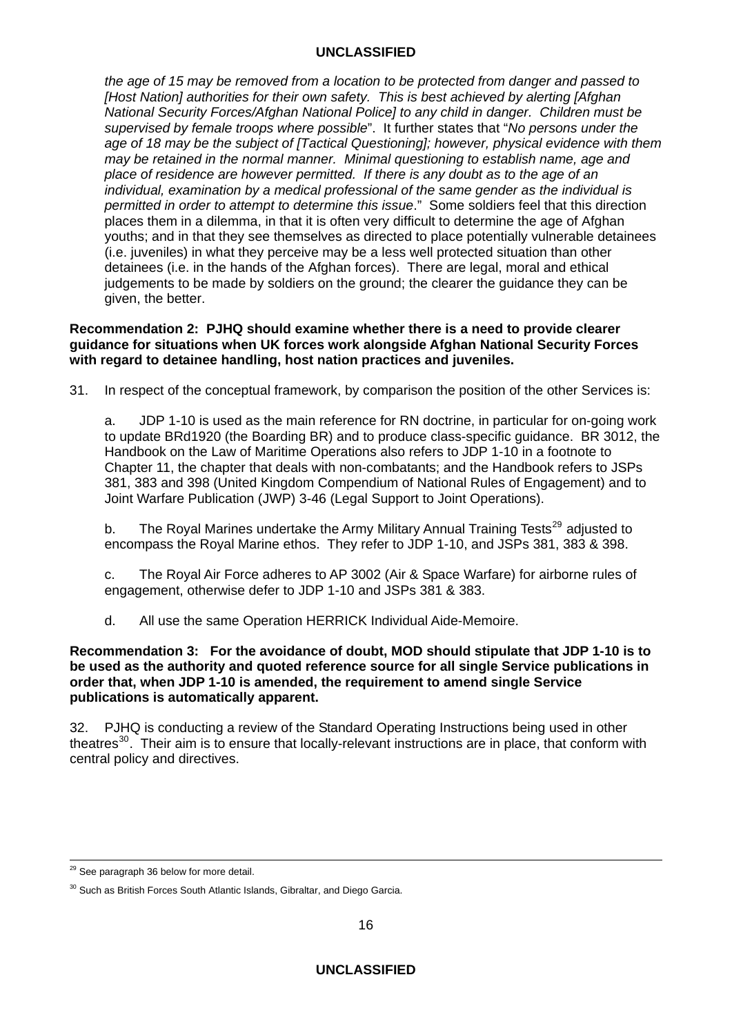*the age of 15 may be removed from a location to be protected from danger and passed to [Host Nation] authorities for their own safety. This is best achieved by alerting [Afghan National Security Forces/Afghan National Police] to any child in danger. Children must be supervised by female troops where possible*". It further states that "*No persons under the age of 18 may be the subject of [Tactical Questioning]; however, physical evidence with them may be retained in the normal manner. Minimal questioning to establish name, age and place of residence are however permitted. If there is any doubt as to the age of an individual, examination by a medical professional of the same gender as the individual is permitted in order to attempt to determine this issue*." Some soldiers feel that this direction places them in a dilemma, in that it is often very difficult to determine the age of Afghan youths; and in that they see themselves as directed to place potentially vulnerable detainees (i.e. juveniles) in what they perceive may be a less well protected situation than other detainees (i.e. in the hands of the Afghan forces). There are legal, moral and ethical judgements to be made by soldiers on the ground; the clearer the guidance they can be given, the better.

**Recommendation 2: PJHQ should examine whether there is a need to provide clearer guidance for situations when UK forces work alongside Afghan National Security Forces with regard to detainee handling, host nation practices and juveniles.**

31. In respect of the conceptual framework, by comparison the position of the other Services is:

a. JDP 1-10 is used as the main reference for RN doctrine, in particular for on-going work to update BRd1920 (the Boarding BR) and to produce class-specific guidance. BR 3012, the Handbook on the Law of Maritime Operations also refers to JDP 1-10 in a footnote to Chapter 11, the chapter that deals with non-combatants; and the Handbook refers to JSPs 381, 383 and 398 (United Kingdom Compendium of National Rules of Engagement) and to Joint Warfare Publication (JWP) 3-46 (Legal Support to Joint Operations).

b. The Royal Marines undertake the Army Military Annual Training Tests[29] adjusted to encompass the Royal Marine ethos. They refer to JDP 1-10, and JSPs 381, 383 & 398.

c. The Royal Air Force adheres to AP 3002 (Air & Space Warfare) for airborne rules of engagement, otherwise defer to JDP 1-10 and JSPs 381 & 383.

d. All use the same Operation HERRICK Individual Aide-Memoire.

**Recommendation 3: For the avoidance of doubt, MOD should stipulate that JDP 1-10 is to be used as the authority and quoted reference source for all single Service publications in order that, when JDP 1-10 is amended, the requirement to amend single Service publications is automatically apparent.**

32. PJHQ is conducting a review of the Standard Operating Instructions being used in other theatres[30]. Their aim is to ensure that locally-relevant instructions are in place, that conform with central policy and directives.

---

[29] See paragraph 36 below for more detail.

[30] Such as British Forces South Atlantic Islands, Gibraltar, and Diego Garcia.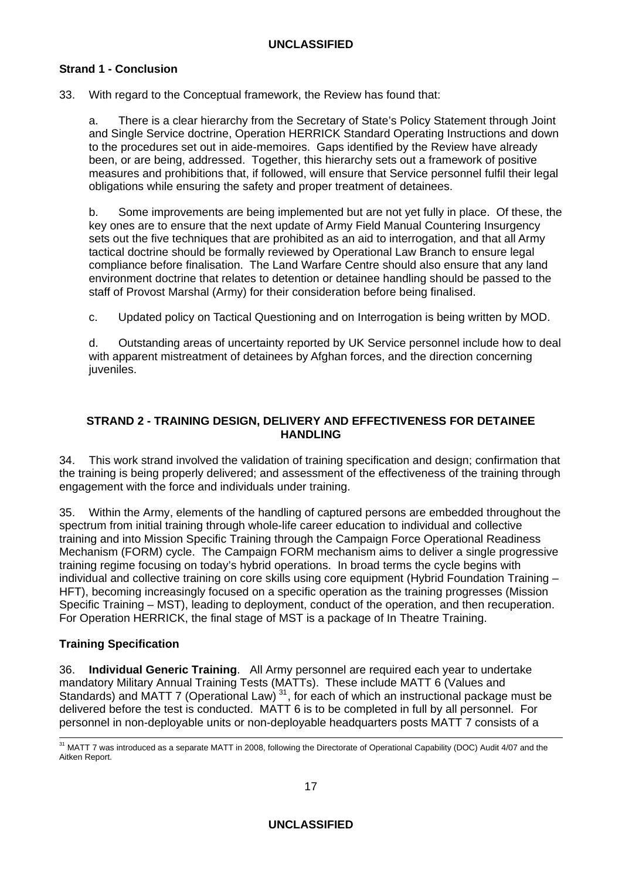### Strand 1 - Conclusion

33. With regard to the Conceptual framework, the Review has found that:

a. There is a clear hierarchy from the Secretary of State's Policy Statement through Joint and Single Service doctrine, Operation HERRICK Standard Operating Instructions and down to the procedures set out in aide-memoires. Gaps identified by the Review have already been, or are being, addressed. Together, this hierarchy sets out a framework of positive measures and prohibitions that, if followed, will ensure that Service personnel fulfil their legal obligations while ensuring the safety and proper treatment of detainees.

b. Some improvements are being implemented but are not yet fully in place. Of these, the key ones are to ensure that the next update of Army Field Manual Countering Insurgency sets out the five techniques that are prohibited as an aid to interrogation, and that all Army tactical doctrine should be formally reviewed by Operational Law Branch to ensure legal compliance before finalisation. The Land Warfare Centre should also ensure that any land environment doctrine that relates to detention or detainee handling should be passed to the staff of Provost Marshal (Army) for their consideration before being finalised.

c. Updated policy on Tactical Questioning and on Interrogation is being written by MOD.

d. Outstanding areas of uncertainty reported by UK Service personnel include how to deal with apparent mistreatment of detainees by Afghan forces, and the direction concerning juveniles.

## STRAND 2 - TRAINING DESIGN, DELIVERY AND EFFECTIVENESS FOR DETAINEE HANDLING

34. This work strand involved the validation of training specification and design; confirmation that the training is being properly delivered; and assessment of the effectiveness of the training through engagement with the force and individuals under training.

35. Within the Army, elements of the handling of captured persons are embedded throughout the spectrum from initial training through whole-life career education to individual and collective training and into Mission Specific Training through the Campaign Force Operational Readiness Mechanism (FORM) cycle. The Campaign FORM mechanism aims to deliver a single progressive training regime focusing on today's hybrid operations. In broad terms the cycle begins with individual and collective training on core skills using core equipment (Hybrid Foundation Training – HFT), becoming increasingly focused on a specific operation as the training progresses (Mission Specific Training – MST), leading to deployment, conduct of the operation, and then recuperation. For Operation HERRICK, the final stage of MST is a package of In Theatre Training.

### Training Specification

36. **Individual Generic Training**. All Army personnel are required each year to undertake mandatory Military Annual Training Tests (MATTs). These include MATT 6 (Values and Standards) and MATT 7 (Operational Law) [31], for each of which an instructional package must be delivered before the test is conducted. MATT 6 is to be completed in full by all personnel. For personnel in non-deployable units or non-deployable headquarters posts MATT 7 consists of a

[31] MATT 7 was introduced as a separate MATT in 2008, following the Directorate of Operational Capability (DOC) Audit 4/07 and the Aitken Report.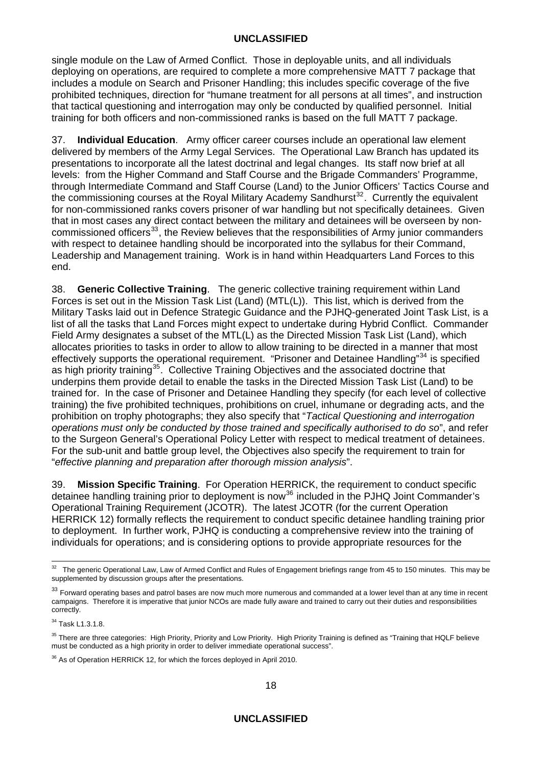single module on the Law of Armed Conflict. Those in deployable units, and all individuals deploying on operations, are required to complete a more comprehensive MATT 7 package that includes a module on Search and Prisoner Handling; this includes specific coverage of the five prohibited techniques, direction for "humane treatment for all persons at all times", and instruction that tactical questioning and interrogation may only be conducted by qualified personnel. Initial training for both officers and non-commissioned ranks is based on the full MATT 7 package.

37. **Individual Education**. Army officer career courses include an operational law element delivered by members of the Army Legal Services. The Operational Law Branch has updated its presentations to incorporate all the latest doctrinal and legal changes. Its staff now brief at all levels: from the Higher Command and Staff Course and the Brigade Commanders' Programme, through Intermediate Command and Staff Course (Land) to the Junior Officers' Tactics Course and the commissioning courses at the Royal Military Academy Sandhurst[32]. Currently the equivalent for non-commissioned ranks covers prisoner of war handling but not specifically detainees. Given that in most cases any direct contact between the military and detainees will be overseen by non-commissioned officers[33], the Review believes that the responsibilities of Army junior commanders with respect to detainee handling should be incorporated into the syllabus for their Command, Leadership and Management training. Work is in hand within Headquarters Land Forces to this end.

38. **Generic Collective Training**. The generic collective training requirement within Land Forces is set out in the Mission Task List (Land) (MTL(L)). This list, which is derived from the Military Tasks laid out in Defence Strategic Guidance and the PJHQ-generated Joint Task List, is a list of all the tasks that Land Forces might expect to undertake during Hybrid Conflict. Commander Field Army designates a subset of the MTL(L) as the Directed Mission Task List (Land), which allocates priorities to tasks in order to allow to allow training to be directed in a manner that most effectively supports the operational requirement. "Prisoner and Detainee Handling"[34] is specified as high priority training[35]. Collective Training Objectives and the associated doctrine that underpins them provide detail to enable the tasks in the Directed Mission Task List (Land) to be trained for. In the case of Prisoner and Detainee Handling they specify (for each level of collective training) the five prohibited techniques, prohibitions on cruel, inhumane or degrading acts, and the prohibition on trophy photographs; they also specify that "*Tactical Questioning and interrogation operations must only be conducted by those trained and specifically authorised to do so*", and refer to the Surgeon General's Operational Policy Letter with respect to medical treatment of detainees. For the sub-unit and battle group level, the Objectives also specify the requirement to train for "*effective planning and preparation after thorough mission analysis*".

39. **Mission Specific Training**. For Operation HERRICK, the requirement to conduct specific detainee handling training prior to deployment is now[36] included in the PJHQ Joint Commander's Operational Training Requirement (JCOTR). The latest JCOTR (for the current Operation HERRICK 12) formally reflects the requirement to conduct specific detainee handling training prior to deployment. In further work, PJHQ is conducting a comprehensive review into the training of individuals for operations; and is considering options to provide appropriate resources for the

---

[32] The generic Operational Law, Law of Armed Conflict and Rules of Engagement briefings range from 45 to 150 minutes. This may be supplemented by discussion groups after the presentations.

[33] Forward operating bases and patrol bases are now much more numerous and commanded at a lower level than at any time in recent campaigns. Therefore it is imperative that junior NCOs are made fully aware and trained to carry out their duties and responsibilities correctly.

[34] Task L1.3.1.8.

[35] There are three categories: High Priority, Priority and Low Priority. High Priority Training is defined as "Training that HQLF believe must be conducted as a high priority in order to deliver immediate operational success".

[36] As of Operation HERRICK 12, for which the forces deployed in April 2010.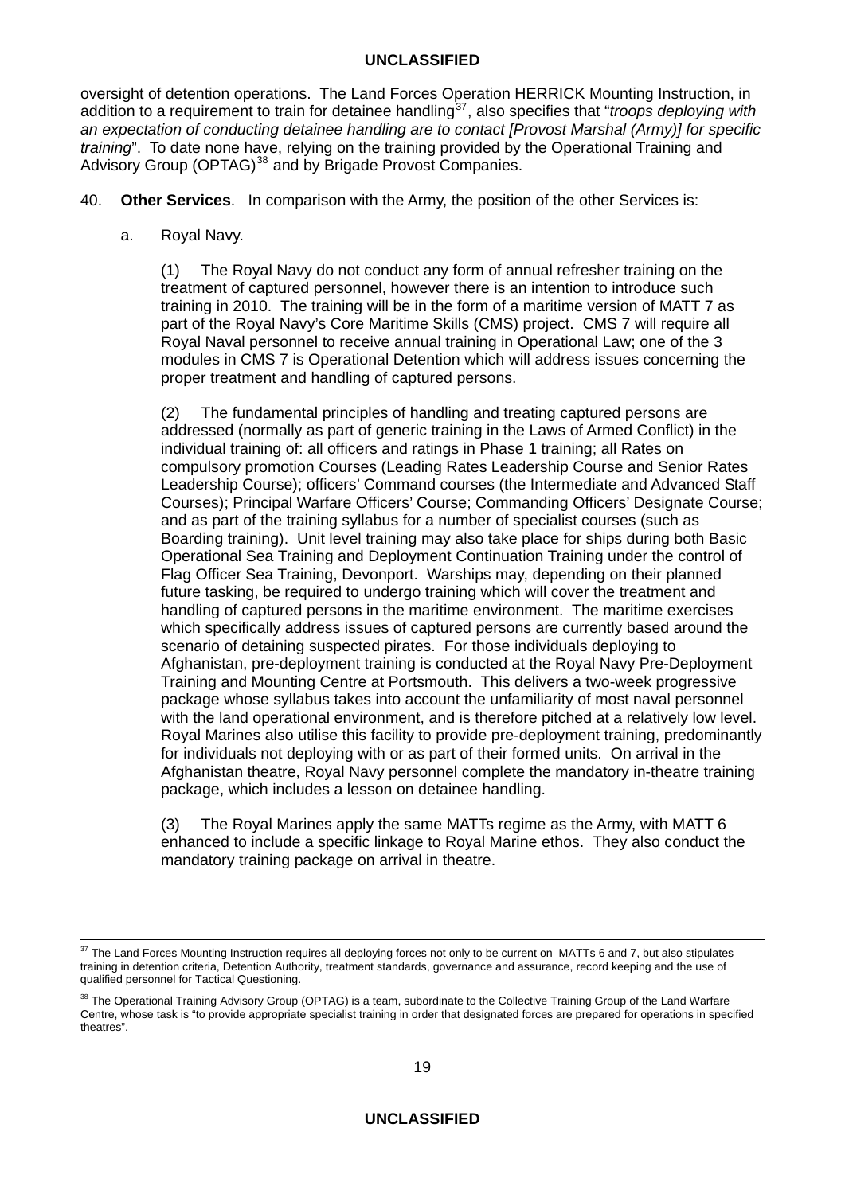oversight of detention operations. The Land Forces Operation HERRICK Mounting Instruction, in addition to a requirement to train for detainee handling[37], also specifies that "*troops deploying with an expectation of conducting detainee handling are to contact [Provost Marshal (Army)] for specific training*". To date none have, relying on the training provided by the Operational Training and Advisory Group (OPTAG)[38] and by Brigade Provost Companies.

40. **Other Services**. In comparison with the Army, the position of the other Services is:

a. Royal Navy.

(1) The Royal Navy do not conduct any form of annual refresher training on the treatment of captured personnel, however there is an intention to introduce such training in 2010. The training will be in the form of a maritime version of MATT 7 as part of the Royal Navy's Core Maritime Skills (CMS) project. CMS 7 will require all Royal Naval personnel to receive annual training in Operational Law; one of the 3 modules in CMS 7 is Operational Detention which will address issues concerning the proper treatment and handling of captured persons.

(2) The fundamental principles of handling and treating captured persons are addressed (normally as part of generic training in the Laws of Armed Conflict) in the individual training of: all officers and ratings in Phase 1 training; all Rates on compulsory promotion Courses (Leading Rates Leadership Course and Senior Rates Leadership Course); officers' Command courses (the Intermediate and Advanced Staff Courses); Principal Warfare Officers' Course; Commanding Officers' Designate Course; and as part of the training syllabus for a number of specialist courses (such as Boarding training). Unit level training may also take place for ships during both Basic Operational Sea Training and Deployment Continuation Training under the control of Flag Officer Sea Training, Devonport. Warships may, depending on their planned future tasking, be required to undergo training which will cover the treatment and handling of captured persons in the maritime environment. The maritime exercises which specifically address issues of captured persons are currently based around the scenario of detaining suspected pirates. For those individuals deploying to Afghanistan, pre-deployment training is conducted at the Royal Navy Pre-Deployment Training and Mounting Centre at Portsmouth. This delivers a two-week progressive package whose syllabus takes into account the unfamiliarity of most naval personnel with the land operational environment, and is therefore pitched at a relatively low level. Royal Marines also utilise this facility to provide pre-deployment training, predominantly for individuals not deploying with or as part of their formed units. On arrival in the Afghanistan theatre, Royal Navy personnel complete the mandatory in-theatre training package, which includes a lesson on detainee handling.

(3) The Royal Marines apply the same MATTs regime as the Army, with MATT 6 enhanced to include a specific linkage to Royal Marine ethos. They also conduct the mandatory training package on arrival in theatre.

---

[37] The Land Forces Mounting Instruction requires all deploying forces not only to be current on MATTs 6 and 7, but also stipulates training in detention criteria, Detention Authority, treatment standards, governance and assurance, record keeping and the use of qualified personnel for Tactical Questioning.

[38] The Operational Training Advisory Group (OPTAG) is a team, subordinate to the Collective Training Group of the Land Warfare Centre, whose task is "to provide appropriate specialist training in order that designated forces are prepared for operations in specified theatres".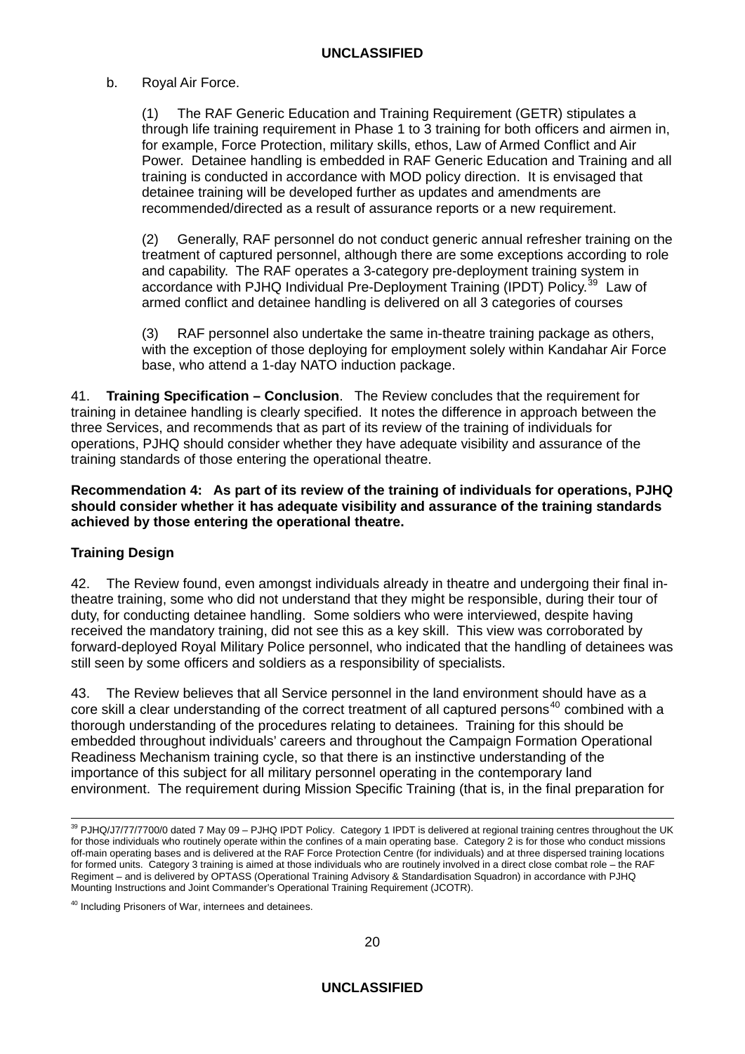b. Royal Air Force.

(1) The RAF Generic Education and Training Requirement (GETR) stipulates a through life training requirement in Phase 1 to 3 training for both officers and airmen in, for example, Force Protection, military skills, ethos, Law of Armed Conflict and Air Power. Detainee handling is embedded in RAF Generic Education and Training and all training is conducted in accordance with MOD policy direction. It is envisaged that detainee training will be developed further as updates and amendments are recommended/directed as a result of assurance reports or a new requirement.

(2) Generally, RAF personnel do not conduct generic annual refresher training on the treatment of captured personnel, although there are some exceptions according to role and capability. The RAF operates a 3-category pre-deployment training system in accordance with PJHQ Individual Pre-Deployment Training (IPDT) Policy.[39] Law of armed conflict and detainee handling is delivered on all 3 categories of courses

(3) RAF personnel also undertake the same in-theatre training package as others, with the exception of those deploying for employment solely within Kandahar Air Force base, who attend a 1-day NATO induction package.

41. **Training Specification – Conclusion**. The Review concludes that the requirement for training in detainee handling is clearly specified. It notes the difference in approach between the three Services, and recommends that as part of its review of the training of individuals for operations, PJHQ should consider whether they have adequate visibility and assurance of the training standards of those entering the operational theatre.

**Recommendation 4: As part of its review of the training of individuals for operations, PJHQ should consider whether it has adequate visibility and assurance of the training standards achieved by those entering the operational theatre.**

**Training Design**

42. The Review found, even amongst individuals already in theatre and undergoing their final in-theatre training, some who did not understand that they might be responsible, during their tour of duty, for conducting detainee handling. Some soldiers who were interviewed, despite having received the mandatory training, did not see this as a key skill. This view was corroborated by forward-deployed Royal Military Police personnel, who indicated that the handling of detainees was still seen by some officers and soldiers as a responsibility of specialists.

43. The Review believes that all Service personnel in the land environment should have as a core skill a clear understanding of the correct treatment of all captured persons[40] combined with a thorough understanding of the procedures relating to detainees. Training for this should be embedded throughout individuals' careers and throughout the Campaign Formation Operational Readiness Mechanism training cycle, so that there is an instinctive understanding of the importance of this subject for all military personnel operating in the contemporary land environment. The requirement during Mission Specific Training (that is, in the final preparation for

---

[39] PJHQ/J7/77/7700/0 dated 7 May 09 – PJHQ IPDT Policy. Category 1 IPDT is delivered at regional training centres throughout the UK for those individuals who routinely operate within the confines of a main operating base. Category 2 is for those who conduct missions off-main operating bases and is delivered at the RAF Force Protection Centre (for individuals) and at three dispersed training locations for formed units. Category 3 training is aimed at those individuals who are routinely involved in a direct close combat role – the RAF Regiment – and is delivered by OPTASS (Operational Training Advisory & Standardisation Squadron) in accordance with PJHQ Mounting Instructions and Joint Commander's Operational Training Requirement (JCOTR).

[40] Including Prisoners of War, internees and detainees.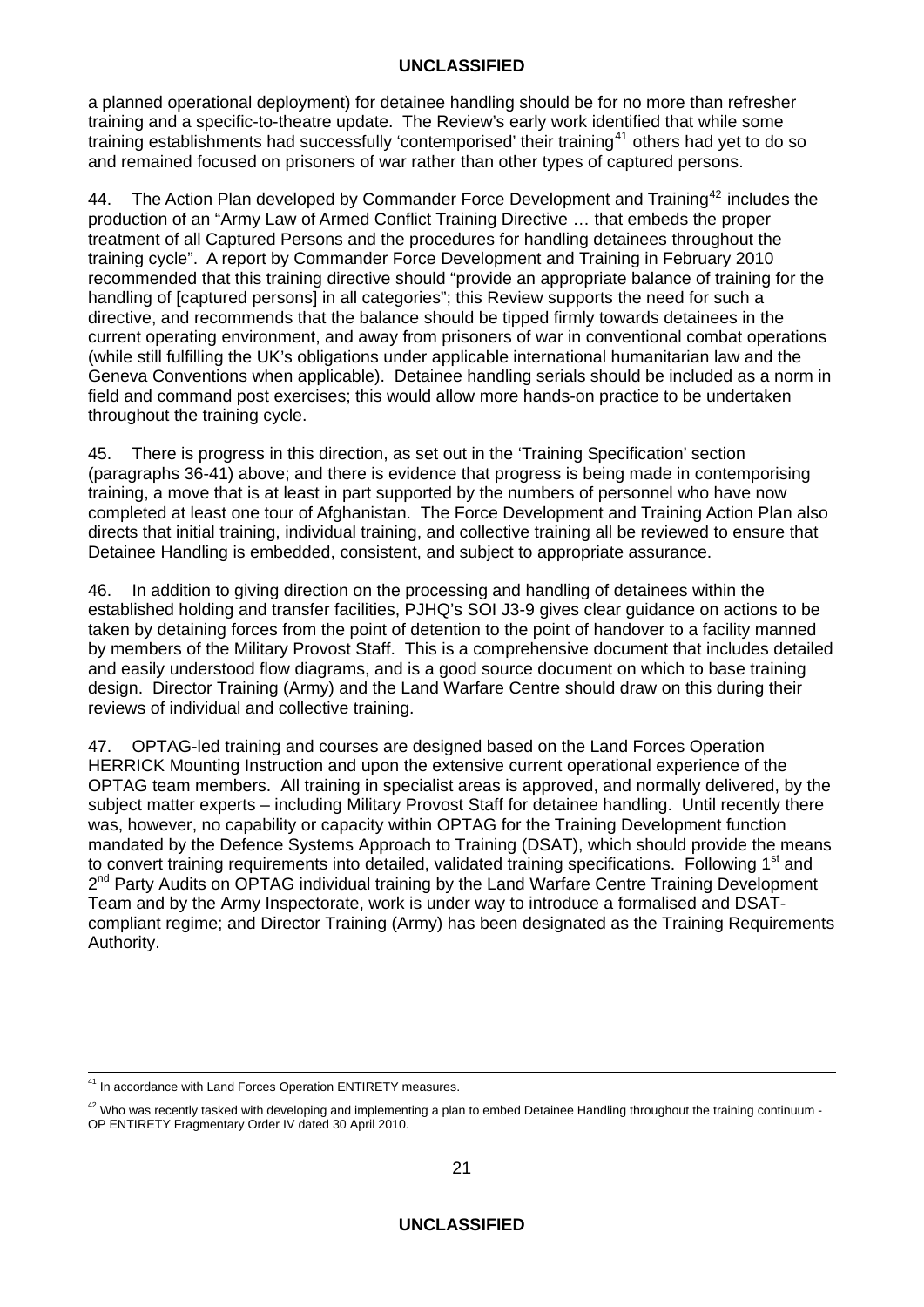a planned operational deployment) for detainee handling should be for no more than refresher training and a specific-to-theatre update. The Review's early work identified that while some training establishments had successfully 'contemporised' their training[41] others had yet to do so and remained focused on prisoners of war rather than other types of captured persons.

44. The Action Plan developed by Commander Force Development and Training[42] includes the production of an "Army Law of Armed Conflict Training Directive … that embeds the proper treatment of all Captured Persons and the procedures for handling detainees throughout the training cycle". A report by Commander Force Development and Training in February 2010 recommended that this training directive should "provide an appropriate balance of training for the handling of [captured persons] in all categories"; this Review supports the need for such a directive, and recommends that the balance should be tipped firmly towards detainees in the current operating environment, and away from prisoners of war in conventional combat operations (while still fulfilling the UK's obligations under applicable international humanitarian law and the Geneva Conventions when applicable). Detainee handling serials should be included as a norm in field and command post exercises; this would allow more hands-on practice to be undertaken throughout the training cycle.

45. There is progress in this direction, as set out in the 'Training Specification' section (paragraphs 36-41) above; and there is evidence that progress is being made in contemporising training, a move that is at least in part supported by the numbers of personnel who have now completed at least one tour of Afghanistan. The Force Development and Training Action Plan also directs that initial training, individual training, and collective training all be reviewed to ensure that Detainee Handling is embedded, consistent, and subject to appropriate assurance.

46. In addition to giving direction on the processing and handling of detainees within the established holding and transfer facilities, PJHQ's SOI J3-9 gives clear guidance on actions to be taken by detaining forces from the point of detention to the point of handover to a facility manned by members of the Military Provost Staff. This is a comprehensive document that includes detailed and easily understood flow diagrams, and is a good source document on which to base training design. Director Training (Army) and the Land Warfare Centre should draw on this during their reviews of individual and collective training.

47. OPTAG-led training and courses are designed based on the Land Forces Operation HERRICK Mounting Instruction and upon the extensive current operational experience of the OPTAG team members. All training in specialist areas is approved, and normally delivered, by the subject matter experts – including Military Provost Staff for detainee handling. Until recently there was, however, no capability or capacity within OPTAG for the Training Development function mandated by the Defence Systems Approach to Training (DSAT), which should provide the means to convert training requirements into detailed, validated training specifications. Following 1st and 2nd Party Audits on OPTAG individual training by the Land Warfare Centre Training Development Team and by the Army Inspectorate, work is under way to introduce a formalised and DSAT-compliant regime; and Director Training (Army) has been designated as the Training Requirements Authority.

---

[41] In accordance with Land Forces Operation ENTIRETY measures.

[42] Who was recently tasked with developing and implementing a plan to embed Detainee Handling throughout the training continuum - OP ENTIRETY Fragmentary Order IV dated 30 April 2010.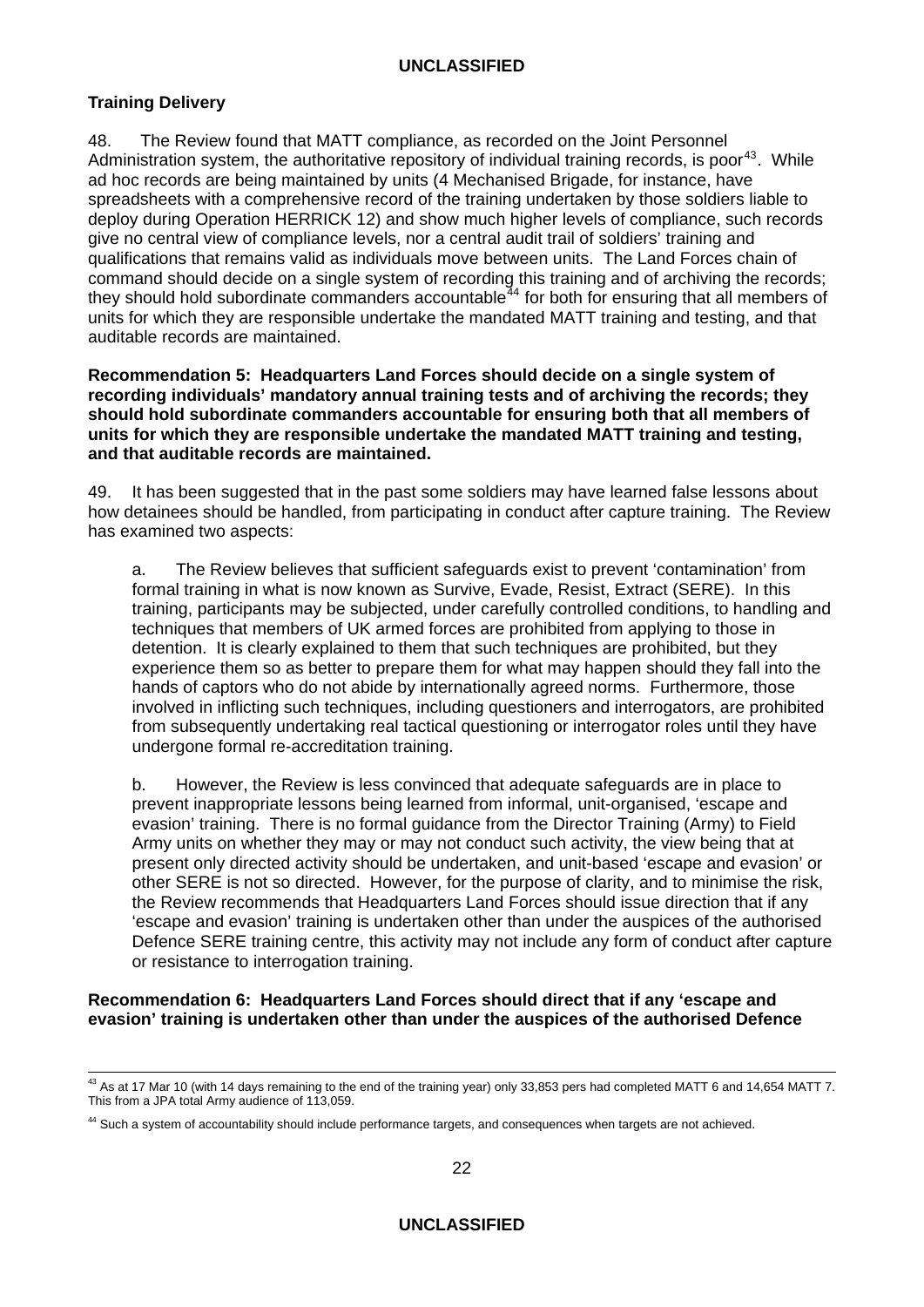### Training Delivery

48. The Review found that MATT compliance, as recorded on the Joint Personnel Administration system, the authoritative repository of individual training records, is poor[43]. While ad hoc records are being maintained by units (4 Mechanised Brigade, for instance, have spreadsheets with a comprehensive record of the training undertaken by those soldiers liable to deploy during Operation HERRICK 12) and show much higher levels of compliance, such records give no central view of compliance levels, nor a central audit trail of soldiers' training and qualifications that remains valid as individuals move between units. The Land Forces chain of command should decide on a single system of recording this training and of archiving the records; they should hold subordinate commanders accountable[44] for both for ensuring that all members of units for which they are responsible undertake the mandated MATT training and testing, and that auditable records are maintained.

**Recommendation 5: Headquarters Land Forces should decide on a single system of recording individuals' mandatory annual training tests and of archiving the records; they should hold subordinate commanders accountable for ensuring both that all members of units for which they are responsible undertake the mandated MATT training and testing, and that auditable records are maintained.**

49. It has been suggested that in the past some soldiers may have learned false lessons about how detainees should be handled, from participating in conduct after capture training. The Review has examined two aspects:

a. The Review believes that sufficient safeguards exist to prevent 'contamination' from formal training in what is now known as Survive, Evade, Resist, Extract (SERE). In this training, participants may be subjected, under carefully controlled conditions, to handling and techniques that members of UK armed forces are prohibited from applying to those in detention. It is clearly explained to them that such techniques are prohibited, but they experience them so as better to prepare them for what may happen should they fall into the hands of captors who do not abide by internationally agreed norms. Furthermore, those involved in inflicting such techniques, including questioners and interrogators, are prohibited from subsequently undertaking real tactical questioning or interrogator roles until they have undergone formal re-accreditation training.

b. However, the Review is less convinced that adequate safeguards are in place to prevent inappropriate lessons being learned from informal, unit-organised, 'escape and evasion' training. There is no formal guidance from the Director Training (Army) to Field Army units on whether they may or may not conduct such activity, the view being that at present only directed activity should be undertaken, and unit-based 'escape and evasion' or other SERE is not so directed. However, for the purpose of clarity, and to minimise the risk, the Review recommends that Headquarters Land Forces should issue direction that if any 'escape and evasion' training is undertaken other than under the auspices of the authorised Defence SERE training centre, this activity may not include any form of conduct after capture or resistance to interrogation training.

**Recommendation 6: Headquarters Land Forces should direct that if any 'escape and evasion' training is undertaken other than under the auspices of the authorised Defence**

---

[43] As at 17 Mar 10 (with 14 days remaining to the end of the training year) only 33,853 pers had completed MATT 6 and 14,654 MATT 7. This from a JPA total Army audience of 113,059.

[44] Such a system of accountability should include performance targets, and consequences when targets are not achieved.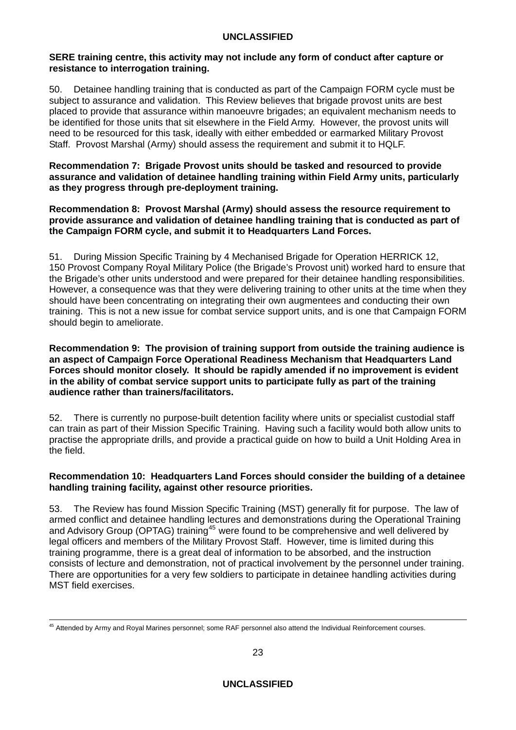**SERE training centre, this activity may not include any form of conduct after capture or resistance to interrogation training.**

50. Detainee handling training that is conducted as part of the Campaign FORM cycle must be subject to assurance and validation. This Review believes that brigade provost units are best placed to provide that assurance within manoeuvre brigades; an equivalent mechanism needs to be identified for those units that sit elsewhere in the Field Army. However, the provost units will need to be resourced for this task, ideally with either embedded or earmarked Military Provost Staff. Provost Marshal (Army) should assess the requirement and submit it to HQLF.

**Recommendation 7: Brigade Provost units should be tasked and resourced to provide assurance and validation of detainee handling training within Field Army units, particularly as they progress through pre-deployment training.**

**Recommendation 8: Provost Marshal (Army) should assess the resource requirement to provide assurance and validation of detainee handling training that is conducted as part of the Campaign FORM cycle, and submit it to Headquarters Land Forces.**

51. During Mission Specific Training by 4 Mechanised Brigade for Operation HERRICK 12, 150 Provost Company Royal Military Police (the Brigade's Provost unit) worked hard to ensure that the Brigade's other units understood and were prepared for their detainee handling responsibilities. However, a consequence was that they were delivering training to other units at the time when they should have been concentrating on integrating their own augmentees and conducting their own training. This is not a new issue for combat service support units, and is one that Campaign FORM should begin to ameliorate.

**Recommendation 9: The provision of training support from outside the training audience is an aspect of Campaign Force Operational Readiness Mechanism that Headquarters Land Forces should monitor closely. It should be rapidly amended if no improvement is evident in the ability of combat service support units to participate fully as part of the training audience rather than trainers/facilitators.**

52. There is currently no purpose-built detention facility where units or specialist custodial staff can train as part of their Mission Specific Training. Having such a facility would both allow units to practise the appropriate drills, and provide a practical guide on how to build a Unit Holding Area in the field.

**Recommendation 10: Headquarters Land Forces should consider the building of a detainee handling training facility, against other resource priorities.**

53. The Review has found Mission Specific Training (MST) generally fit for purpose. The law of armed conflict and detainee handling lectures and demonstrations during the Operational Training and Advisory Group (OPTAG) training[45] were found to be comprehensive and well delivered by legal officers and members of the Military Provost Staff. However, time is limited during this training programme, there is a great deal of information to be absorbed, and the instruction consists of lecture and demonstration, not of practical involvement by the personnel under training. There are opportunities for a very few soldiers to participate in detainee handling activities during MST field exercises.

---

[45] Attended by Army and Royal Marines personnel; some RAF personnel also attend the Individual Reinforcement courses.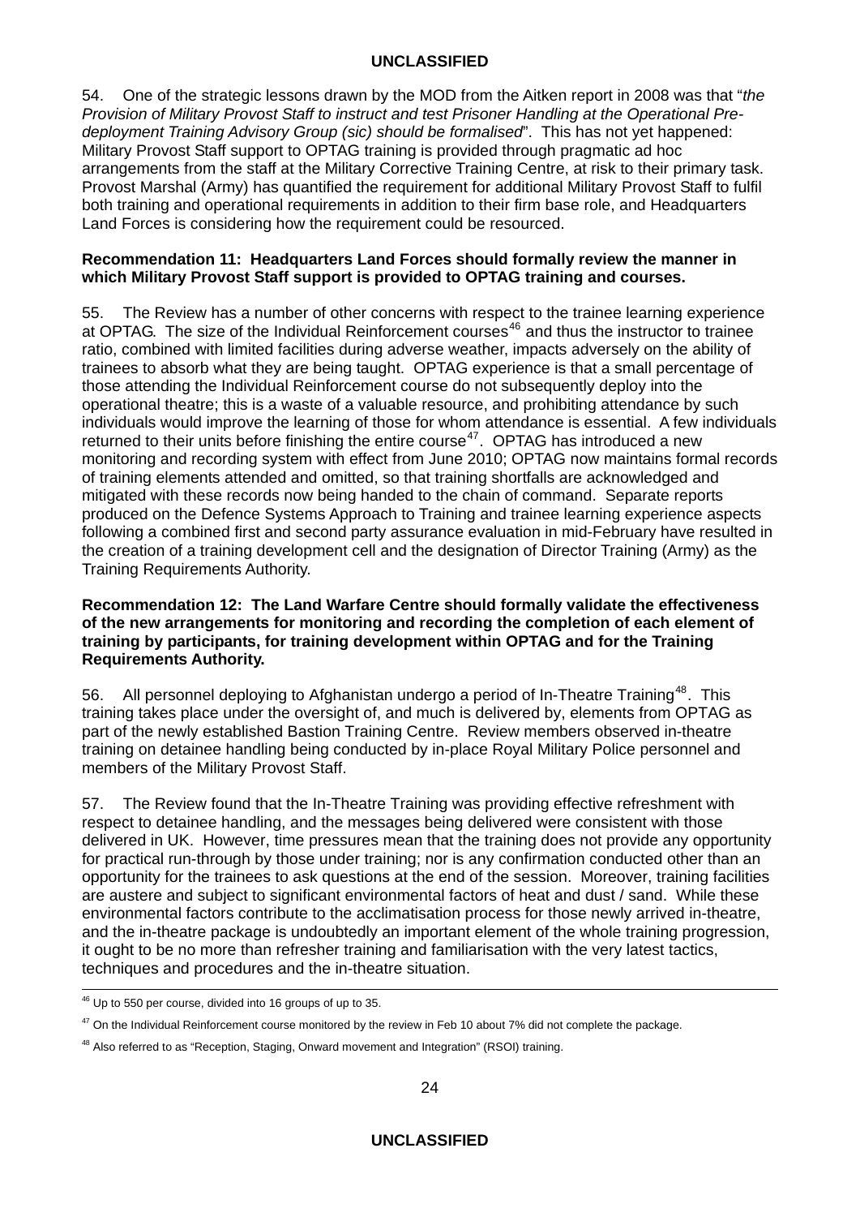54. One of the strategic lessons drawn by the MOD from the Aitken report in 2008 was that "*the Provision of Military Provost Staff to instruct and test Prisoner Handling at the Operational Pre-deployment Training Advisory Group (sic) should be formalised*". This has not yet happened: Military Provost Staff support to OPTAG training is provided through pragmatic ad hoc arrangements from the staff at the Military Corrective Training Centre, at risk to their primary task. Provost Marshal (Army) has quantified the requirement for additional Military Provost Staff to fulfil both training and operational requirements in addition to their firm base role, and Headquarters Land Forces is considering how the requirement could be resourced.

**Recommendation 11: Headquarters Land Forces should formally review the manner in which Military Provost Staff support is provided to OPTAG training and courses.**

55. The Review has a number of other concerns with respect to the trainee learning experience at OPTAG. The size of the Individual Reinforcement courses[46] and thus the instructor to trainee ratio, combined with limited facilities during adverse weather, impacts adversely on the ability of trainees to absorb what they are being taught. OPTAG experience is that a small percentage of those attending the Individual Reinforcement course do not subsequently deploy into the operational theatre; this is a waste of a valuable resource, and prohibiting attendance by such individuals would improve the learning of those for whom attendance is essential. A few individuals returned to their units before finishing the entire course[47]. OPTAG has introduced a new monitoring and recording system with effect from June 2010; OPTAG now maintains formal records of training elements attended and omitted, so that training shortfalls are acknowledged and mitigated with these records now being handed to the chain of command. Separate reports produced on the Defence Systems Approach to Training and trainee learning experience aspects following a combined first and second party assurance evaluation in mid-February have resulted in the creation of a training development cell and the designation of Director Training (Army) as the Training Requirements Authority.

**Recommendation 12: The Land Warfare Centre should formally validate the effectiveness of the new arrangements for monitoring and recording the completion of each element of training by participants, for training development within OPTAG and for the Training Requirements Authority.**

56. All personnel deploying to Afghanistan undergo a period of In-Theatre Training[48]. This training takes place under the oversight of, and much is delivered by, elements from OPTAG as part of the newly established Bastion Training Centre. Review members observed in-theatre training on detainee handling being conducted by in-place Royal Military Police personnel and members of the Military Provost Staff.

57. The Review found that the In-Theatre Training was providing effective refreshment with respect to detainee handling, and the messages being delivered were consistent with those delivered in UK. However, time pressures mean that the training does not provide any opportunity for practical run-through by those under training; nor is any confirmation conducted other than an opportunity for the trainees to ask questions at the end of the session. Moreover, training facilities are austere and subject to significant environmental factors of heat and dust / sand. While these environmental factors contribute to the acclimatisation process for those newly arrived in-theatre, and the in-theatre package is undoubtedly an important element of the whole training progression, it ought to be no more than refresher training and familiarisation with the very latest tactics, techniques and procedures and the in-theatre situation.

---

[46] Up to 550 per course, divided into 16 groups of up to 35.

[47] On the Individual Reinforcement course monitored by the review in Feb 10 about 7% did not complete the package.

[48] Also referred to as "Reception, Staging, Onward movement and Integration" (RSOI) training.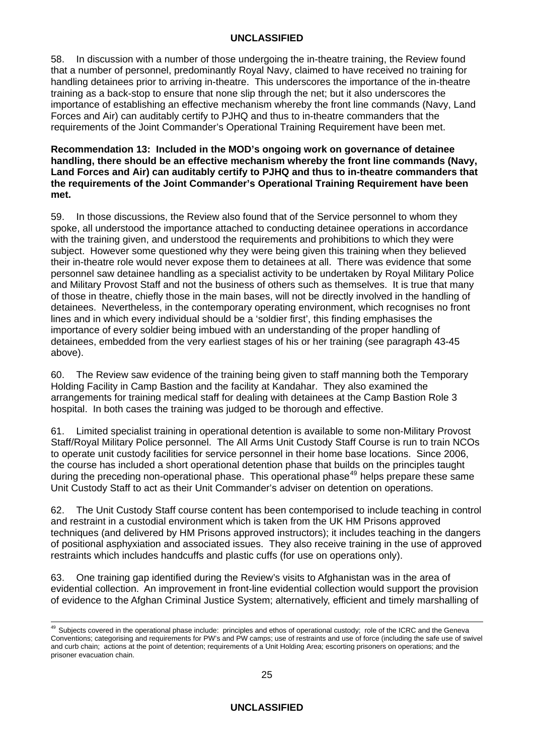58. In discussion with a number of those undergoing the in-theatre training, the Review found that a number of personnel, predominantly Royal Navy, claimed to have received no training for handling detainees prior to arriving in-theatre. This underscores the importance of the in-theatre training as a back-stop to ensure that none slip through the net; but it also underscores the importance of establishing an effective mechanism whereby the front line commands (Navy, Land Forces and Air) can auditably certify to PJHQ and thus to in-theatre commanders that the requirements of the Joint Commander's Operational Training Requirement have been met.

**Recommendation 13: Included in the MOD's ongoing work on governance of detainee handling, there should be an effective mechanism whereby the front line commands (Navy, Land Forces and Air) can auditably certify to PJHQ and thus to in-theatre commanders that the requirements of the Joint Commander's Operational Training Requirement have been met.**

59. In those discussions, the Review also found that of the Service personnel to whom they spoke, all understood the importance attached to conducting detainee operations in accordance with the training given, and understood the requirements and prohibitions to which they were subject. However some questioned why they were being given this training when they believed their in-theatre role would never expose them to detainees at all. There was evidence that some personnel saw detainee handling as a specialist activity to be undertaken by Royal Military Police and Military Provost Staff and not the business of others such as themselves. It is true that many of those in theatre, chiefly those in the main bases, will not be directly involved in the handling of detainees. Nevertheless, in the contemporary operating environment, which recognises no front lines and in which every individual should be a 'soldier first', this finding emphasises the importance of every soldier being imbued with an understanding of the proper handling of detainees, embedded from the very earliest stages of his or her training (see paragraph 43-45 above).

60. The Review saw evidence of the training being given to staff manning both the Temporary Holding Facility in Camp Bastion and the facility at Kandahar. They also examined the arrangements for training medical staff for dealing with detainees at the Camp Bastion Role 3 hospital. In both cases the training was judged to be thorough and effective.

61. Limited specialist training in operational detention is available to some non-Military Provost Staff/Royal Military Police personnel. The All Arms Unit Custody Staff Course is run to train NCOs to operate unit custody facilities for service personnel in their home base locations. Since 2006, the course has included a short operational detention phase that builds on the principles taught during the preceding non-operational phase. This operational phase[49] helps prepare these same Unit Custody Staff to act as their Unit Commander's adviser on detention on operations.

62. The Unit Custody Staff course content has been contemporised to include teaching in control and restraint in a custodial environment which is taken from the UK HM Prisons approved techniques (and delivered by HM Prisons approved instructors); it includes teaching in the dangers of positional asphyxiation and associated issues. They also receive training in the use of approved restraints which includes handcuffs and plastic cuffs (for use on operations only).

63. One training gap identified during the Review's visits to Afghanistan was in the area of evidential collection. An improvement in front-line evidential collection would support the provision of evidence to the Afghan Criminal Justice System; alternatively, efficient and timely marshalling of

---

[49] Subjects covered in the operational phase include: principles and ethos of operational custody; role of the ICRC and the Geneva Conventions; categorising and requirements for PW's and PW camps; use of restraints and use of force (including the safe use of swivel and curb chain; actions at the point of detention; requirements of a Unit Holding Area; escorting prisoners on operations; and the prisoner evacuation chain.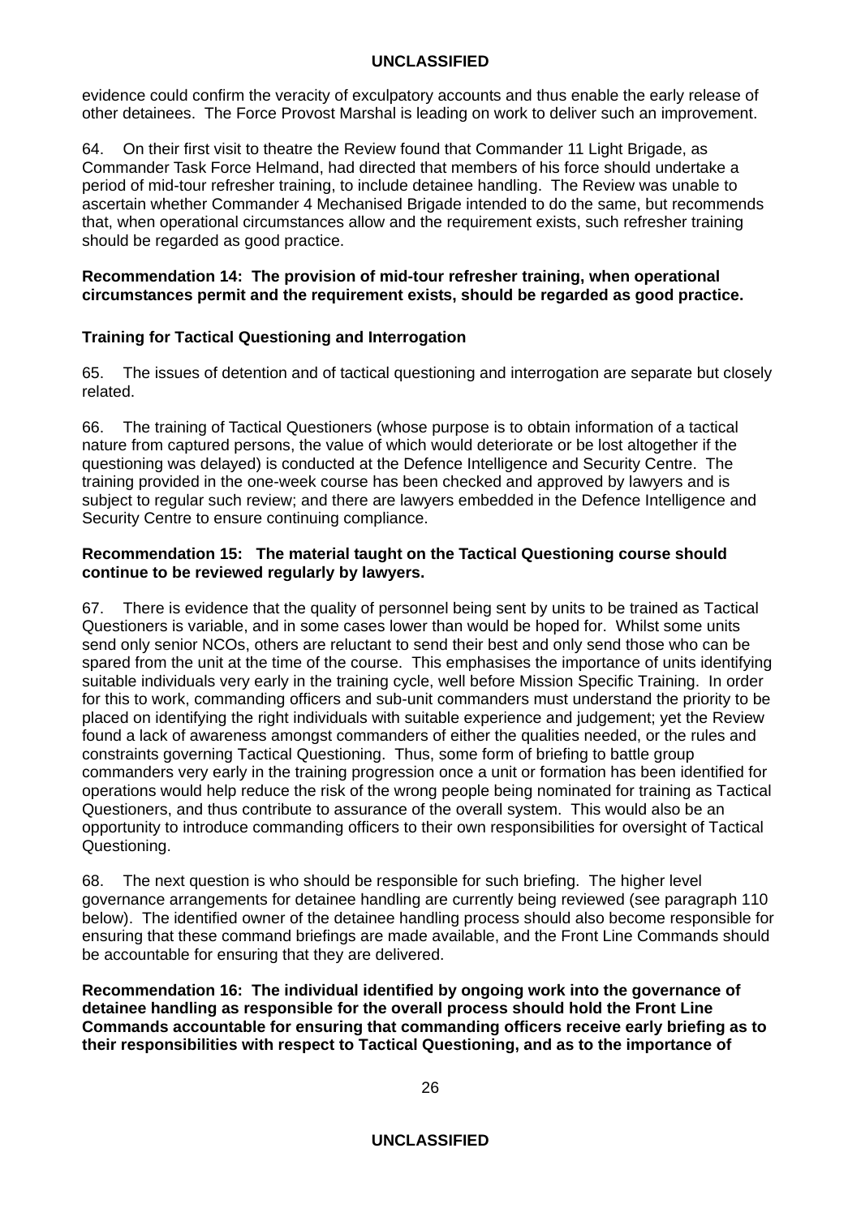evidence could confirm the veracity of exculpatory accounts and thus enable the early release of other detainees. The Force Provost Marshal is leading on work to deliver such an improvement.

64. On their first visit to theatre the Review found that Commander 11 Light Brigade, as Commander Task Force Helmand, had directed that members of his force should undertake a period of mid-tour refresher training, to include detainee handling. The Review was unable to ascertain whether Commander 4 Mechanised Brigade intended to do the same, but recommends that, when operational circumstances allow and the requirement exists, such refresher training should be regarded as good practice.

**Recommendation 14: The provision of mid-tour refresher training, when operational circumstances permit and the requirement exists, should be regarded as good practice.**

### Training for Tactical Questioning and Interrogation

65. The issues of detention and of tactical questioning and interrogation are separate but closely related.

66. The training of Tactical Questioners (whose purpose is to obtain information of a tactical nature from captured persons, the value of which would deteriorate or be lost altogether if the questioning was delayed) is conducted at the Defence Intelligence and Security Centre. The training provided in the one-week course has been checked and approved by lawyers and is subject to regular such review; and there are lawyers embedded in the Defence Intelligence and Security Centre to ensure continuing compliance.

**Recommendation 15: The material taught on the Tactical Questioning course should continue to be reviewed regularly by lawyers.**

67. There is evidence that the quality of personnel being sent by units to be trained as Tactical Questioners is variable, and in some cases lower than would be hoped for. Whilst some units send only senior NCOs, others are reluctant to send their best and only send those who can be spared from the unit at the time of the course. This emphasises the importance of units identifying suitable individuals very early in the training cycle, well before Mission Specific Training. In order for this to work, commanding officers and sub-unit commanders must understand the priority to be placed on identifying the right individuals with suitable experience and judgement; yet the Review found a lack of awareness amongst commanders of either the qualities needed, or the rules and constraints governing Tactical Questioning. Thus, some form of briefing to battle group commanders very early in the training progression once a unit or formation has been identified for operations would help reduce the risk of the wrong people being nominated for training as Tactical Questioners, and thus contribute to assurance of the overall system. This would also be an opportunity to introduce commanding officers to their own responsibilities for oversight of Tactical Questioning.

68. The next question is who should be responsible for such briefing. The higher level governance arrangements for detainee handling are currently being reviewed (see paragraph 110 below). The identified owner of the detainee handling process should also become responsible for ensuring that these command briefings are made available, and the Front Line Commands should be accountable for ensuring that they are delivered.

**Recommendation 16: The individual identified by ongoing work into the governance of detainee handling as responsible for the overall process should hold the Front Line Commands accountable for ensuring that commanding officers receive early briefing as to their responsibilities with respect to Tactical Questioning, and as to the importance of**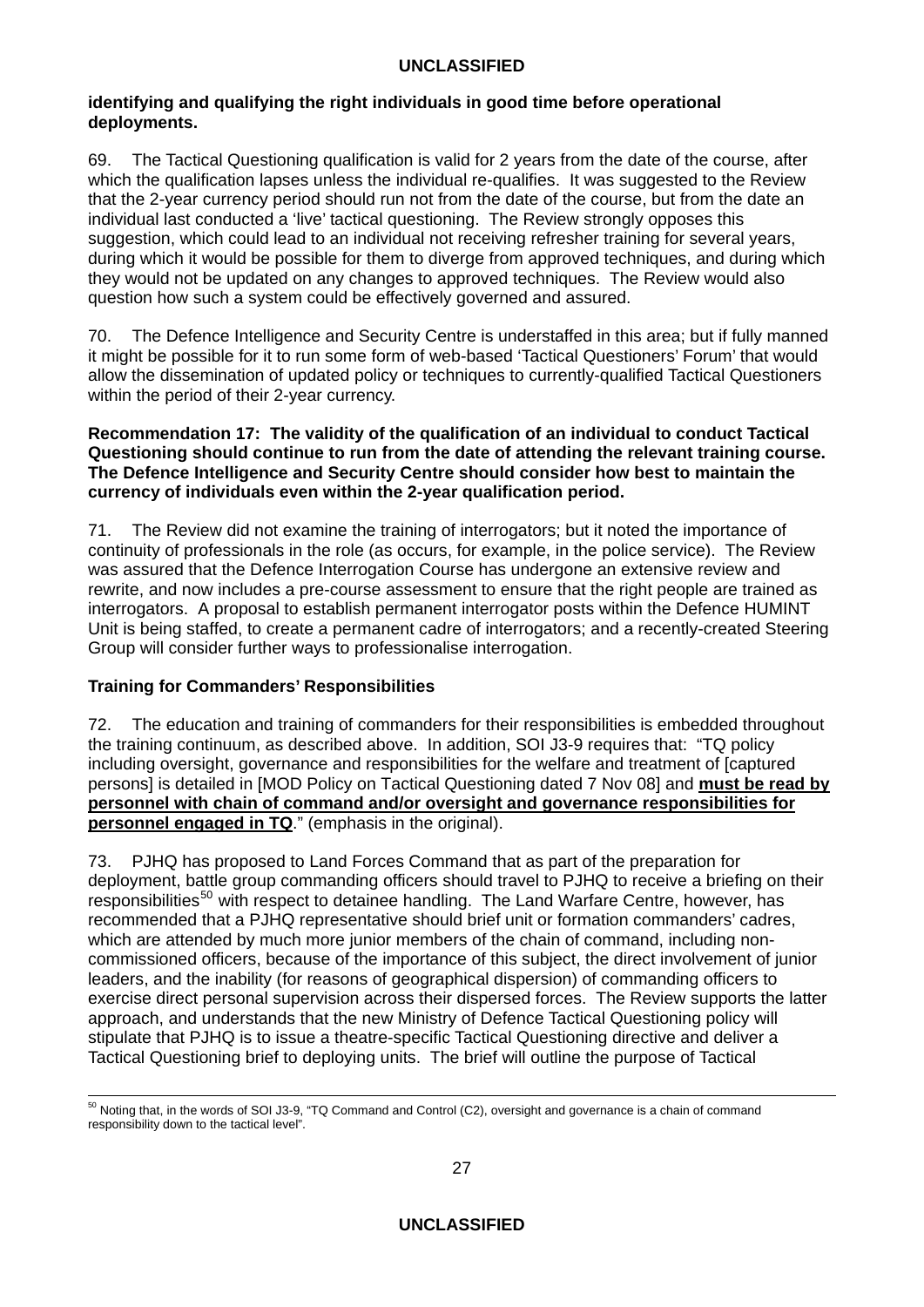**identifying and qualifying the right individuals in good time before operational deployments.**

69. The Tactical Questioning qualification is valid for 2 years from the date of the course, after which the qualification lapses unless the individual re-qualifies. It was suggested to the Review that the 2-year currency period should run not from the date of the course, but from the date an individual last conducted a 'live' tactical questioning. The Review strongly opposes this suggestion, which could lead to an individual not receiving refresher training for several years, during which it would be possible for them to diverge from approved techniques, and during which they would not be updated on any changes to approved techniques. The Review would also question how such a system could be effectively governed and assured.

70. The Defence Intelligence and Security Centre is understaffed in this area; but if fully manned it might be possible for it to run some form of web-based 'Tactical Questioners' Forum' that would allow the dissemination of updated policy or techniques to currently-qualified Tactical Questioners within the period of their 2-year currency.

**Recommendation 17: The validity of the qualification of an individual to conduct Tactical Questioning should continue to run from the date of attending the relevant training course. The Defence Intelligence and Security Centre should consider how best to maintain the currency of individuals even within the 2-year qualification period.**

71. The Review did not examine the training of interrogators; but it noted the importance of continuity of professionals in the role (as occurs, for example, in the police service). The Review was assured that the Defence Interrogation Course has undergone an extensive review and rewrite, and now includes a pre-course assessment to ensure that the right people are trained as interrogators. A proposal to establish permanent interrogator posts within the Defence HUMINT Unit is being staffed, to create a permanent cadre of interrogators; and a recently-created Steering Group will consider further ways to professionalise interrogation.

**Training for Commanders' Responsibilities**

72. The education and training of commanders for their responsibilities is embedded throughout the training continuum, as described above. In addition, SOI J3-9 requires that: "TQ policy including oversight, governance and responsibilities for the welfare and treatment of [captured persons] is detailed in [MOD Policy on Tactical Questioning dated 7 Nov 08] and **must be read by personnel with chain of command and/or oversight and governance responsibilities for personnel engaged in TQ**." (emphasis in the original).

73. PJHQ has proposed to Land Forces Command that as part of the preparation for deployment, battle group commanding officers should travel to PJHQ to receive a briefing on their responsibilities[50] with respect to detainee handling. The Land Warfare Centre, however, has recommended that a PJHQ representative should brief unit or formation commanders' cadres, which are attended by much more junior members of the chain of command, including non-commissioned officers, because of the importance of this subject, the direct involvement of junior leaders, and the inability (for reasons of geographical dispersion) of commanding officers to exercise direct personal supervision across their dispersed forces. The Review supports the latter approach, and understands that the new Ministry of Defence Tactical Questioning policy will stipulate that PJHQ is to issue a theatre-specific Tactical Questioning directive and deliver a Tactical Questioning brief to deploying units. The brief will outline the purpose of Tactical

---

[50] Noting that, in the words of SOI J3-9, "TQ Command and Control (C2), oversight and governance is a chain of command responsibility down to the tactical level".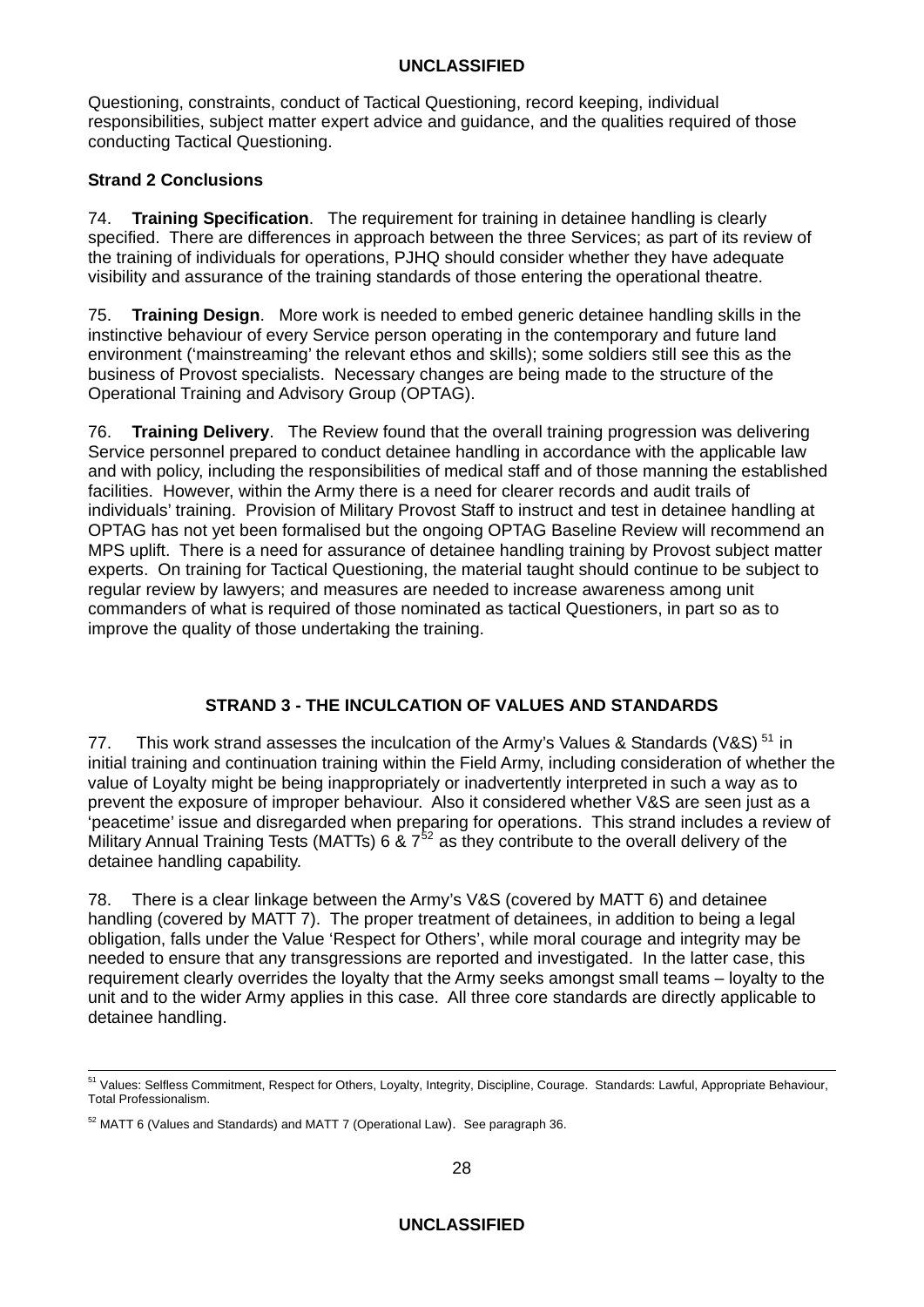Questioning, constraints, conduct of Tactical Questioning, record keeping, individual responsibilities, subject matter expert advice and guidance, and the qualities required of those conducting Tactical Questioning.

**Strand 2 Conclusions**

74. **Training Specification**. The requirement for training in detainee handling is clearly specified. There are differences in approach between the three Services; as part of its review of the training of individuals for operations, PJHQ should consider whether they have adequate visibility and assurance of the training standards of those entering the operational theatre.

75. **Training Design**. More work is needed to embed generic detainee handling skills in the instinctive behaviour of every Service person operating in the contemporary and future land environment ('mainstreaming' the relevant ethos and skills); some soldiers still see this as the business of Provost specialists. Necessary changes are being made to the structure of the Operational Training and Advisory Group (OPTAG).

76. **Training Delivery**. The Review found that the overall training progression was delivering Service personnel prepared to conduct detainee handling in accordance with the applicable law and with policy, including the responsibilities of medical staff and of those manning the established facilities. However, within the Army there is a need for clearer records and audit trails of individuals' training. Provision of Military Provost Staff to instruct and test in detainee handling at OPTAG has not yet been formalised but the ongoing OPTAG Baseline Review will recommend an MPS uplift. There is a need for assurance of detainee handling training by Provost subject matter experts. On training for Tactical Questioning, the material taught should continue to be subject to regular review by lawyers; and measures are needed to increase awareness among unit commanders of what is required of those nominated as tactical Questioners, in part so as to improve the quality of those undertaking the training.

## STRAND 3 - THE INCULCATION OF VALUES AND STANDARDS

77. This work strand assesses the inculcation of the Army's Values & Standards (V&S) [51] in initial training and continuation training within the Field Army, including consideration of whether the value of Loyalty might be being inappropriately or inadvertently interpreted in such a way as to prevent the exposure of improper behaviour. Also it considered whether V&S are seen just as a 'peacetime' issue and disregarded when preparing for operations. This strand includes a review of Military Annual Training Tests (MATTs) 6 & 7[52] as they contribute to the overall delivery of the detainee handling capability.

78. There is a clear linkage between the Army's V&S (covered by MATT 6) and detainee handling (covered by MATT 7). The proper treatment of detainees, in addition to being a legal obligation, falls under the Value 'Respect for Others', while moral courage and integrity may be needed to ensure that any transgressions are reported and investigated. In the latter case, this requirement clearly overrides the loyalty that the Army seeks amongst small teams – loyalty to the unit and to the wider Army applies in this case. All three core standards are directly applicable to detainee handling.

---

[51] Values: Selfless Commitment, Respect for Others, Loyalty, Integrity, Discipline, Courage. Standards: Lawful, Appropriate Behaviour, Total Professionalism.

[52] MATT 6 (Values and Standards) and MATT 7 (Operational Law). See paragraph 36.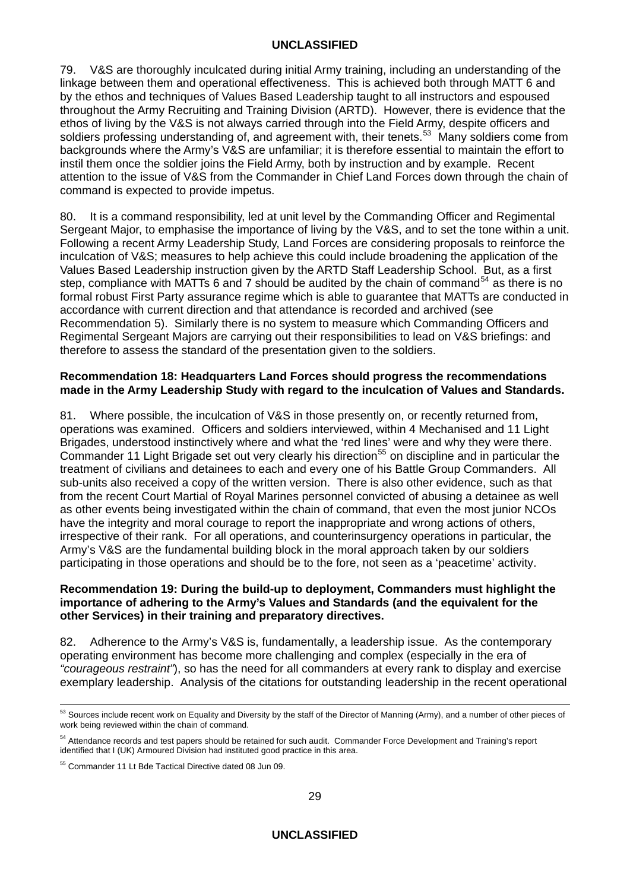79. V&S are thoroughly inculcated during initial Army training, including an understanding of the linkage between them and operational effectiveness. This is achieved both through MATT 6 and by the ethos and techniques of Values Based Leadership taught to all instructors and espoused throughout the Army Recruiting and Training Division (ARTD). However, there is evidence that the ethos of living by the V&S is not always carried through into the Field Army, despite officers and soldiers professing understanding of, and agreement with, their tenets.[53] Many soldiers come from backgrounds where the Army's V&S are unfamiliar; it is therefore essential to maintain the effort to instil them once the soldier joins the Field Army, both by instruction and by example. Recent attention to the issue of V&S from the Commander in Chief Land Forces down through the chain of command is expected to provide impetus.

80. It is a command responsibility, led at unit level by the Commanding Officer and Regimental Sergeant Major, to emphasise the importance of living by the V&S, and to set the tone within a unit. Following a recent Army Leadership Study, Land Forces are considering proposals to reinforce the inculcation of V&S; measures to help achieve this could include broadening the application of the Values Based Leadership instruction given by the ARTD Staff Leadership School. But, as a first step, compliance with MATTs 6 and 7 should be audited by the chain of command[54] as there is no formal robust First Party assurance regime which is able to guarantee that MATTs are conducted in accordance with current direction and that attendance is recorded and archived (see Recommendation 5). Similarly there is no system to measure which Commanding Officers and Regimental Sergeant Majors are carrying out their responsibilities to lead on V&S briefings: and therefore to assess the standard of the presentation given to the soldiers.

**Recommendation 18: Headquarters Land Forces should progress the recommendations made in the Army Leadership Study with regard to the inculcation of Values and Standards.**

81. Where possible, the inculcation of V&S in those presently on, or recently returned from, operations was examined. Officers and soldiers interviewed, within 4 Mechanised and 11 Light Brigades, understood instinctively where and what the 'red lines' were and why they were there. Commander 11 Light Brigade set out very clearly his direction[55] on discipline and in particular the treatment of civilians and detainees to each and every one of his Battle Group Commanders. All sub-units also received a copy of the written version. There is also other evidence, such as that from the recent Court Martial of Royal Marines personnel convicted of abusing a detainee as well as other events being investigated within the chain of command, that even the most junior NCOs have the integrity and moral courage to report the inappropriate and wrong actions of others, irrespective of their rank. For all operations, and counterinsurgency operations in particular, the Army's V&S are the fundamental building block in the moral approach taken by our soldiers participating in those operations and should be to the fore, not seen as a 'peacetime' activity.

**Recommendation 19: During the build-up to deployment, Commanders must highlight the importance of adhering to the Army's Values and Standards (and the equivalent for the other Services) in their training and preparatory directives.**

82. Adherence to the Army's V&S is, fundamentally, a leadership issue. As the contemporary operating environment has become more challenging and complex (especially in the era of *"courageous restraint"*), so has the need for all commanders at every rank to display and exercise exemplary leadership. Analysis of the citations for outstanding leadership in the recent operational

---

[53] Sources include recent work on Equality and Diversity by the staff of the Director of Manning (Army), and a number of other pieces of work being reviewed within the chain of command.

[54] Attendance records and test papers should be retained for such audit. Commander Force Development and Training's report identified that I (UK) Armoured Division had instituted good practice in this area.

[55] Commander 11 Lt Bde Tactical Directive dated 08 Jun 09.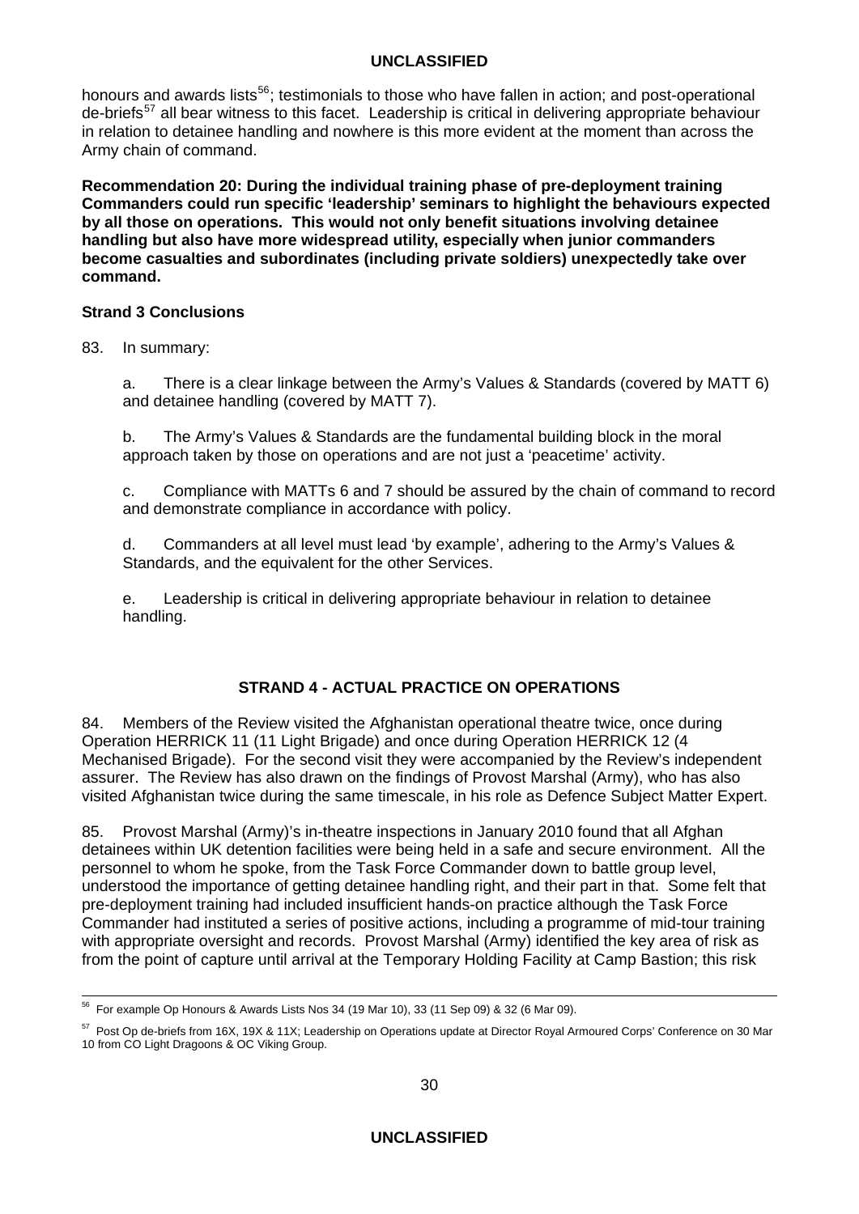honours and awards lists[56]; testimonials to those who have fallen in action; and post-operational de-briefs[57] all bear witness to this facet. Leadership is critical in delivering appropriate behaviour in relation to detainee handling and nowhere is this more evident at the moment than across the Army chain of command.

**Recommendation 20: During the individual training phase of pre-deployment training Commanders could run specific 'leadership' seminars to highlight the behaviours expected by all those on operations. This would not only benefit situations involving detainee handling but also have more widespread utility, especially when junior commanders become casualties and subordinates (including private soldiers) unexpectedly take over command.**

**Strand 3 Conclusions**

83. In summary:

a. There is a clear linkage between the Army's Values & Standards (covered by MATT 6) and detainee handling (covered by MATT 7).

b. The Army's Values & Standards are the fundamental building block in the moral approach taken by those on operations and are not just a 'peacetime' activity.

c. Compliance with MATTs 6 and 7 should be assured by the chain of command to record and demonstrate compliance in accordance with policy.

d. Commanders at all level must lead 'by example', adhering to the Army's Values & Standards, and the equivalent for the other Services.

e. Leadership is critical in delivering appropriate behaviour in relation to detainee handling.

## STRAND 4 - ACTUAL PRACTICE ON OPERATIONS

84. Members of the Review visited the Afghanistan operational theatre twice, once during Operation HERRICK 11 (11 Light Brigade) and once during Operation HERRICK 12 (4 Mechanised Brigade). For the second visit they were accompanied by the Review's independent assurer. The Review has also drawn on the findings of Provost Marshal (Army), who has also visited Afghanistan twice during the same timescale, in his role as Defence Subject Matter Expert.

85. Provost Marshal (Army)'s in-theatre inspections in January 2010 found that all Afghan detainees within UK detention facilities were being held in a safe and secure environment. All the personnel to whom he spoke, from the Task Force Commander down to battle group level, understood the importance of getting detainee handling right, and their part in that. Some felt that pre-deployment training had included insufficient hands-on practice although the Task Force Commander had instituted a series of positive actions, including a programme of mid-tour training with appropriate oversight and records. Provost Marshal (Army) identified the key area of risk as from the point of capture until arrival at the Temporary Holding Facility at Camp Bastion; this risk

---

[56] For example Op Honours & Awards Lists Nos 34 (19 Mar 10), 33 (11 Sep 09) & 32 (6 Mar 09).

[57] Post Op de-briefs from 16X, 19X & 11X; Leadership on Operations update at Director Royal Armoured Corps' Conference on 30 Mar 10 from CO Light Dragoons & OC Viking Group.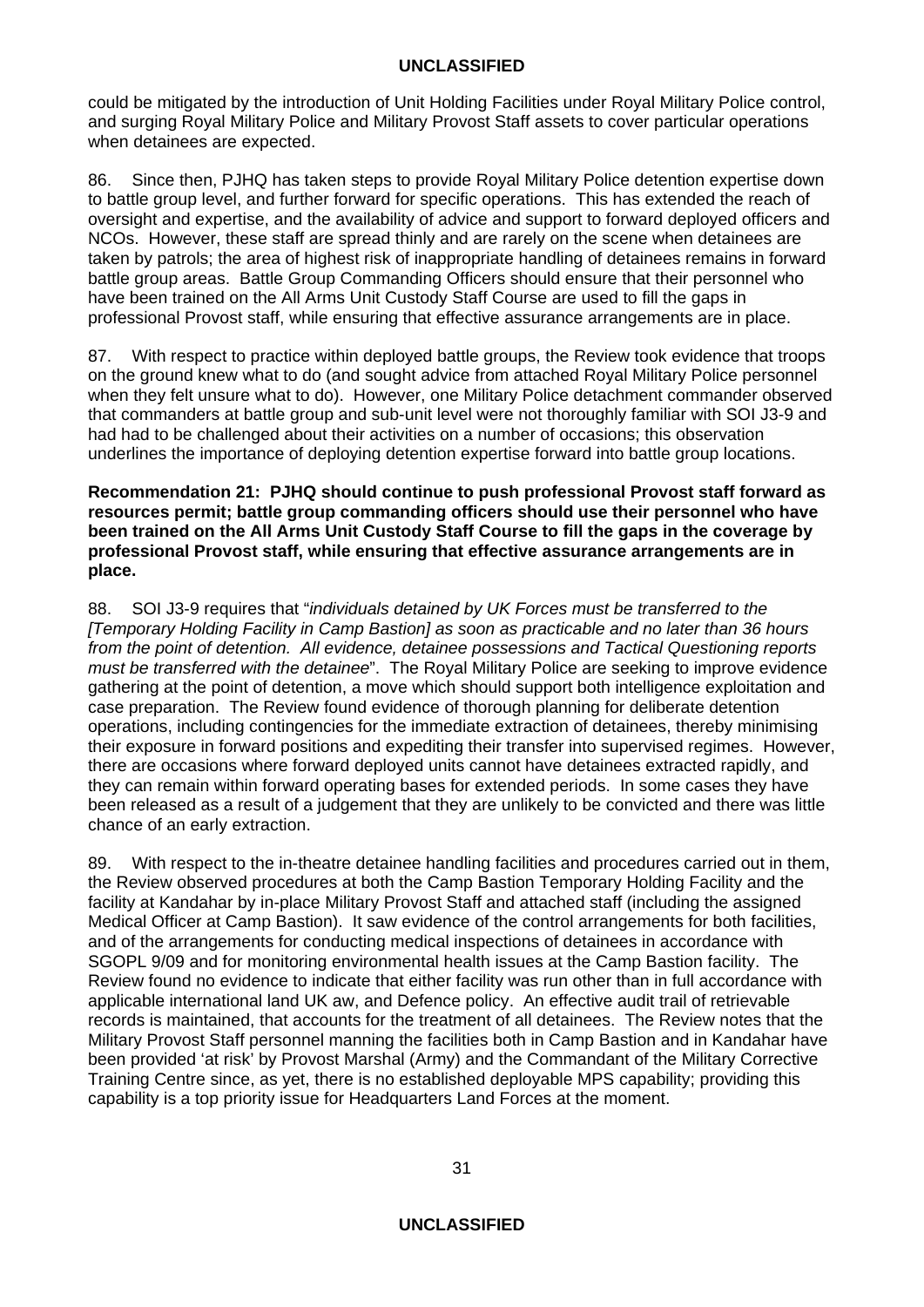could be mitigated by the introduction of Unit Holding Facilities under Royal Military Police control, and surging Royal Military Police and Military Provost Staff assets to cover particular operations when detainees are expected.

86. Since then, PJHQ has taken steps to provide Royal Military Police detention expertise down to battle group level, and further forward for specific operations. This has extended the reach of oversight and expertise, and the availability of advice and support to forward deployed officers and NCOs. However, these staff are spread thinly and are rarely on the scene when detainees are taken by patrols; the area of highest risk of inappropriate handling of detainees remains in forward battle group areas. Battle Group Commanding Officers should ensure that their personnel who have been trained on the All Arms Unit Custody Staff Course are used to fill the gaps in professional Provost staff, while ensuring that effective assurance arrangements are in place.

87. With respect to practice within deployed battle groups, the Review took evidence that troops on the ground knew what to do (and sought advice from attached Royal Military Police personnel when they felt unsure what to do). However, one Military Police detachment commander observed that commanders at battle group and sub-unit level were not thoroughly familiar with SOI J3-9 and had had to be challenged about their activities on a number of occasions; this observation underlines the importance of deploying detention expertise forward into battle group locations.

**Recommendation 21: PJHQ should continue to push professional Provost staff forward as resources permit; battle group commanding officers should use their personnel who have been trained on the All Arms Unit Custody Staff Course to fill the gaps in the coverage by professional Provost staff, while ensuring that effective assurance arrangements are in place.**

88. SOI J3-9 requires that "*individuals detained by UK Forces must be transferred to the [Temporary Holding Facility in Camp Bastion] as soon as practicable and no later than 36 hours from the point of detention. All evidence, detainee possessions and Tactical Questioning reports must be transferred with the detainee*". The Royal Military Police are seeking to improve evidence gathering at the point of detention, a move which should support both intelligence exploitation and case preparation. The Review found evidence of thorough planning for deliberate detention operations, including contingencies for the immediate extraction of detainees, thereby minimising their exposure in forward positions and expediting their transfer into supervised regimes. However, there are occasions where forward deployed units cannot have detainees extracted rapidly, and they can remain within forward operating bases for extended periods. In some cases they have been released as a result of a judgement that they are unlikely to be convicted and there was little chance of an early extraction.

89. With respect to the in-theatre detainee handling facilities and procedures carried out in them, the Review observed procedures at both the Camp Bastion Temporary Holding Facility and the facility at Kandahar by in-place Military Provost Staff and attached staff (including the assigned Medical Officer at Camp Bastion). It saw evidence of the control arrangements for both facilities, and of the arrangements for conducting medical inspections of detainees in accordance with SGOPL 9/09 and for monitoring environmental health issues at the Camp Bastion facility. The Review found no evidence to indicate that either facility was run other than in full accordance with applicable international land UK aw, and Defence policy. An effective audit trail of retrievable records is maintained, that accounts for the treatment of all detainees. The Review notes that the Military Provost Staff personnel manning the facilities both in Camp Bastion and in Kandahar have been provided 'at risk' by Provost Marshal (Army) and the Commandant of the Military Corrective Training Centre since, as yet, there is no established deployable MPS capability; providing this capability is a top priority issue for Headquarters Land Forces at the moment.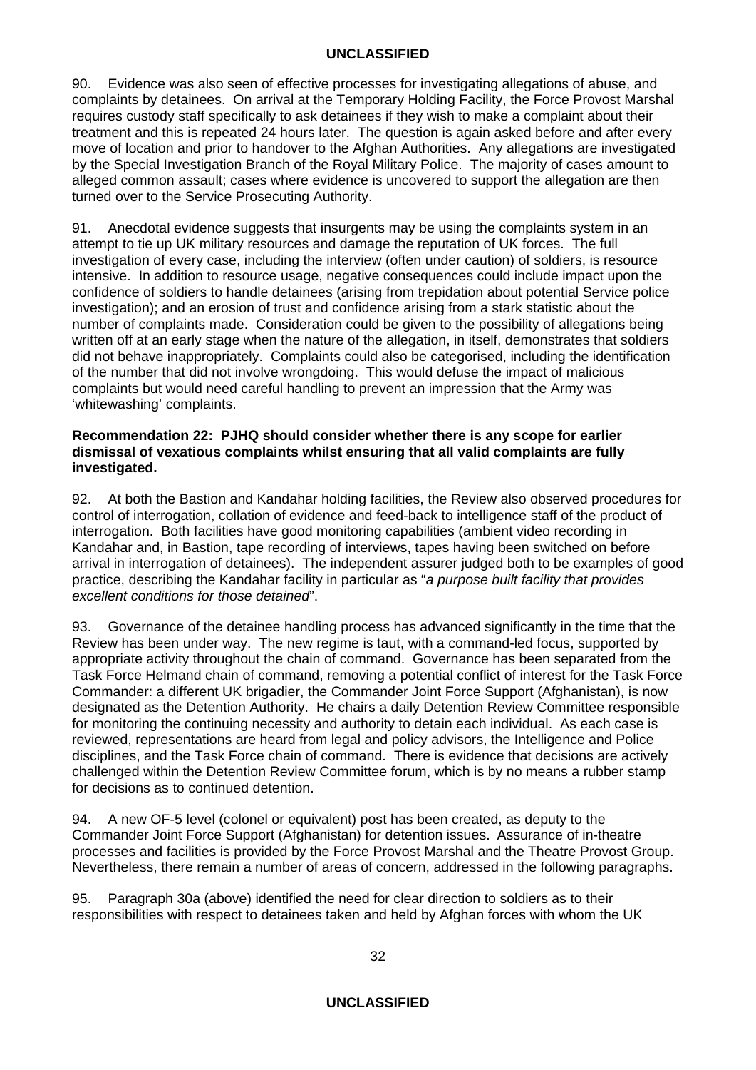90. Evidence was also seen of effective processes for investigating allegations of abuse, and complaints by detainees. On arrival at the Temporary Holding Facility, the Force Provost Marshal requires custody staff specifically to ask detainees if they wish to make a complaint about their treatment and this is repeated 24 hours later. The question is again asked before and after every move of location and prior to handover to the Afghan Authorities. Any allegations are investigated by the Special Investigation Branch of the Royal Military Police. The majority of cases amount to alleged common assault; cases where evidence is uncovered to support the allegation are then turned over to the Service Prosecuting Authority.

91. Anecdotal evidence suggests that insurgents may be using the complaints system in an attempt to tie up UK military resources and damage the reputation of UK forces. The full investigation of every case, including the interview (often under caution) of soldiers, is resource intensive. In addition to resource usage, negative consequences could include impact upon the confidence of soldiers to handle detainees (arising from trepidation about potential Service police investigation); and an erosion of trust and confidence arising from a stark statistic about the number of complaints made. Consideration could be given to the possibility of allegations being written off at an early stage when the nature of the allegation, in itself, demonstrates that soldiers did not behave inappropriately. Complaints could also be categorised, including the identification of the number that did not involve wrongdoing. This would defuse the impact of malicious complaints but would need careful handling to prevent an impression that the Army was 'whitewashing' complaints.

**Recommendation 22: PJHQ should consider whether there is any scope for earlier dismissal of vexatious complaints whilst ensuring that all valid complaints are fully investigated.**

92. At both the Bastion and Kandahar holding facilities, the Review also observed procedures for control of interrogation, collation of evidence and feed-back to intelligence staff of the product of interrogation. Both facilities have good monitoring capabilities (ambient video recording in Kandahar and, in Bastion, tape recording of interviews, tapes having been switched on before arrival in interrogation of detainees). The independent assurer judged both to be examples of good practice, describing the Kandahar facility in particular as "*a purpose built facility that provides excellent conditions for those detained*".

93. Governance of the detainee handling process has advanced significantly in the time that the Review has been under way. The new regime is taut, with a command-led focus, supported by appropriate activity throughout the chain of command. Governance has been separated from the Task Force Helmand chain of command, removing a potential conflict of interest for the Task Force Commander: a different UK brigadier, the Commander Joint Force Support (Afghanistan), is now designated as the Detention Authority. He chairs a daily Detention Review Committee responsible for monitoring the continuing necessity and authority to detain each individual. As each case is reviewed, representations are heard from legal and policy advisors, the Intelligence and Police disciplines, and the Task Force chain of command. There is evidence that decisions are actively challenged within the Detention Review Committee forum, which is by no means a rubber stamp for decisions as to continued detention.

94. A new OF-5 level (colonel or equivalent) post has been created, as deputy to the Commander Joint Force Support (Afghanistan) for detention issues. Assurance of in-theatre processes and facilities is provided by the Force Provost Marshal and the Theatre Provost Group. Nevertheless, there remain a number of areas of concern, addressed in the following paragraphs.

95. Paragraph 30a (above) identified the need for clear direction to soldiers as to their responsibilities with respect to detainees taken and held by Afghan forces with whom the UK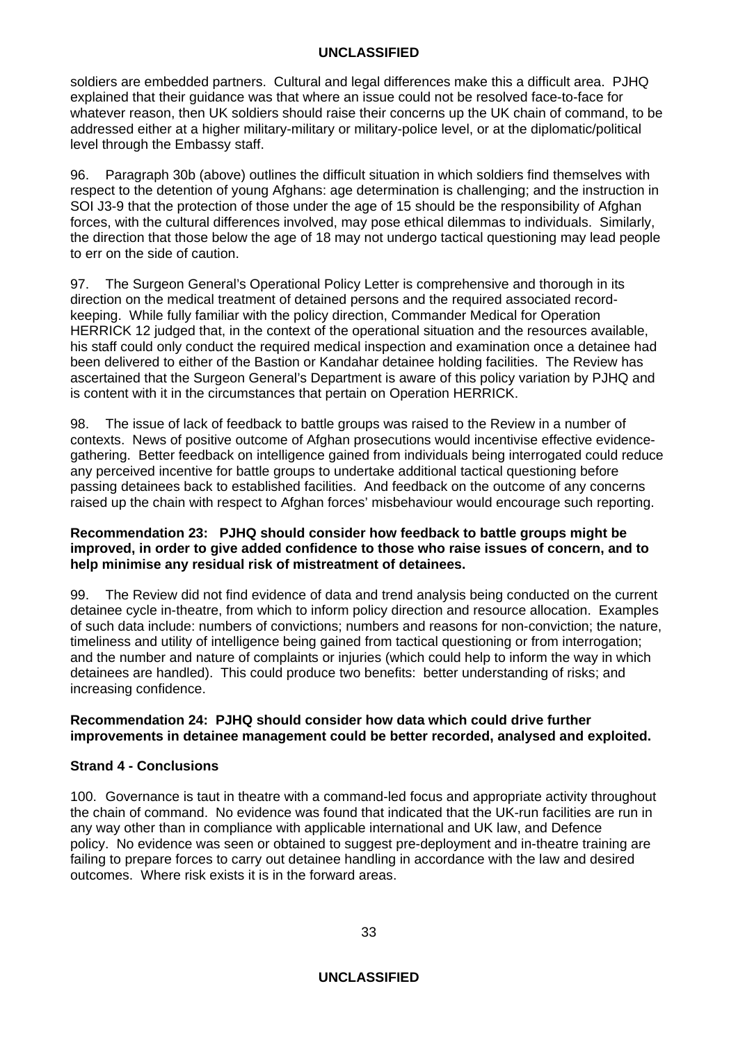soldiers are embedded partners. Cultural and legal differences make this a difficult area. PJHQ explained that their guidance was that where an issue could not be resolved face-to-face for whatever reason, then UK soldiers should raise their concerns up the UK chain of command, to be addressed either at a higher military-military or military-police level, or at the diplomatic/political level through the Embassy staff.

96. Paragraph 30b (above) outlines the difficult situation in which soldiers find themselves with respect to the detention of young Afghans: age determination is challenging; and the instruction in SOI J3-9 that the protection of those under the age of 15 should be the responsibility of Afghan forces, with the cultural differences involved, may pose ethical dilemmas to individuals. Similarly, the direction that those below the age of 18 may not undergo tactical questioning may lead people to err on the side of caution.

97. The Surgeon General's Operational Policy Letter is comprehensive and thorough in its direction on the medical treatment of detained persons and the required associated record-keeping. While fully familiar with the policy direction, Commander Medical for Operation HERRICK 12 judged that, in the context of the operational situation and the resources available, his staff could only conduct the required medical inspection and examination once a detainee had been delivered to either of the Bastion or Kandahar detainee holding facilities. The Review has ascertained that the Surgeon General's Department is aware of this policy variation by PJHQ and is content with it in the circumstances that pertain on Operation HERRICK.

98. The issue of lack of feedback to battle groups was raised to the Review in a number of contexts. News of positive outcome of Afghan prosecutions would incentivise effective evidence-gathering. Better feedback on intelligence gained from individuals being interrogated could reduce any perceived incentive for battle groups to undertake additional tactical questioning before passing detainees back to established facilities. And feedback on the outcome of any concerns raised up the chain with respect to Afghan forces' misbehaviour would encourage such reporting.

**Recommendation 23: PJHQ should consider how feedback to battle groups might be improved, in order to give added confidence to those who raise issues of concern, and to help minimise any residual risk of mistreatment of detainees.**

99. The Review did not find evidence of data and trend analysis being conducted on the current detainee cycle in-theatre, from which to inform policy direction and resource allocation. Examples of such data include: numbers of convictions; numbers and reasons for non-conviction; the nature, timeliness and utility of intelligence being gained from tactical questioning or from interrogation; and the number and nature of complaints or injuries (which could help to inform the way in which detainees are handled). This could produce two benefits: better understanding of risks; and increasing confidence.

**Recommendation 24: PJHQ should consider how data which could drive further improvements in detainee management could be better recorded, analysed and exploited.**

**Strand 4 - Conclusions**

100. Governance is taut in theatre with a command-led focus and appropriate activity throughout the chain of command. No evidence was found that indicated that the UK-run facilities are run in any way other than in compliance with applicable international and UK law, and Defence policy. No evidence was seen or obtained to suggest pre-deployment and in-theatre training are failing to prepare forces to carry out detainee handling in accordance with the law and desired outcomes. Where risk exists it is in the forward areas.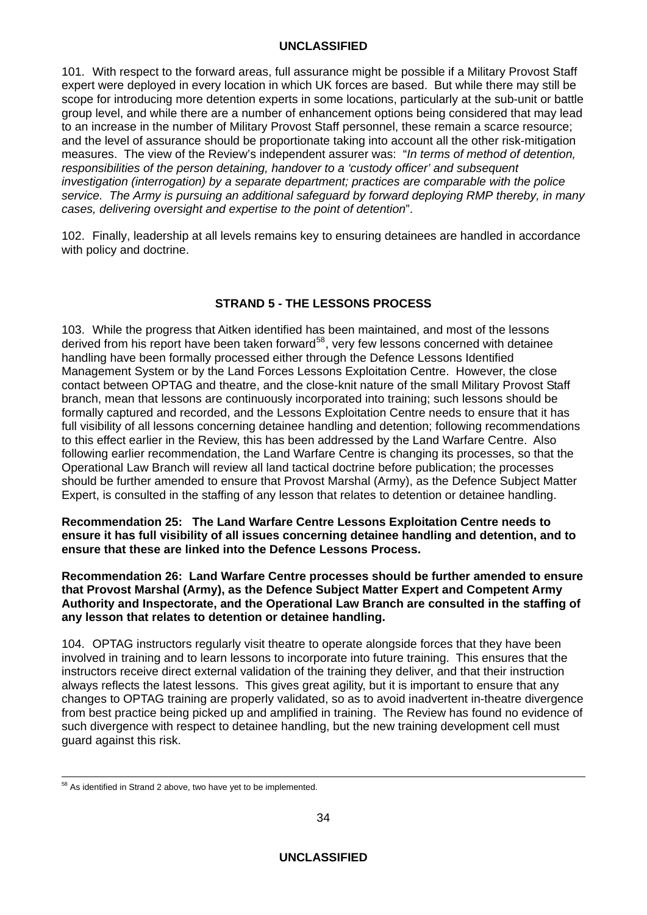101. With respect to the forward areas, full assurance might be possible if a Military Provost Staff expert were deployed in every location in which UK forces are based. But while there may still be scope for introducing more detention experts in some locations, particularly at the sub-unit or battle group level, and while there are a number of enhancement options being considered that may lead to an increase in the number of Military Provost Staff personnel, these remain a scarce resource; and the level of assurance should be proportionate taking into account all the other risk-mitigation measures. The view of the Review's independent assurer was: "*In terms of method of detention, responsibilities of the person detaining, handover to a 'custody officer' and subsequent investigation (interrogation) by a separate department; practices are comparable with the police service. The Army is pursuing an additional safeguard by forward deploying RMP thereby, in many cases, delivering oversight and expertise to the point of detention*".

102. Finally, leadership at all levels remains key to ensuring detainees are handled in accordance with policy and doctrine.

## STRAND 5 - THE LESSONS PROCESS

103. While the progress that Aitken identified has been maintained, and most of the lessons derived from his report have been taken forward[58], very few lessons concerned with detainee handling have been formally processed either through the Defence Lessons Identified Management System or by the Land Forces Lessons Exploitation Centre. However, the close contact between OPTAG and theatre, and the close-knit nature of the small Military Provost Staff branch, mean that lessons are continuously incorporated into training; such lessons should be formally captured and recorded, and the Lessons Exploitation Centre needs to ensure that it has full visibility of all lessons concerning detainee handling and detention; following recommendations to this effect earlier in the Review, this has been addressed by the Land Warfare Centre. Also following earlier recommendation, the Land Warfare Centre is changing its processes, so that the Operational Law Branch will review all land tactical doctrine before publication; the processes should be further amended to ensure that Provost Marshal (Army), as the Defence Subject Matter Expert, is consulted in the staffing of any lesson that relates to detention or detainee handling.

**Recommendation 25: The Land Warfare Centre Lessons Exploitation Centre needs to ensure it has full visibility of all issues concerning detainee handling and detention, and to ensure that these are linked into the Defence Lessons Process.**

**Recommendation 26: Land Warfare Centre processes should be further amended to ensure that Provost Marshal (Army), as the Defence Subject Matter Expert and Competent Army Authority and Inspectorate, and the Operational Law Branch are consulted in the staffing of any lesson that relates to detention or detainee handling.**

104. OPTAG instructors regularly visit theatre to operate alongside forces that they have been involved in training and to learn lessons to incorporate into future training. This ensures that the instructors receive direct external validation of the training they deliver, and that their instruction always reflects the latest lessons. This gives great agility, but it is important to ensure that any changes to OPTAG training are properly validated, so as to avoid inadvertent in-theatre divergence from best practice being picked up and amplified in training. The Review has found no evidence of such divergence with respect to detainee handling, but the new training development cell must guard against this risk.

---

[58] As identified in Strand 2 above, two have yet to be implemented.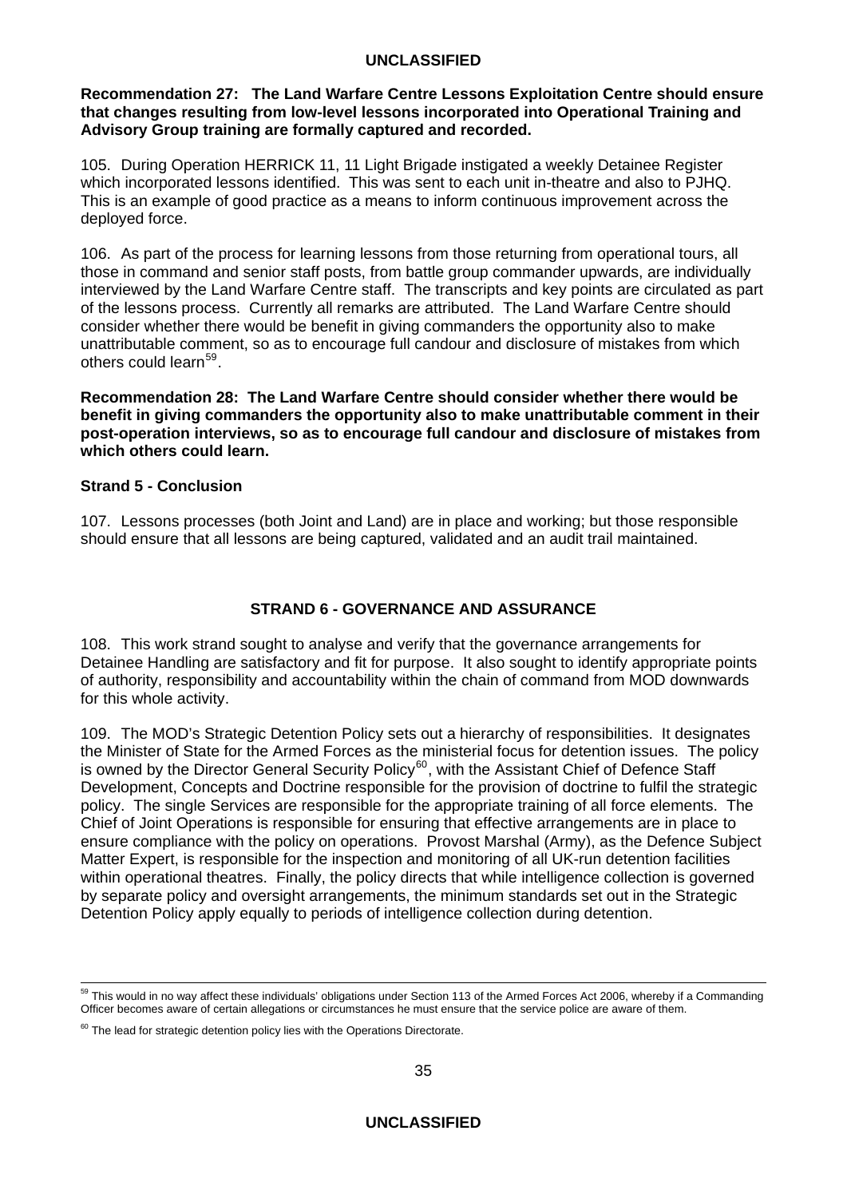**Recommendation 27: The Land Warfare Centre Lessons Exploitation Centre should ensure that changes resulting from low-level lessons incorporated into Operational Training and Advisory Group training are formally captured and recorded.**

105. During Operation HERRICK 11, 11 Light Brigade instigated a weekly Detainee Register which incorporated lessons identified. This was sent to each unit in-theatre and also to PJHQ. This is an example of good practice as a means to inform continuous improvement across the deployed force.

106. As part of the process for learning lessons from those returning from operational tours, all those in command and senior staff posts, from battle group commander upwards, are individually interviewed by the Land Warfare Centre staff. The transcripts and key points are circulated as part of the lessons process. Currently all remarks are attributed. The Land Warfare Centre should consider whether there would be benefit in giving commanders the opportunity also to make unattributable comment, so as to encourage full candour and disclosure of mistakes from which others could learn[59].

**Recommendation 28: The Land Warfare Centre should consider whether there would be benefit in giving commanders the opportunity also to make unattributable comment in their post-operation interviews, so as to encourage full candour and disclosure of mistakes from which others could learn.**

**Strand 5 - Conclusion**

107. Lessons processes (both Joint and Land) are in place and working; but those responsible should ensure that all lessons are being captured, validated and an audit trail maintained.

## STRAND 6 - GOVERNANCE AND ASSURANCE

108. This work strand sought to analyse and verify that the governance arrangements for Detainee Handling are satisfactory and fit for purpose. It also sought to identify appropriate points of authority, responsibility and accountability within the chain of command from MOD downwards for this whole activity.

109. The MOD's Strategic Detention Policy sets out a hierarchy of responsibilities. It designates the Minister of State for the Armed Forces as the ministerial focus for detention issues. The policy is owned by the Director General Security Policy[60], with the Assistant Chief of Defence Staff Development, Concepts and Doctrine responsible for the provision of doctrine to fulfil the strategic policy. The single Services are responsible for the appropriate training of all force elements. The Chief of Joint Operations is responsible for ensuring that effective arrangements are in place to ensure compliance with the policy on operations. Provost Marshal (Army), as the Defence Subject Matter Expert, is responsible for the inspection and monitoring of all UK-run detention facilities within operational theatres. Finally, the policy directs that while intelligence collection is governed by separate policy and oversight arrangements, the minimum standards set out in the Strategic Detention Policy apply equally to periods of intelligence collection during detention.

---

[59] This would in no way affect these individuals' obligations under Section 113 of the Armed Forces Act 2006, whereby if a Commanding Officer becomes aware of certain allegations or circumstances he must ensure that the service police are aware of them.

[60] The lead for strategic detention policy lies with the Operations Directorate.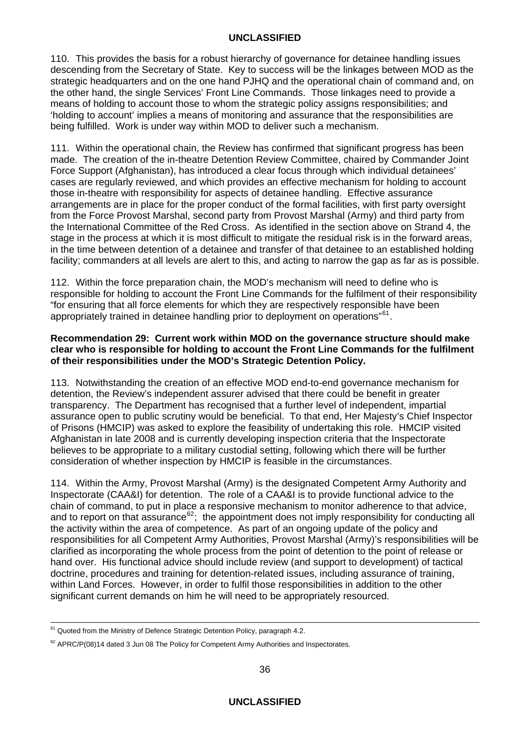110. This provides the basis for a robust hierarchy of governance for detainee handling issues descending from the Secretary of State. Key to success will be the linkages between MOD as the strategic headquarters and on the one hand PJHQ and the operational chain of command and, on the other hand, the single Services' Front Line Commands. Those linkages need to provide a means of holding to account those to whom the strategic policy assigns responsibilities; and 'holding to account' implies a means of monitoring and assurance that the responsibilities are being fulfilled. Work is under way within MOD to deliver such a mechanism.

111. Within the operational chain, the Review has confirmed that significant progress has been made. The creation of the in-theatre Detention Review Committee, chaired by Commander Joint Force Support (Afghanistan), has introduced a clear focus through which individual detainees' cases are regularly reviewed, and which provides an effective mechanism for holding to account those in-theatre with responsibility for aspects of detainee handling. Effective assurance arrangements are in place for the proper conduct of the formal facilities, with first party oversight from the Force Provost Marshal, second party from Provost Marshal (Army) and third party from the International Committee of the Red Cross. As identified in the section above on Strand 4, the stage in the process at which it is most difficult to mitigate the residual risk is in the forward areas, in the time between detention of a detainee and transfer of that detainee to an established holding facility; commanders at all levels are alert to this, and acting to narrow the gap as far as is possible.

112. Within the force preparation chain, the MOD's mechanism will need to define who is responsible for holding to account the Front Line Commands for the fulfilment of their responsibility "for ensuring that all force elements for which they are respectively responsible have been appropriately trained in detainee handling prior to deployment on operations"[61].

**Recommendation 29: Current work within MOD on the governance structure should make clear who is responsible for holding to account the Front Line Commands for the fulfilment of their responsibilities under the MOD's Strategic Detention Policy.**

113. Notwithstanding the creation of an effective MOD end-to-end governance mechanism for detention, the Review's independent assurer advised that there could be benefit in greater transparency. The Department has recognised that a further level of independent, impartial assurance open to public scrutiny would be beneficial. To that end, Her Majesty's Chief Inspector of Prisons (HMCIP) was asked to explore the feasibility of undertaking this role. HMCIP visited Afghanistan in late 2008 and is currently developing inspection criteria that the Inspectorate believes to be appropriate to a military custodial setting, following which there will be further consideration of whether inspection by HMCIP is feasible in the circumstances.

114. Within the Army, Provost Marshal (Army) is the designated Competent Army Authority and Inspectorate (CAA&I) for detention. The role of a CAA&I is to provide functional advice to the chain of command, to put in place a responsive mechanism to monitor adherence to that advice, and to report on that assurance[62]; the appointment does not imply responsibility for conducting all the activity within the area of competence. As part of an ongoing update of the policy and responsibilities for all Competent Army Authorities, Provost Marshal (Army)'s responsibilities will be clarified as incorporating the whole process from the point of detention to the point of release or hand over. His functional advice should include review (and support to development) of tactical doctrine, procedures and training for detention-related issues, including assurance of training, within Land Forces. However, in order to fulfil those responsibilities in addition to the other significant current demands on him he will need to be appropriately resourced.

---

[61] Quoted from the Ministry of Defence Strategic Detention Policy, paragraph 4.2.

[62] APRC/P(08)14 dated 3 Jun 08 The Policy for Competent Army Authorities and Inspectorates.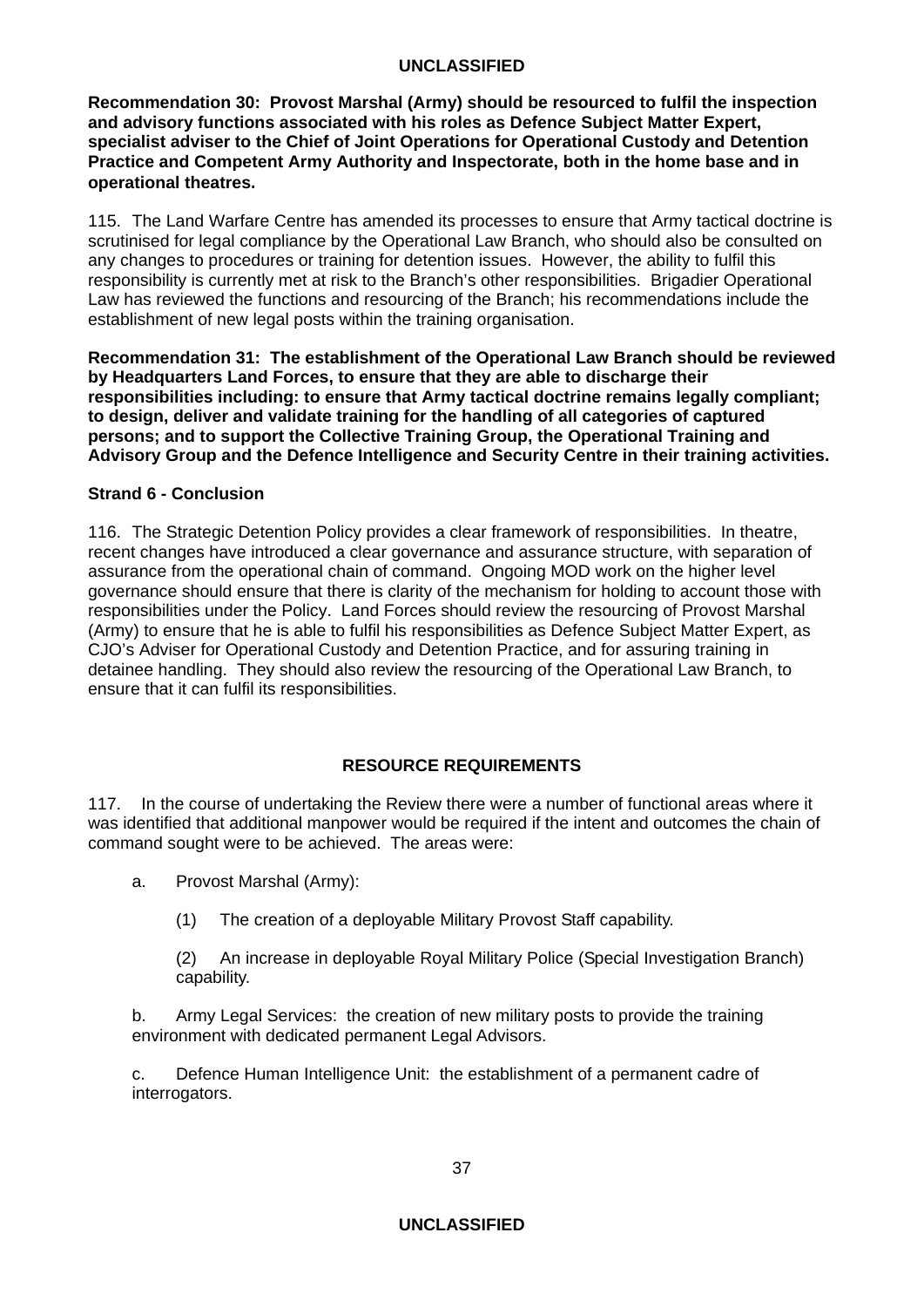**Recommendation 30: Provost Marshal (Army) should be resourced to fulfil the inspection and advisory functions associated with his roles as Defence Subject Matter Expert, specialist adviser to the Chief of Joint Operations for Operational Custody and Detention Practice and Competent Army Authority and Inspectorate, both in the home base and in operational theatres.**

115. The Land Warfare Centre has amended its processes to ensure that Army tactical doctrine is scrutinised for legal compliance by the Operational Law Branch, who should also be consulted on any changes to procedures or training for detention issues. However, the ability to fulfil this responsibility is currently met at risk to the Branch's other responsibilities. Brigadier Operational Law has reviewed the functions and resourcing of the Branch; his recommendations include the establishment of new legal posts within the training organisation.

**Recommendation 31: The establishment of the Operational Law Branch should be reviewed by Headquarters Land Forces, to ensure that they are able to discharge their responsibilities including: to ensure that Army tactical doctrine remains legally compliant; to design, deliver and validate training for the handling of all categories of captured persons; and to support the Collective Training Group, the Operational Training and Advisory Group and the Defence Intelligence and Security Centre in their training activities.**

**Strand 6 - Conclusion**

116. The Strategic Detention Policy provides a clear framework of responsibilities. In theatre, recent changes have introduced a clear governance and assurance structure, with separation of assurance from the operational chain of command. Ongoing MOD work on the higher level governance should ensure that there is clarity of the mechanism for holding to account those with responsibilities under the Policy. Land Forces should review the resourcing of Provost Marshal (Army) to ensure that he is able to fulfil his responsibilities as Defence Subject Matter Expert, as CJO's Adviser for Operational Custody and Detention Practice, and for assuring training in detainee handling. They should also review the resourcing of the Operational Law Branch, to ensure that it can fulfil its responsibilities.

## RESOURCE REQUIREMENTS

117. In the course of undertaking the Review there were a number of functional areas where it was identified that additional manpower would be required if the intent and outcomes the chain of command sought were to be achieved. The areas were:

a. Provost Marshal (Army):

(1) The creation of a deployable Military Provost Staff capability.

(2) An increase in deployable Royal Military Police (Special Investigation Branch) capability.

b. Army Legal Services: the creation of new military posts to provide the training environment with dedicated permanent Legal Advisors.

c. Defence Human Intelligence Unit: the establishment of a permanent cadre of interrogators.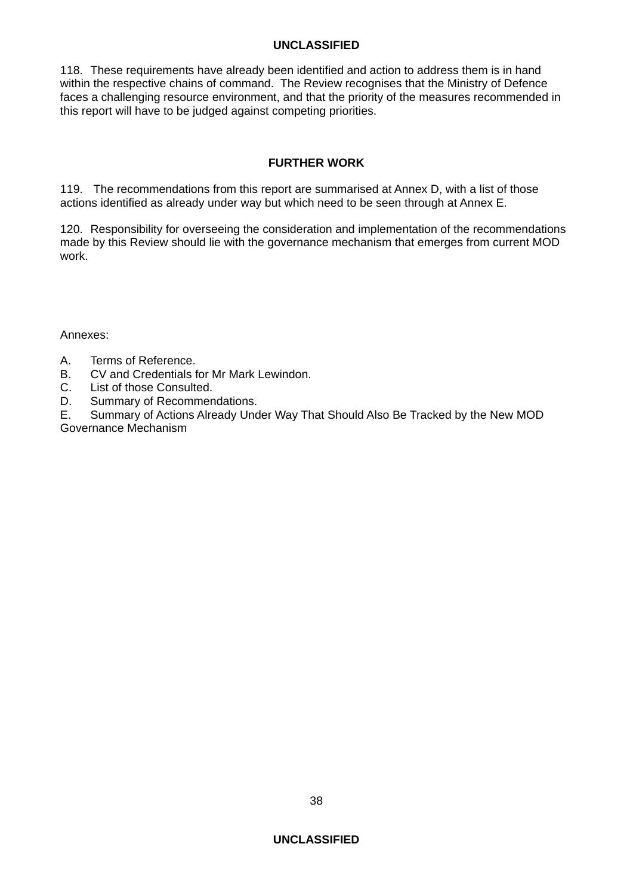118. These requirements have already been identified and action to address them is in hand within the respective chains of command. The Review recognises that the Ministry of Defence faces a challenging resource environment, and that the priority of the measures recommended in this report will have to be judged against competing priorities.

## FURTHER WORK

119. The recommendations from this report are summarised at Annex D, with a list of those actions identified as already under way but which need to be seen through at Annex E.

120. Responsibility for overseeing the consideration and implementation of the recommendations made by this Review should lie with the governance mechanism that emerges from current MOD work.

Annexes:

A. Terms of Reference.
B. CV and Credentials for Mr Mark Lewindon.
C. List of those Consulted.
D. Summary of Recommendations.
E. Summary of Actions Already Under Way That Should Also Be Tracked by the New MOD Governance Mechanism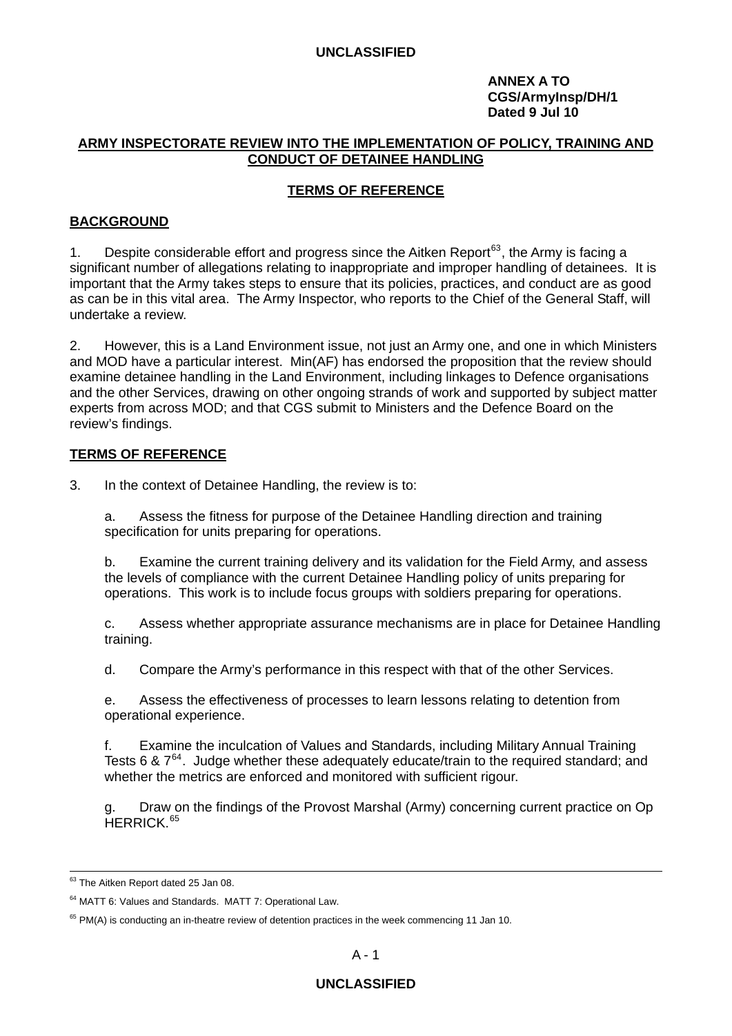**ANNEX A TO**
**CGS/ArmyInsp/DH/1**
**Dated 9 Jul 10**

## ARMY INSPECTORATE REVIEW INTO THE IMPLEMENTATION OF POLICY, TRAINING AND CONDUCT OF DETAINEE HANDLING

### TERMS OF REFERENCE

### BACKGROUND

1. Despite considerable effort and progress since the Aitken Report[63], the Army is facing a significant number of allegations relating to inappropriate and improper handling of detainees. It is important that the Army takes steps to ensure that its policies, practices, and conduct are as good as can be in this vital area. The Army Inspector, who reports to the Chief of the General Staff, will undertake a review.

2. However, this is a Land Environment issue, not just an Army one, and one in which Ministers and MOD have a particular interest. Min(AF) has endorsed the proposition that the review should examine detainee handling in the Land Environment, including linkages to Defence organisations and the other Services, drawing on other ongoing strands of work and supported by subject matter experts from across MOD; and that CGS submit to Ministers and the Defence Board on the review's findings.

### TERMS OF REFERENCE

3. In the context of Detainee Handling, the review is to:

   a. Assess the fitness for purpose of the Detainee Handling direction and training specification for units preparing for operations.

   b. Examine the current training delivery and its validation for the Field Army, and assess the levels of compliance with the current Detainee Handling policy of units preparing for operations. This work is to include focus groups with soldiers preparing for operations.

   c. Assess whether appropriate assurance mechanisms are in place for Detainee Handling training.

   d. Compare the Army's performance in this respect with that of the other Services.

   e. Assess the effectiveness of processes to learn lessons relating to detention from operational experience.

   f. Examine the inculcation of Values and Standards, including Military Annual Training Tests 6 & 7[64]. Judge whether these adequately educate/train to the required standard; and whether the metrics are enforced and monitored with sufficient rigour.

   g. Draw on the findings of the Provost Marshal (Army) concerning current practice on Op HERRICK.[65]

---

[63] The Aitken Report dated 25 Jan 08.

[64] MATT 6: Values and Standards. MATT 7: Operational Law.

[65] PM(A) is conducting an in-theatre review of detention practices in the week commencing 11 Jan 10.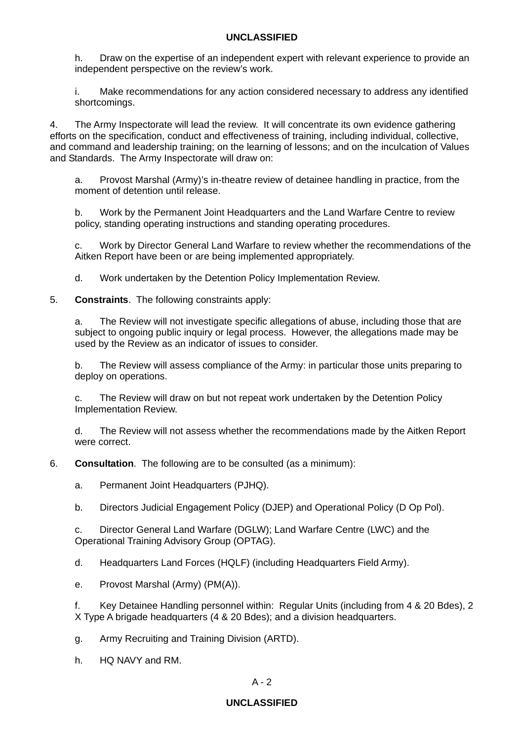h. Draw on the expertise of an independent expert with relevant experience to provide an independent perspective on the review's work.

i. Make recommendations for any action considered necessary to address any identified shortcomings.

4. The Army Inspectorate will lead the review. It will concentrate its own evidence gathering efforts on the specification, conduct and effectiveness of training, including individual, collective, and command and leadership training; on the learning of lessons; and on the inculcation of Values and Standards. The Army Inspectorate will draw on:

a. Provost Marshal (Army)'s in-theatre review of detainee handling in practice, from the moment of detention until release.

b. Work by the Permanent Joint Headquarters and the Land Warfare Centre to review policy, standing operating instructions and standing operating procedures.

c. Work by Director General Land Warfare to review whether the recommendations of the Aitken Report have been or are being implemented appropriately.

d. Work undertaken by the Detention Policy Implementation Review.

5. **Constraints**. The following constraints apply:

a. The Review will not investigate specific allegations of abuse, including those that are subject to ongoing public inquiry or legal process. However, the allegations made may be used by the Review as an indicator of issues to consider.

b. The Review will assess compliance of the Army: in particular those units preparing to deploy on operations.

c. The Review will draw on but not repeat work undertaken by the Detention Policy Implementation Review.

d. The Review will not assess whether the recommendations made by the Aitken Report were correct.

6. **Consultation**. The following are to be consulted (as a minimum):

a. Permanent Joint Headquarters (PJHQ).

b. Directors Judicial Engagement Policy (DJEP) and Operational Policy (D Op Pol).

c. Director General Land Warfare (DGLW); Land Warfare Centre (LWC) and the Operational Training Advisory Group (OPTAG).

d. Headquarters Land Forces (HQLF) (including Headquarters Field Army).

e. Provost Marshal (Army) (PM(A)).

f. Key Detainee Handling personnel within: Regular Units (including from 4 & 20 Bdes), 2 X Type A brigade headquarters (4 & 20 Bdes); and a division headquarters.

g. Army Recruiting and Training Division (ARTD).

h. HQ NAVY and RM.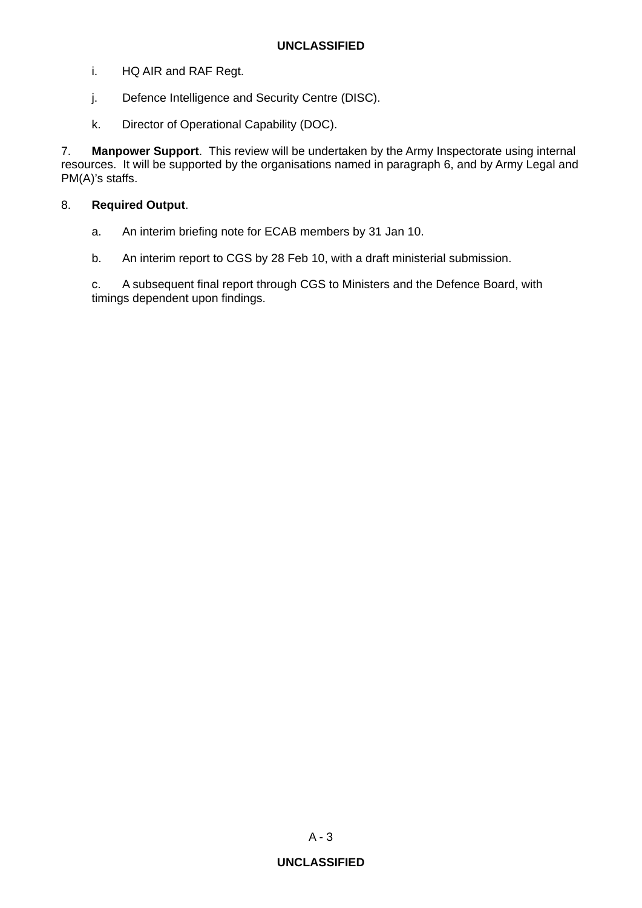i. HQ AIR and RAF Regt.

j. Defence Intelligence and Security Centre (DISC).

k. Director of Operational Capability (DOC).

7. **Manpower Support**. This review will be undertaken by the Army Inspectorate using internal resources. It will be supported by the organisations named in paragraph 6, and by Army Legal and PM(A)'s staffs.

8. **Required Output**.

a. An interim briefing note for ECAB members by 31 Jan 10.

b. An interim report to CGS by 28 Feb 10, with a draft ministerial submission.

c. A subsequent final report through CGS to Ministers and the Defence Board, with timings dependent upon findings.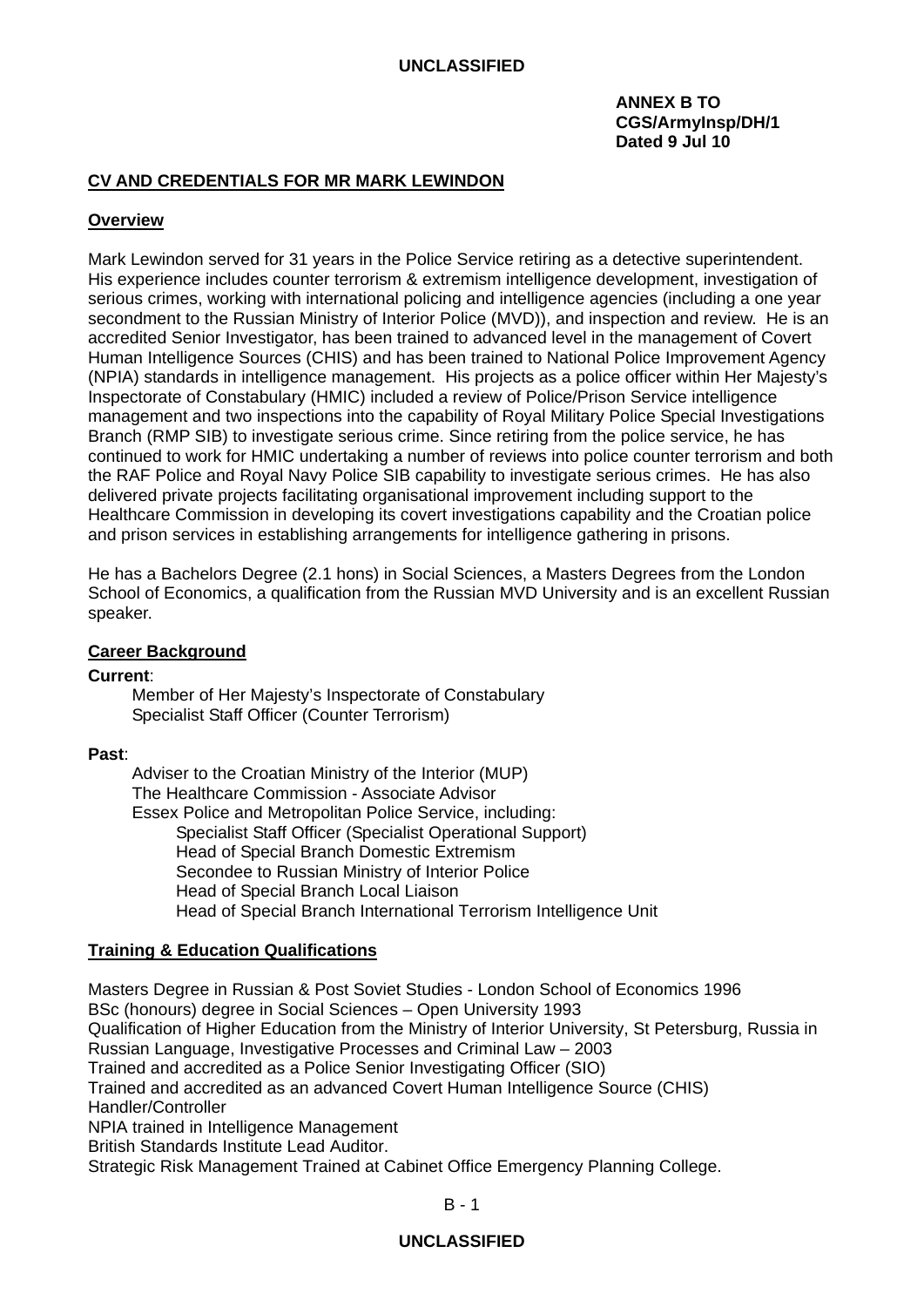**ANNEX B TO**
**CGS/ArmyInsp/DH/1**
**Dated 9 Jul 10**

## CV AND CREDENTIALS FOR MR MARK LEWINDON

### Overview

Mark Lewindon served for 31 years in the Police Service retiring as a detective superintendent. His experience includes counter terrorism & extremism intelligence development, investigation of serious crimes, working with international policing and intelligence agencies (including a one year secondment to the Russian Ministry of Interior Police (MVD)), and inspection and review. He is an accredited Senior Investigator, has been trained to advanced level in the management of Covert Human Intelligence Sources (CHIS) and has been trained to National Police Improvement Agency (NPIA) standards in intelligence management. His projects as a police officer within Her Majesty's Inspectorate of Constabulary (HMIC) included a review of Police/Prison Service intelligence management and two inspections into the capability of Royal Military Police Special Investigations Branch (RMP SIB) to investigate serious crime. Since retiring from the police service, he has continued to work for HMIC undertaking a number of reviews into police counter terrorism and both the RAF Police and Royal Navy Police SIB capability to investigate serious crimes. He has also delivered private projects facilitating organisational improvement including support to the Healthcare Commission in developing its covert investigations capability and the Croatian police and prison services in establishing arrangements for intelligence gathering in prisons.

He has a Bachelors Degree (2.1 hons) in Social Sciences, a Masters Degrees from the London School of Economics, a qualification from the Russian MVD University and is an excellent Russian speaker.

### Career Background

**Current**:

- Member of Her Majesty's Inspectorate of Constabulary
- Specialist Staff Officer (Counter Terrorism)

**Past**:

- Adviser to the Croatian Ministry of the Interior (MUP)
- The Healthcare Commission - Associate Advisor
- Essex Police and Metropolitan Police Service, including:
  - Specialist Staff Officer (Specialist Operational Support)
  - Head of Special Branch Domestic Extremism
  - Secondee to Russian Ministry of Interior Police
  - Head of Special Branch Local Liaison
  - Head of Special Branch International Terrorism Intelligence Unit

### Training & Education Qualifications

Masters Degree in Russian & Post Soviet Studies - London School of Economics 1996
BSc (honours) degree in Social Sciences – Open University 1993
Qualification of Higher Education from the Ministry of Interior University, St Petersburg, Russia in Russian Language, Investigative Processes and Criminal Law – 2003
Trained and accredited as a Police Senior Investigating Officer (SIO)
Trained and accredited as an advanced Covert Human Intelligence Source (CHIS) Handler/Controller
NPIA trained in Intelligence Management
British Standards Institute Lead Auditor.
Strategic Risk Management Trained at Cabinet Office Emergency Planning College.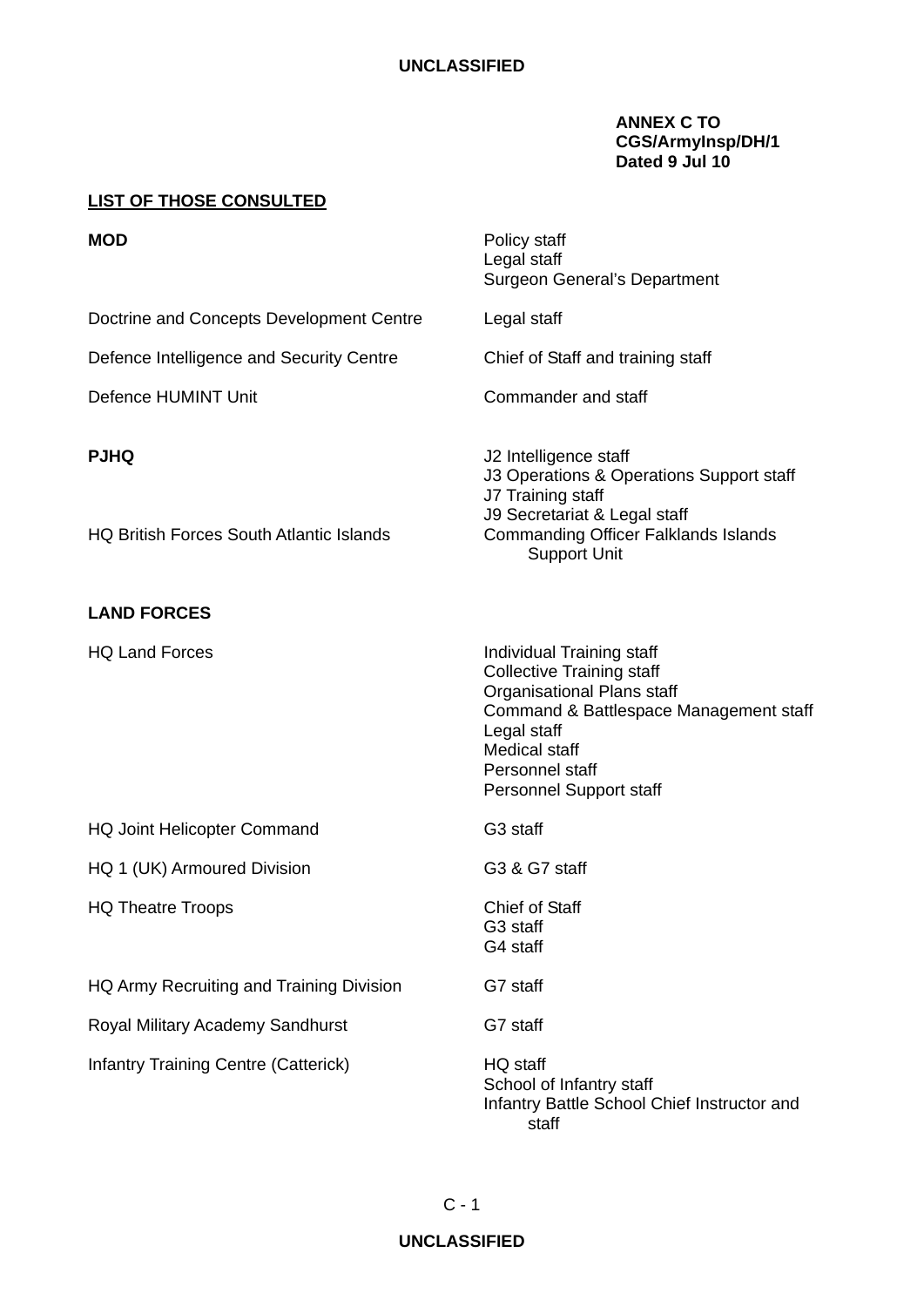**ANNEX C TO**
**CGS/ArmyInsp/DH/1**
**Dated 9 Jul 10**

**LIST OF THOSE CONSULTED**

| | |
|---|---|
| **MOD** | Policy staff<br>Legal staff<br>Surgeon General's Department |
| Doctrine and Concepts Development Centre | Legal staff |
| Defence Intelligence and Security Centre | Chief of Staff and training staff |
| Defence HUMINT Unit | Commander and staff |
| **PJHQ** | J2 Intelligence staff<br>J3 Operations & Operations Support staff<br>J7 Training staff<br>J9 Secretariat & Legal staff |
| HQ British Forces South Atlantic Islands | Commanding Officer Falklands Islands Support Unit |
| **LAND FORCES** | |
| HQ Land Forces | Individual Training staff<br>Collective Training staff<br>Organisational Plans staff<br>Command & Battlespace Management staff<br>Legal staff<br>Medical staff<br>Personnel staff<br>Personnel Support staff |
| HQ Joint Helicopter Command | G3 staff |
| HQ 1 (UK) Armoured Division | G3 & G7 staff |
| HQ Theatre Troops | Chief of Staff<br>G3 staff<br>G4 staff |
| HQ Army Recruiting and Training Division | G7 staff |
| Royal Military Academy Sandhurst | G7 staff |
| Infantry Training Centre (Catterick) | HQ staff<br>School of Infantry staff<br>Infantry Battle School Chief Instructor and staff |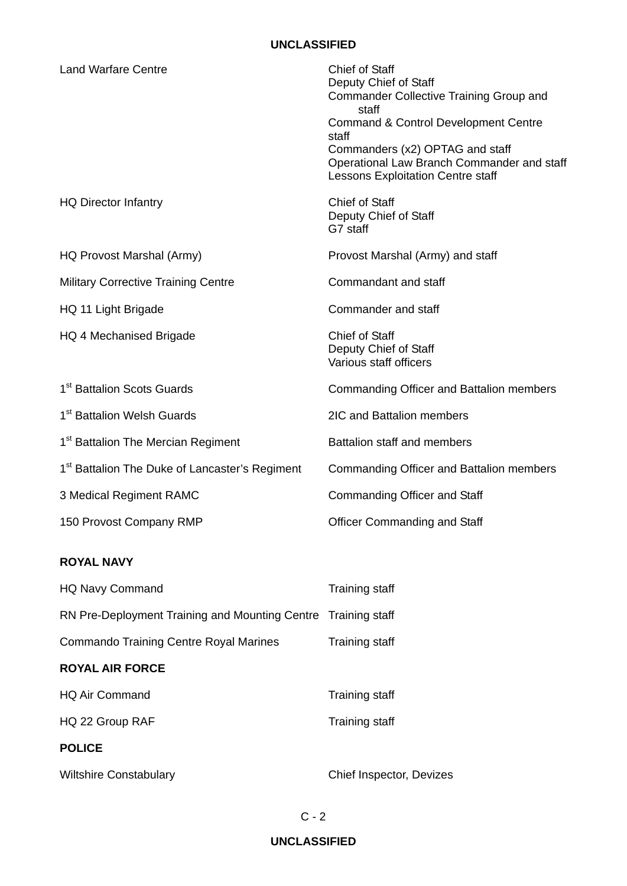| | |
|---|---|
| Land Warfare Centre | Chief of Staff<br>Deputy Chief of Staff<br>Commander Collective Training Group and staff<br>Command & Control Development Centre staff<br>Commanders (x2) OPTAG and staff<br>Operational Law Branch Commander and staff<br>Lessons Exploitation Centre staff |
| HQ Director Infantry | Chief of Staff<br>Deputy Chief of Staff<br>G7 staff |
| HQ Provost Marshal (Army) | Provost Marshal (Army) and staff |
| Military Corrective Training Centre | Commandant and staff |
| HQ 11 Light Brigade | Commander and staff |
| HQ 4 Mechanised Brigade | Chief of Staff<br>Deputy Chief of Staff<br>Various staff officers |
| 1st Battalion Scots Guards | Commanding Officer and Battalion members |
| 1st Battalion Welsh Guards | 2IC and Battalion members |
| 1st Battalion The Mercian Regiment | Battalion staff and members |
| 1st Battalion The Duke of Lancaster's Regiment | Commanding Officer and Battalion members |
| 3 Medical Regiment RAMC | Commanding Officer and Staff |
| 150 Provost Company RMP | Officer Commanding and Staff |

**ROYAL NAVY**

| | |
|---|---|
| HQ Navy Command | Training staff |
| RN Pre-Deployment Training and Mounting Centre | Training staff |
| Commando Training Centre Royal Marines | Training staff |

**ROYAL AIR FORCE**

| | |
|---|---|
| HQ Air Command | Training staff |
| HQ 22 Group RAF | Training staff |

**POLICE**

| | |
|---|---|
| Wiltshire Constabulary | Chief Inspector, Devizes |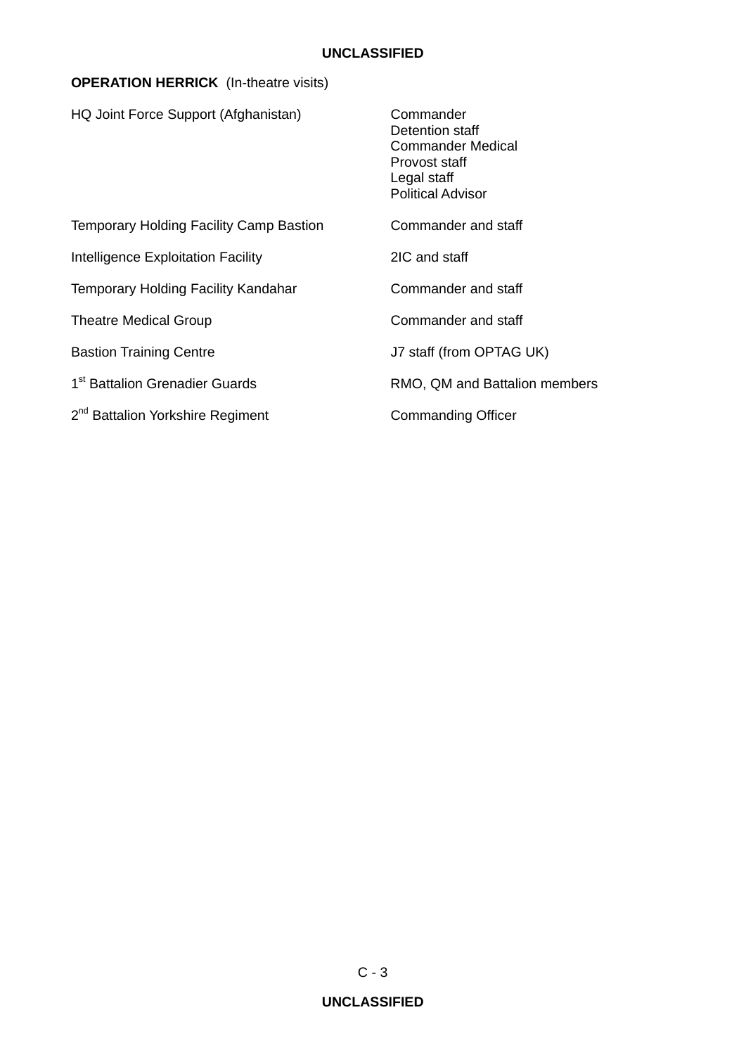**OPERATION HERRICK** (In-theatre visits)

| | |
|---|---|
| HQ Joint Force Support (Afghanistan) | Commander<br>Detention staff<br>Commander Medical<br>Provost staff<br>Legal staff<br>Political Advisor |
| Temporary Holding Facility Camp Bastion | Commander and staff |
| Intelligence Exploitation Facility | 2IC and staff |
| Temporary Holding Facility Kandahar | Commander and staff |
| Theatre Medical Group | Commander and staff |
| Bastion Training Centre | J7 staff (from OPTAG UK) |
| 1st Battalion Grenadier Guards | RMO, QM and Battalion members |
| 2nd Battalion Yorkshire Regiment | Commanding Officer |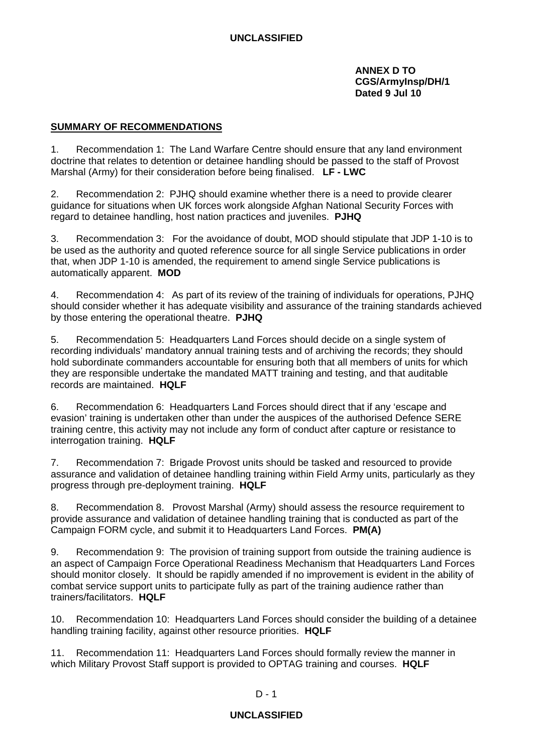**ANNEX D TO**
**CGS/ArmyInsp/DH/1**
**Dated 9 Jul 10**

**SUMMARY OF RECOMMENDATIONS**

1. Recommendation 1: The Land Warfare Centre should ensure that any land environment doctrine that relates to detention or detainee handling should be passed to the staff of Provost Marshal (Army) for their consideration before being finalised. **LF - LWC**

2. Recommendation 2: PJHQ should examine whether there is a need to provide clearer guidance for situations when UK forces work alongside Afghan National Security Forces with regard to detainee handling, host nation practices and juveniles. **PJHQ**

3. Recommendation 3: For the avoidance of doubt, MOD should stipulate that JDP 1-10 is to be used as the authority and quoted reference source for all single Service publications in order that, when JDP 1-10 is amended, the requirement to amend single Service publications is automatically apparent. **MOD**

4. Recommendation 4: As part of its review of the training of individuals for operations, PJHQ should consider whether it has adequate visibility and assurance of the training standards achieved by those entering the operational theatre. **PJHQ**

5. Recommendation 5: Headquarters Land Forces should decide on a single system of recording individuals' mandatory annual training tests and of archiving the records; they should hold subordinate commanders accountable for ensuring both that all members of units for which they are responsible undertake the mandated MATT training and testing, and that auditable records are maintained. **HQLF**

6. Recommendation 6: Headquarters Land Forces should direct that if any 'escape and evasion' training is undertaken other than under the auspices of the authorised Defence SERE training centre, this activity may not include any form of conduct after capture or resistance to interrogation training. **HQLF**

7. Recommendation 7: Brigade Provost units should be tasked and resourced to provide assurance and validation of detainee handling training within Field Army units, particularly as they progress through pre-deployment training. **HQLF**

8. Recommendation 8. Provost Marshal (Army) should assess the resource requirement to provide assurance and validation of detainee handling training that is conducted as part of the Campaign FORM cycle, and submit it to Headquarters Land Forces. **PM(A)**

9. Recommendation 9: The provision of training support from outside the training audience is an aspect of Campaign Force Operational Readiness Mechanism that Headquarters Land Forces should monitor closely. It should be rapidly amended if no improvement is evident in the ability of combat service support units to participate fully as part of the training audience rather than trainers/facilitators. **HQLF**

10. Recommendation 10: Headquarters Land Forces should consider the building of a detainee handling training facility, against other resource priorities. **HQLF**

11. Recommendation 11: Headquarters Land Forces should formally review the manner in which Military Provost Staff support is provided to OPTAG training and courses. **HQLF**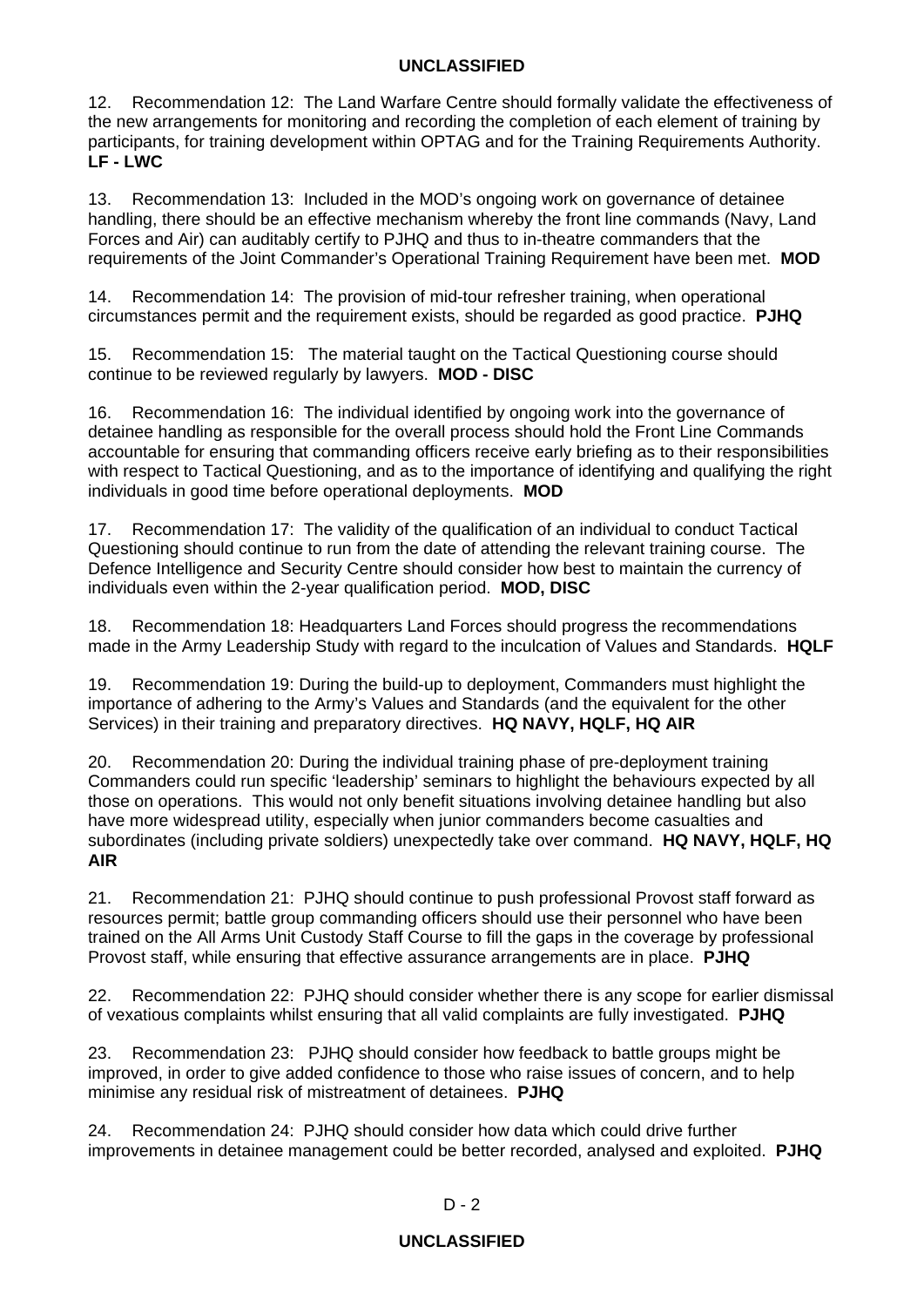12. Recommendation 12: The Land Warfare Centre should formally validate the effectiveness of the new arrangements for monitoring and recording the completion of each element of training by participants, for training development within OPTAG and for the Training Requirements Authority. **LF - LWC**

13. Recommendation 13: Included in the MOD's ongoing work on governance of detainee handling, there should be an effective mechanism whereby the front line commands (Navy, Land Forces and Air) can auditably certify to PJHQ and thus to in-theatre commanders that the requirements of the Joint Commander's Operational Training Requirement have been met. **MOD**

14. Recommendation 14: The provision of mid-tour refresher training, when operational circumstances permit and the requirement exists, should be regarded as good practice. **PJHQ**

15. Recommendation 15: The material taught on the Tactical Questioning course should continue to be reviewed regularly by lawyers. **MOD - DISC**

16. Recommendation 16: The individual identified by ongoing work into the governance of detainee handling as responsible for the overall process should hold the Front Line Commands accountable for ensuring that commanding officers receive early briefing as to their responsibilities with respect to Tactical Questioning, and as to the importance of identifying and qualifying the right individuals in good time before operational deployments. **MOD**

17. Recommendation 17: The validity of the qualification of an individual to conduct Tactical Questioning should continue to run from the date of attending the relevant training course. The Defence Intelligence and Security Centre should consider how best to maintain the currency of individuals even within the 2-year qualification period. **MOD, DISC**

18. Recommendation 18: Headquarters Land Forces should progress the recommendations made in the Army Leadership Study with regard to the inculcation of Values and Standards. **HQLF**

19. Recommendation 19: During the build-up to deployment, Commanders must highlight the importance of adhering to the Army's Values and Standards (and the equivalent for the other Services) in their training and preparatory directives. **HQ NAVY, HQLF, HQ AIR**

20. Recommendation 20: During the individual training phase of pre-deployment training Commanders could run specific 'leadership' seminars to highlight the behaviours expected by all those on operations. This would not only benefit situations involving detainee handling but also have more widespread utility, especially when junior commanders become casualties and subordinates (including private soldiers) unexpectedly take over command. **HQ NAVY, HQLF, HQ AIR**

21. Recommendation 21: PJHQ should continue to push professional Provost staff forward as resources permit; battle group commanding officers should use their personnel who have been trained on the All Arms Unit Custody Staff Course to fill the gaps in the coverage by professional Provost staff, while ensuring that effective assurance arrangements are in place. **PJHQ**

22. Recommendation 22: PJHQ should consider whether there is any scope for earlier dismissal of vexatious complaints whilst ensuring that all valid complaints are fully investigated. **PJHQ**

23. Recommendation 23: PJHQ should consider how feedback to battle groups might be improved, in order to give added confidence to those who raise issues of concern, and to help minimise any residual risk of mistreatment of detainees. **PJHQ**

24. Recommendation 24: PJHQ should consider how data which could drive further improvements in detainee management could be better recorded, analysed and exploited. **PJHQ**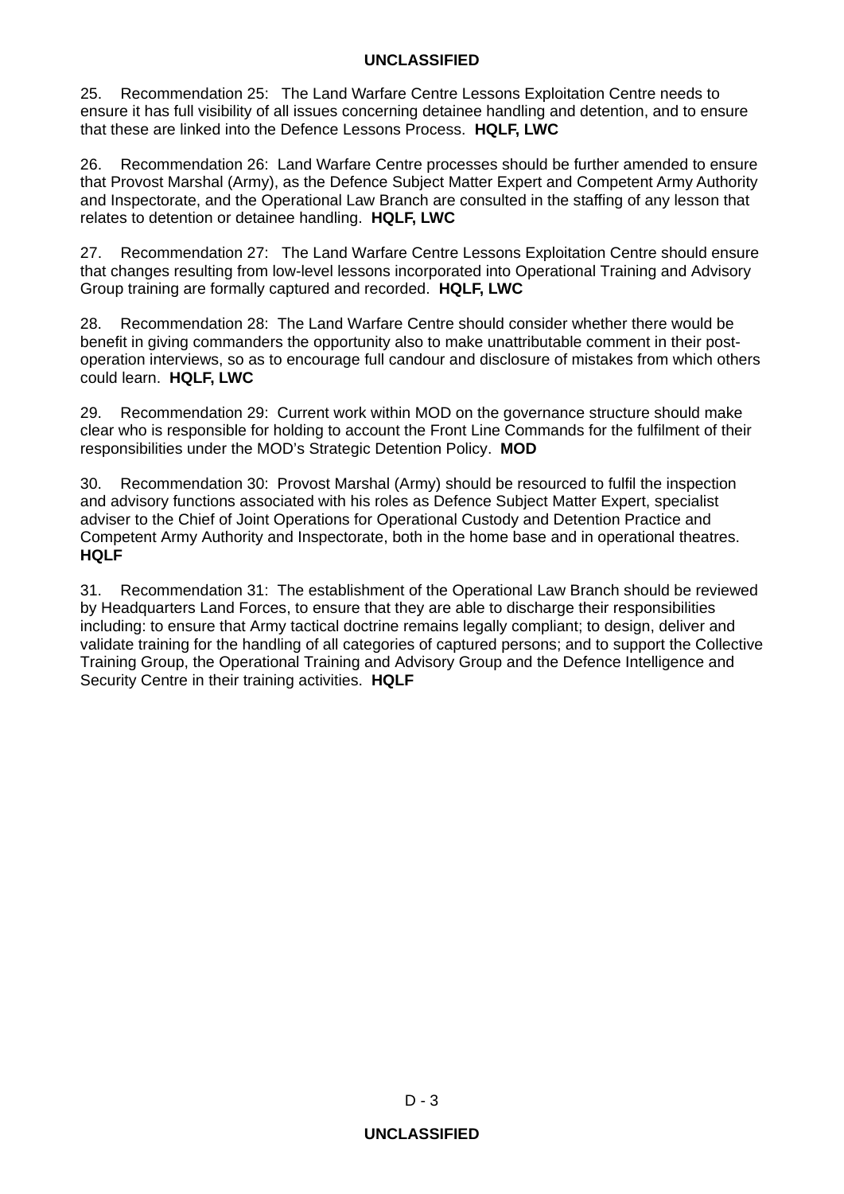25. Recommendation 25: The Land Warfare Centre Lessons Exploitation Centre needs to ensure it has full visibility of all issues concerning detainee handling and detention, and to ensure that these are linked into the Defence Lessons Process. **HQLF, LWC**

26. Recommendation 26: Land Warfare Centre processes should be further amended to ensure that Provost Marshal (Army), as the Defence Subject Matter Expert and Competent Army Authority and Inspectorate, and the Operational Law Branch are consulted in the staffing of any lesson that relates to detention or detainee handling. **HQLF, LWC**

27. Recommendation 27: The Land Warfare Centre Lessons Exploitation Centre should ensure that changes resulting from low-level lessons incorporated into Operational Training and Advisory Group training are formally captured and recorded. **HQLF, LWC**

28. Recommendation 28: The Land Warfare Centre should consider whether there would be benefit in giving commanders the opportunity also to make unattributable comment in their post-operation interviews, so as to encourage full candour and disclosure of mistakes from which others could learn. **HQLF, LWC**

29. Recommendation 29: Current work within MOD on the governance structure should make clear who is responsible for holding to account the Front Line Commands for the fulfilment of their responsibilities under the MOD's Strategic Detention Policy. **MOD**

30. Recommendation 30: Provost Marshal (Army) should be resourced to fulfil the inspection and advisory functions associated with his roles as Defence Subject Matter Expert, specialist adviser to the Chief of Joint Operations for Operational Custody and Detention Practice and Competent Army Authority and Inspectorate, both in the home base and in operational theatres. **HQLF**

31. Recommendation 31: The establishment of the Operational Law Branch should be reviewed by Headquarters Land Forces, to ensure that they are able to discharge their responsibilities including: to ensure that Army tactical doctrine remains legally compliant; to design, deliver and validate training for the handling of all categories of captured persons; and to support the Collective Training Group, the Operational Training and Advisory Group and the Defence Intelligence and Security Centre in their training activities. **HQLF**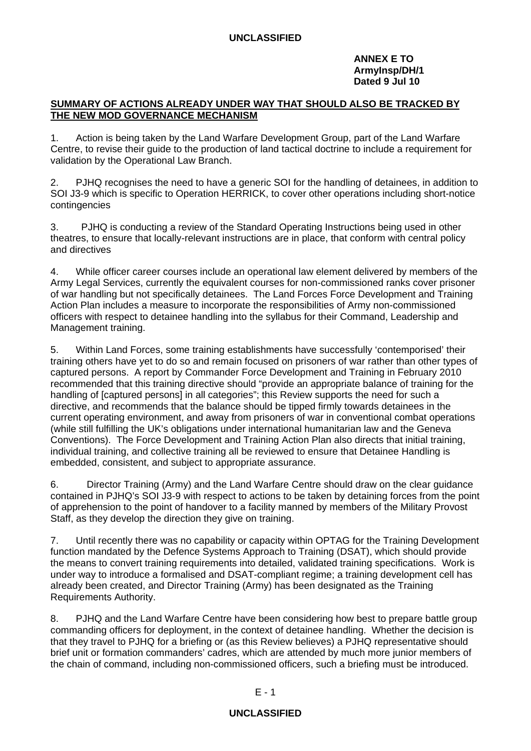**ANNEX E TO**
**ArmyInsp/DH/1**
**Dated 9 Jul 10**

**SUMMARY OF ACTIONS ALREADY UNDER WAY THAT SHOULD ALSO BE TRACKED BY THE NEW MOD GOVERNANCE MECHANISM**

1. Action is being taken by the Land Warfare Development Group, part of the Land Warfare Centre, to revise their guide to the production of land tactical doctrine to include a requirement for validation by the Operational Law Branch.

2. PJHQ recognises the need to have a generic SOI for the handling of detainees, in addition to SOI J3-9 which is specific to Operation HERRICK, to cover other operations including short-notice contingencies

3. PJHQ is conducting a review of the Standard Operating Instructions being used in other theatres, to ensure that locally-relevant instructions are in place, that conform with central policy and directives

4. While officer career courses include an operational law element delivered by members of the Army Legal Services, currently the equivalent courses for non-commissioned ranks cover prisoner of war handling but not specifically detainees. The Land Forces Force Development and Training Action Plan includes a measure to incorporate the responsibilities of Army non-commissioned officers with respect to detainee handling into the syllabus for their Command, Leadership and Management training.

5. Within Land Forces, some training establishments have successfully 'contemporised' their training others have yet to do so and remain focused on prisoners of war rather than other types of captured persons. A report by Commander Force Development and Training in February 2010 recommended that this training directive should "provide an appropriate balance of training for the handling of [captured persons] in all categories"; this Review supports the need for such a directive, and recommends that the balance should be tipped firmly towards detainees in the current operating environment, and away from prisoners of war in conventional combat operations (while still fulfilling the UK's obligations under international humanitarian law and the Geneva Conventions). The Force Development and Training Action Plan also directs that initial training, individual training, and collective training all be reviewed to ensure that Detainee Handling is embedded, consistent, and subject to appropriate assurance.

6. Director Training (Army) and the Land Warfare Centre should draw on the clear guidance contained in PJHQ's SOI J3-9 with respect to actions to be taken by detaining forces from the point of apprehension to the point of handover to a facility manned by members of the Military Provost Staff, as they develop the direction they give on training.

7. Until recently there was no capability or capacity within OPTAG for the Training Development function mandated by the Defence Systems Approach to Training (DSAT), which should provide the means to convert training requirements into detailed, validated training specifications. Work is under way to introduce a formalised and DSAT-compliant regime; a training development cell has already been created, and Director Training (Army) has been designated as the Training Requirements Authority.

8. PJHQ and the Land Warfare Centre have been considering how best to prepare battle group commanding officers for deployment, in the context of detainee handling. Whether the decision is that they travel to PJHQ for a briefing or (as this Review believes) a PJHQ representative should brief unit or formation commanders' cadres, which are attended by much more junior members of the chain of command, including non-commissioned officers, such a briefing must be introduced.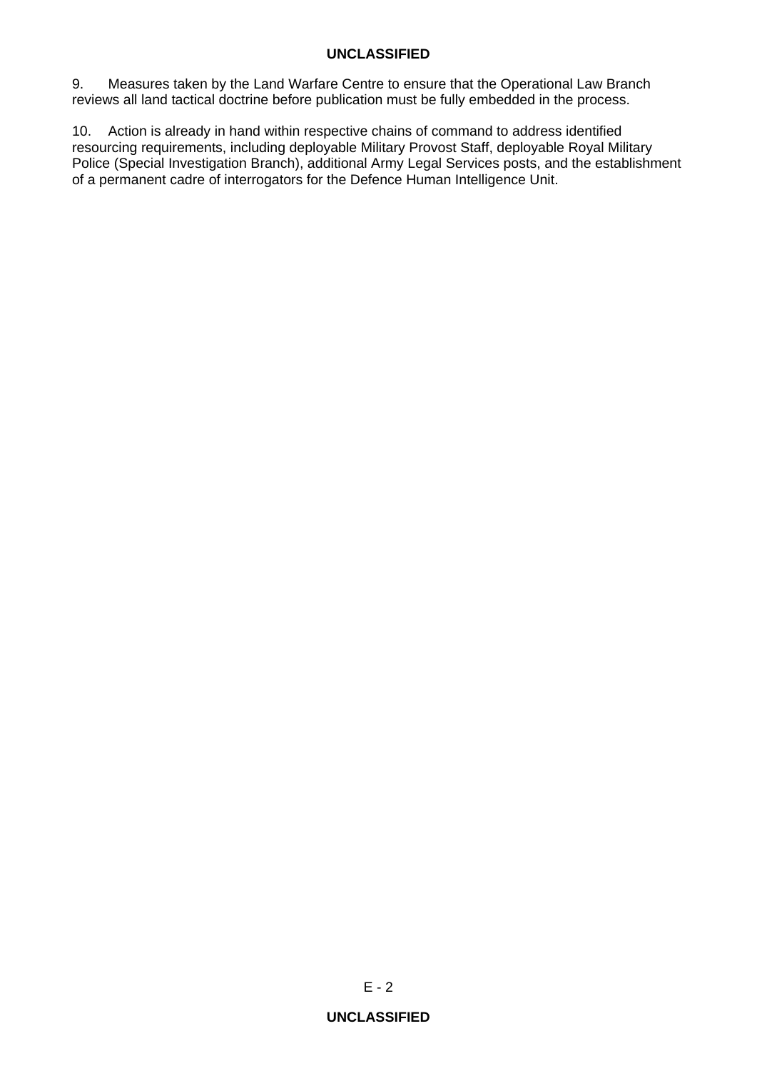9. Measures taken by the Land Warfare Centre to ensure that the Operational Law Branch reviews all land tactical doctrine before publication must be fully embedded in the process.

10. Action is already in hand within respective chains of command to address identified resourcing requirements, including deployable Military Provost Staff, deployable Royal Military Police (Special Investigation Branch), additional Army Legal Services posts, and the establishment of a permanent cadre of interrogators for the Defence Human Intelligence Unit.